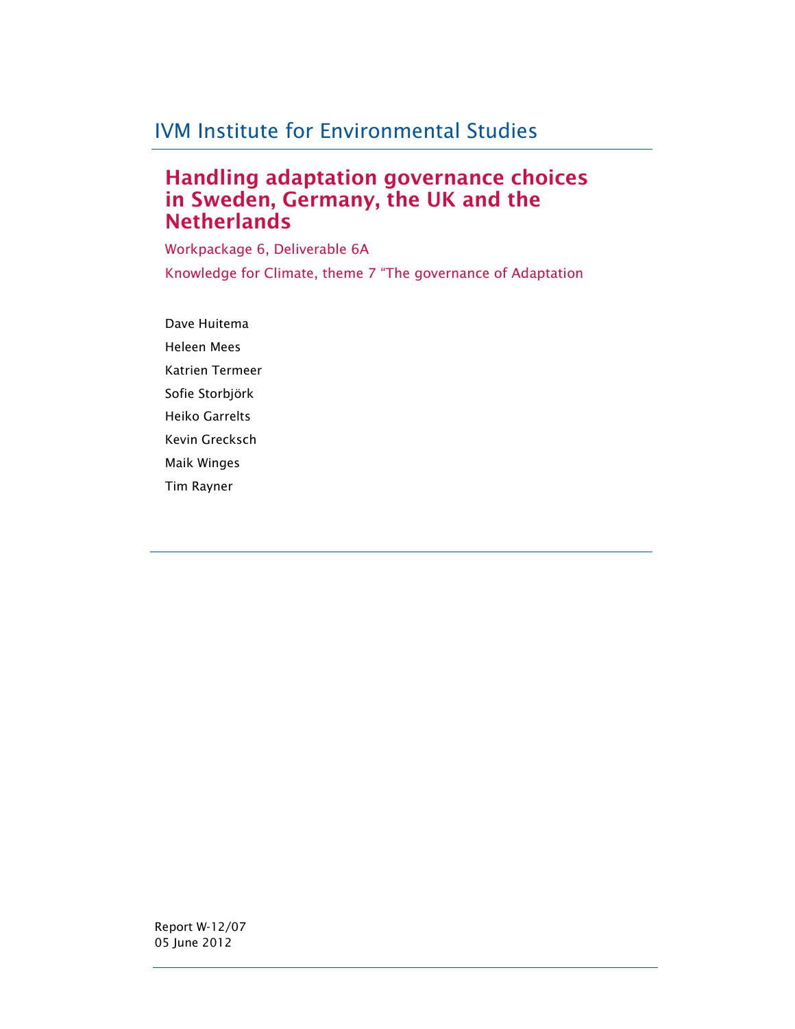IVM Institute for Environmental Studies

# Handling adaptation governance choices in Sweden, Germany, the UK and the Netherlands

Workpackage 6, Deliverable 6A

Knowledge for Climate, theme 7 "The governance of Adaptation

Dave Huitema

Heleen Mees

Katrien Termeer

Sofie Storbjörk

Heiko Garrelts

Kevin Grecksch

Maik Winges

Tim Rayner

Report W-12/07
05 June 2012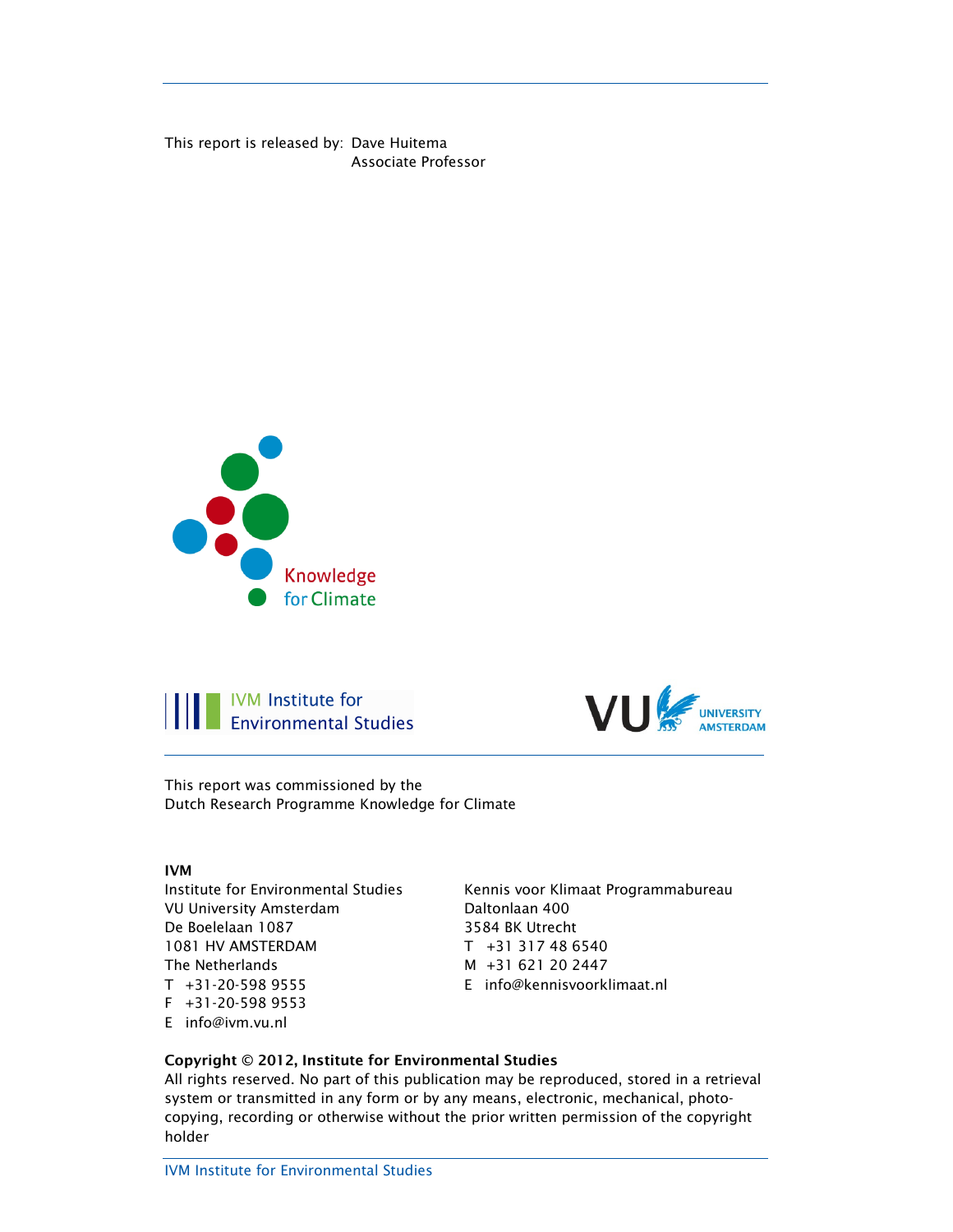This report is released by: Dave Huitema
Associate Professor

This report was commissioned by the
Dutch Research Programme Knowledge for Climate

**IVM**

Institute for Environmental Studies
VU University Amsterdam
De Boelelaan 1087
1081 HV AMSTERDAM
The Netherlands
T +31-20-598 9555
F +31-20-598 9553
E info@ivm.vu.nl

Kennis voor Klimaat Programmabureau
Daltonlaan 400
3584 BK Utrecht
T +31 317 48 6540
M +31 621 20 2447
E info@kennisvoorklimaat.nl

**Copyright © 2012, Institute for Environmental Studies**

All rights reserved. No part of this publication may be reproduced, stored in a retrieval system or transmitted in any form or by any means, electronic, mechanical, photo-copying, recording or otherwise without the prior written permission of the copyright holder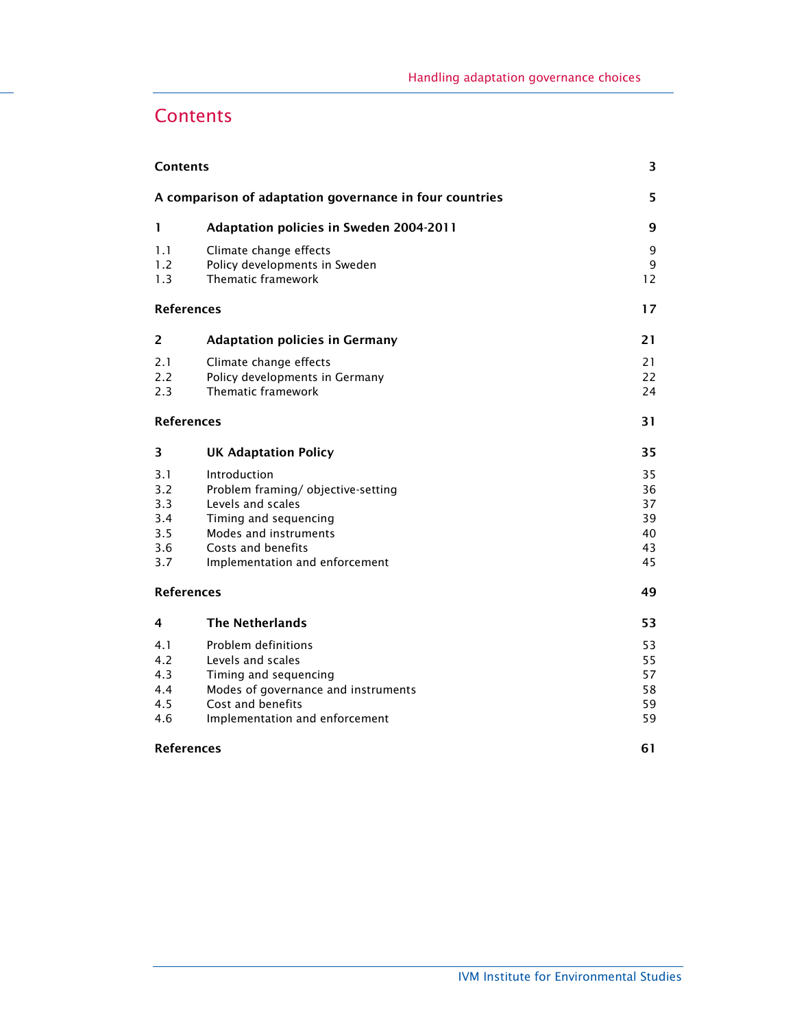# Contents

| | | |
|---|---|---|
| **Contents** | | **3** |
| **A comparison of adaptation governance in four countries** | | **5** |
| **1** | **Adaptation policies in Sweden 2004-2011** | **9** |
| 1.1 | Climate change effects | 9 |
| 1.2 | Policy developments in Sweden | 9 |
| 1.3 | Thematic framework | 12 |
| **References** | | **17** |
| **2** | **Adaptation policies in Germany** | **21** |
| 2.1 | Climate change effects | 21 |
| 2.2 | Policy developments in Germany | 22 |
| 2.3 | Thematic framework | 24 |
| **References** | | **31** |
| **3** | **UK Adaptation Policy** | **35** |
| 3.1 | Introduction | 35 |
| 3.2 | Problem framing/ objective-setting | 36 |
| 3.3 | Levels and scales | 37 |
| 3.4 | Timing and sequencing | 39 |
| 3.5 | Modes and instruments | 40 |
| 3.6 | Costs and benefits | 43 |
| 3.7 | Implementation and enforcement | 45 |
| **References** | | **49** |
| **4** | **The Netherlands** | **53** |
| 4.1 | Problem definitions | 53 |
| 4.2 | Levels and scales | 55 |
| 4.3 | Timing and sequencing | 57 |
| 4.4 | Modes of governance and instruments | 58 |
| 4.5 | Cost and benefits | 59 |
| 4.6 | Implementation and enforcement | 59 |
| **References** | | **61** |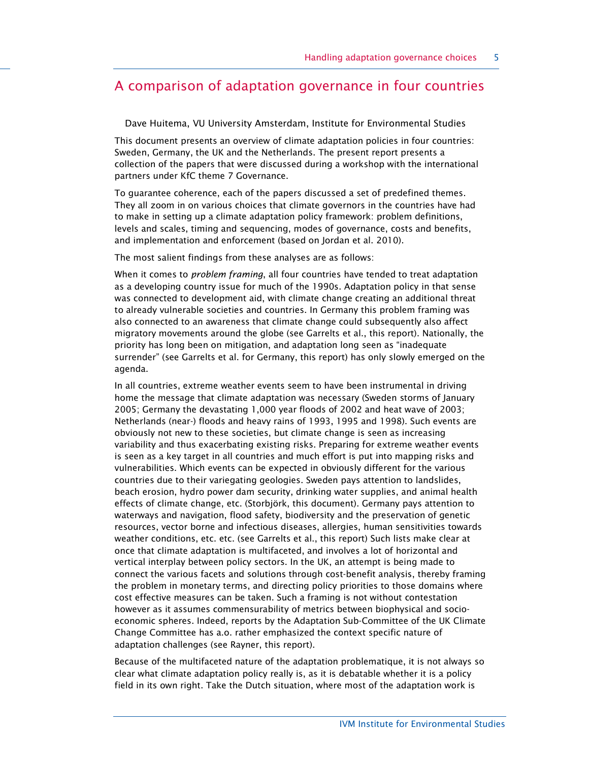## A comparison of adaptation governance in four countries

Dave Huitema, VU University Amsterdam, Institute for Environmental Studies

This document presents an overview of climate adaptation policies in four countries: Sweden, Germany, the UK and the Netherlands. The present report presents a collection of the papers that were discussed during a workshop with the international partners under KfC theme 7 Governance.

To guarantee coherence, each of the papers discussed a set of predefined themes. They all zoom in on various choices that climate governors in the countries have had to make in setting up a climate adaptation policy framework: problem definitions, levels and scales, timing and sequencing, modes of governance, costs and benefits, and implementation and enforcement (based on Jordan et al. 2010).

The most salient findings from these analyses are as follows:

When it comes to *problem framing*, all four countries have tended to treat adaptation as a developing country issue for much of the 1990s. Adaptation policy in that sense was connected to development aid, with climate change creating an additional threat to already vulnerable societies and countries. In Germany this problem framing was also connected to an awareness that climate change could subsequently also affect migratory movements around the globe (see Garrelts et al., this report). Nationally, the priority has long been on mitigation, and adaptation long seen as "inadequate surrender" (see Garrelts et al. for Germany, this report) has only slowly emerged on the agenda.

In all countries, extreme weather events seem to have been instrumental in driving home the message that climate adaptation was necessary (Sweden storms of January 2005; Germany the devastating 1,000 year floods of 2002 and heat wave of 2003; Netherlands (near-) floods and heavy rains of 1993, 1995 and 1998). Such events are obviously not new to these societies, but climate change is seen as increasing variability and thus exacerbating existing risks. Preparing for extreme weather events is seen as a key target in all countries and much effort is put into mapping risks and vulnerabilities. Which events can be expected in obviously different for the various countries due to their variegating geologies. Sweden pays attention to landslides, beach erosion, hydro power dam security, drinking water supplies, and animal health effects of climate change, etc. (Storbjörk, this document). Germany pays attention to waterways and navigation, flood safety, biodiversity and the preservation of genetic resources, vector borne and infectious diseases, allergies, human sensitivities towards weather conditions, etc. etc. (see Garrelts et al., this report) Such lists make clear at once that climate adaptation is multifaceted, and involves a lot of horizontal and vertical interplay between policy sectors. In the UK, an attempt is being made to connect the various facets and solutions through cost-benefit analysis, thereby framing the problem in monetary terms, and directing policy priorities to those domains where cost effective measures can be taken. Such a framing is not without contestation however as it assumes commensurability of metrics between biophysical and socio-economic spheres. Indeed, reports by the Adaptation Sub-Committee of the UK Climate Change Committee has a.o. rather emphasized the context specific nature of adaptation challenges (see Rayner, this report).

Because of the multifaceted nature of the adaptation problematique, it is not always so clear what climate adaptation policy really is, as it is debatable whether it is a policy field in its own right. Take the Dutch situation, where most of the adaptation work is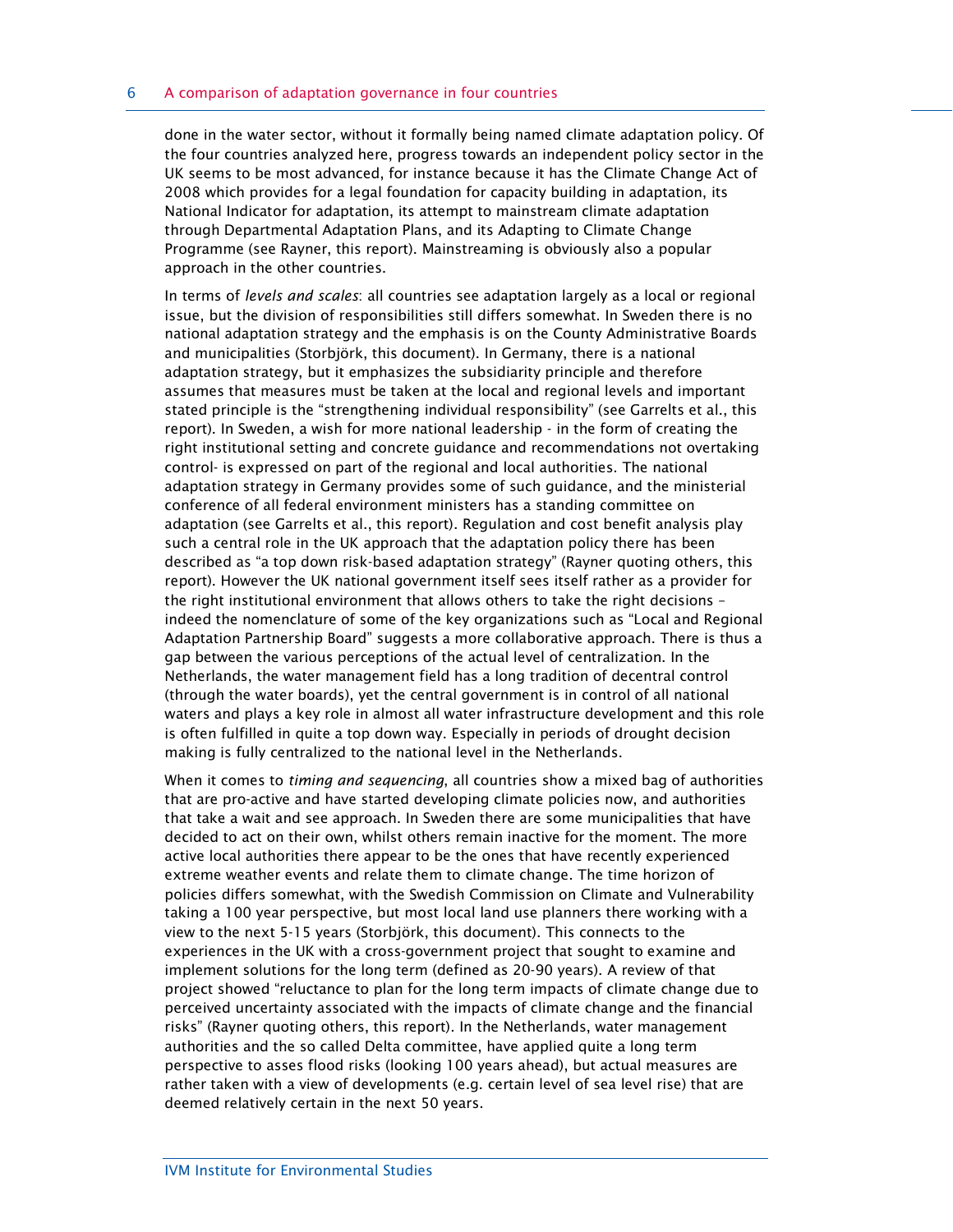done in the water sector, without it formally being named climate adaptation policy. Of the four countries analyzed here, progress towards an independent policy sector in the UK seems to be most advanced, for instance because it has the Climate Change Act of 2008 which provides for a legal foundation for capacity building in adaptation, its National Indicator for adaptation, its attempt to mainstream climate adaptation through Departmental Adaptation Plans, and its Adapting to Climate Change Programme (see Rayner, this report). Mainstreaming is obviously also a popular approach in the other countries.

In terms of *levels and scales*: all countries see adaptation largely as a local or regional issue, but the division of responsibilities still differs somewhat. In Sweden there is no national adaptation strategy and the emphasis is on the County Administrative Boards and municipalities (Storbjörk, this document). In Germany, there is a national adaptation strategy, but it emphasizes the subsidiarity principle and therefore assumes that measures must be taken at the local and regional levels and important stated principle is the "strengthening individual responsibility" (see Garrelts et al., this report). In Sweden, a wish for more national leadership - in the form of creating the right institutional setting and concrete guidance and recommendations not overtaking control- is expressed on part of the regional and local authorities. The national adaptation strategy in Germany provides some of such guidance, and the ministerial conference of all federal environment ministers has a standing committee on adaptation (see Garrelts et al., this report). Regulation and cost benefit analysis play such a central role in the UK approach that the adaptation policy there has been described as "a top down risk-based adaptation strategy" (Rayner quoting others, this report). However the UK national government itself sees itself rather as a provider for the right institutional environment that allows others to take the right decisions – indeed the nomenclature of some of the key organizations such as "Local and Regional Adaptation Partnership Board" suggests a more collaborative approach. There is thus a gap between the various perceptions of the actual level of centralization. In the Netherlands, the water management field has a long tradition of decentral control (through the water boards), yet the central government is in control of all national waters and plays a key role in almost all water infrastructure development and this role is often fulfilled in quite a top down way. Especially in periods of drought decision making is fully centralized to the national level in the Netherlands.

When it comes to *timing and sequencing*, all countries show a mixed bag of authorities that are pro-active and have started developing climate policies now, and authorities that take a wait and see approach. In Sweden there are some municipalities that have decided to act on their own, whilst others remain inactive for the moment. The more active local authorities there appear to be the ones that have recently experienced extreme weather events and relate them to climate change. The time horizon of policies differs somewhat, with the Swedish Commission on Climate and Vulnerability taking a 100 year perspective, but most local land use planners there working with a view to the next 5-15 years (Storbjörk, this document). This connects to the experiences in the UK with a cross-government project that sought to examine and implement solutions for the long term (defined as 20-90 years). A review of that project showed "reluctance to plan for the long term impacts of climate change due to perceived uncertainty associated with the impacts of climate change and the financial risks" (Rayner quoting others, this report). In the Netherlands, water management authorities and the so called Delta committee, have applied quite a long term perspective to asses flood risks (looking 100 years ahead), but actual measures are rather taken with a view of developments (e.g. certain level of sea level rise) that are deemed relatively certain in the next 50 years.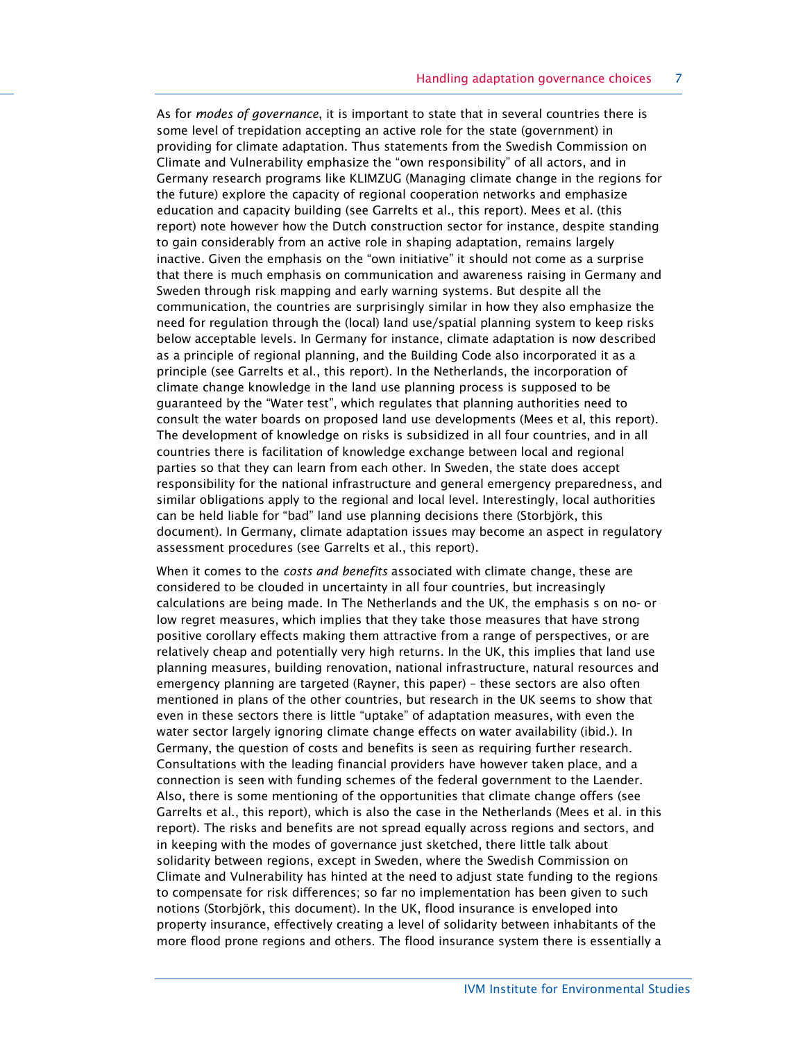As for *modes of governance*, it is important to state that in several countries there is some level of trepidation accepting an active role for the state (government) in providing for climate adaptation. Thus statements from the Swedish Commission on Climate and Vulnerability emphasize the "own responsibility" of all actors, and in Germany research programs like KLIMZUG (Managing climate change in the regions for the future) explore the capacity of regional cooperation networks and emphasize education and capacity building (see Garrelts et al., this report). Mees et al. (this report) note however how the Dutch construction sector for instance, despite standing to gain considerably from an active role in shaping adaptation, remains largely inactive. Given the emphasis on the "own initiative" it should not come as a surprise that there is much emphasis on communication and awareness raising in Germany and Sweden through risk mapping and early warning systems. But despite all the communication, the countries are surprisingly similar in how they also emphasize the need for regulation through the (local) land use/spatial planning system to keep risks below acceptable levels. In Germany for instance, climate adaptation is now described as a principle of regional planning, and the Building Code also incorporated it as a principle (see Garrelts et al., this report). In the Netherlands, the incorporation of climate change knowledge in the land use planning process is supposed to be guaranteed by the "Water test", which regulates that planning authorities need to consult the water boards on proposed land use developments (Mees et al, this report). The development of knowledge on risks is subsidized in all four countries, and in all countries there is facilitation of knowledge exchange between local and regional parties so that they can learn from each other. In Sweden, the state does accept responsibility for the national infrastructure and general emergency preparedness, and similar obligations apply to the regional and local level. Interestingly, local authorities can be held liable for "bad" land use planning decisions there (Storbjörk, this document). In Germany, climate adaptation issues may become an aspect in regulatory assessment procedures (see Garrelts et al., this report).

When it comes to the *costs and benefits* associated with climate change, these are considered to be clouded in uncertainty in all four countries, but increasingly calculations are being made. In The Netherlands and the UK, the emphasis s on no- or low regret measures, which implies that they take those measures that have strong positive corollary effects making them attractive from a range of perspectives, or are relatively cheap and potentially very high returns. In the UK, this implies that land use planning measures, building renovation, national infrastructure, natural resources and emergency planning are targeted (Rayner, this paper) – these sectors are also often mentioned in plans of the other countries, but research in the UK seems to show that even in these sectors there is little "uptake" of adaptation measures, with even the water sector largely ignoring climate change effects on water availability (ibid.). In Germany, the question of costs and benefits is seen as requiring further research. Consultations with the leading financial providers have however taken place, and a connection is seen with funding schemes of the federal government to the Laender. Also, there is some mentioning of the opportunities that climate change offers (see Garrelts et al., this report), which is also the case in the Netherlands (Mees et al. in this report). The risks and benefits are not spread equally across regions and sectors, and in keeping with the modes of governance just sketched, there little talk about solidarity between regions, except in Sweden, where the Swedish Commission on Climate and Vulnerability has hinted at the need to adjust state funding to the regions to compensate for risk differences; so far no implementation has been given to such notions (Storbjörk, this document). In the UK, flood insurance is enveloped into property insurance, effectively creating a level of solidarity between inhabitants of the more flood prone regions and others. The flood insurance system there is essentially a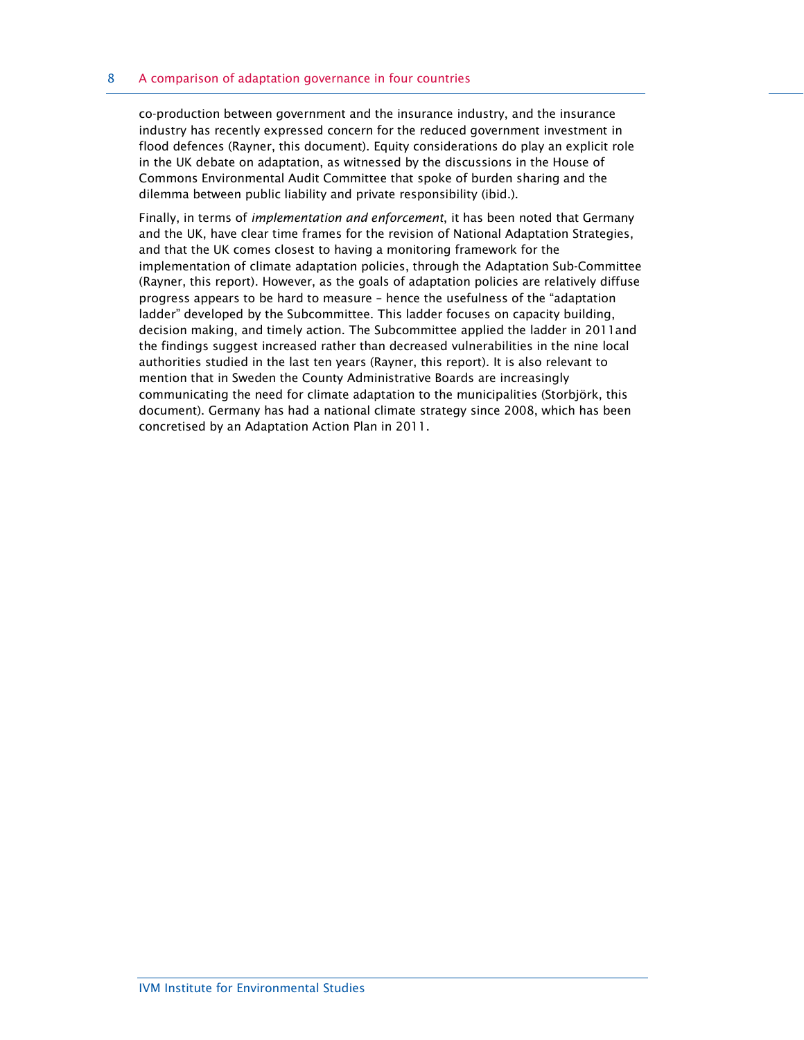co-production between government and the insurance industry, and the insurance industry has recently expressed concern for the reduced government investment in flood defences (Rayner, this document). Equity considerations do play an explicit role in the UK debate on adaptation, as witnessed by the discussions in the House of Commons Environmental Audit Committee that spoke of burden sharing and the dilemma between public liability and private responsibility (ibid.).

Finally, in terms of *implementation and enforcement*, it has been noted that Germany and the UK, have clear time frames for the revision of National Adaptation Strategies, and that the UK comes closest to having a monitoring framework for the implementation of climate adaptation policies, through the Adaptation Sub-Committee (Rayner, this report). However, as the goals of adaptation policies are relatively diffuse progress appears to be hard to measure – hence the usefulness of the "adaptation ladder" developed by the Subcommittee. This ladder focuses on capacity building, decision making, and timely action. The Subcommittee applied the ladder in 2011and the findings suggest increased rather than decreased vulnerabilities in the nine local authorities studied in the last ten years (Rayner, this report). It is also relevant to mention that in Sweden the County Administrative Boards are increasingly communicating the need for climate adaptation to the municipalities (Storbjörk, this document). Germany has had a national climate strategy since 2008, which has been concretised by an Adaptation Action Plan in 2011.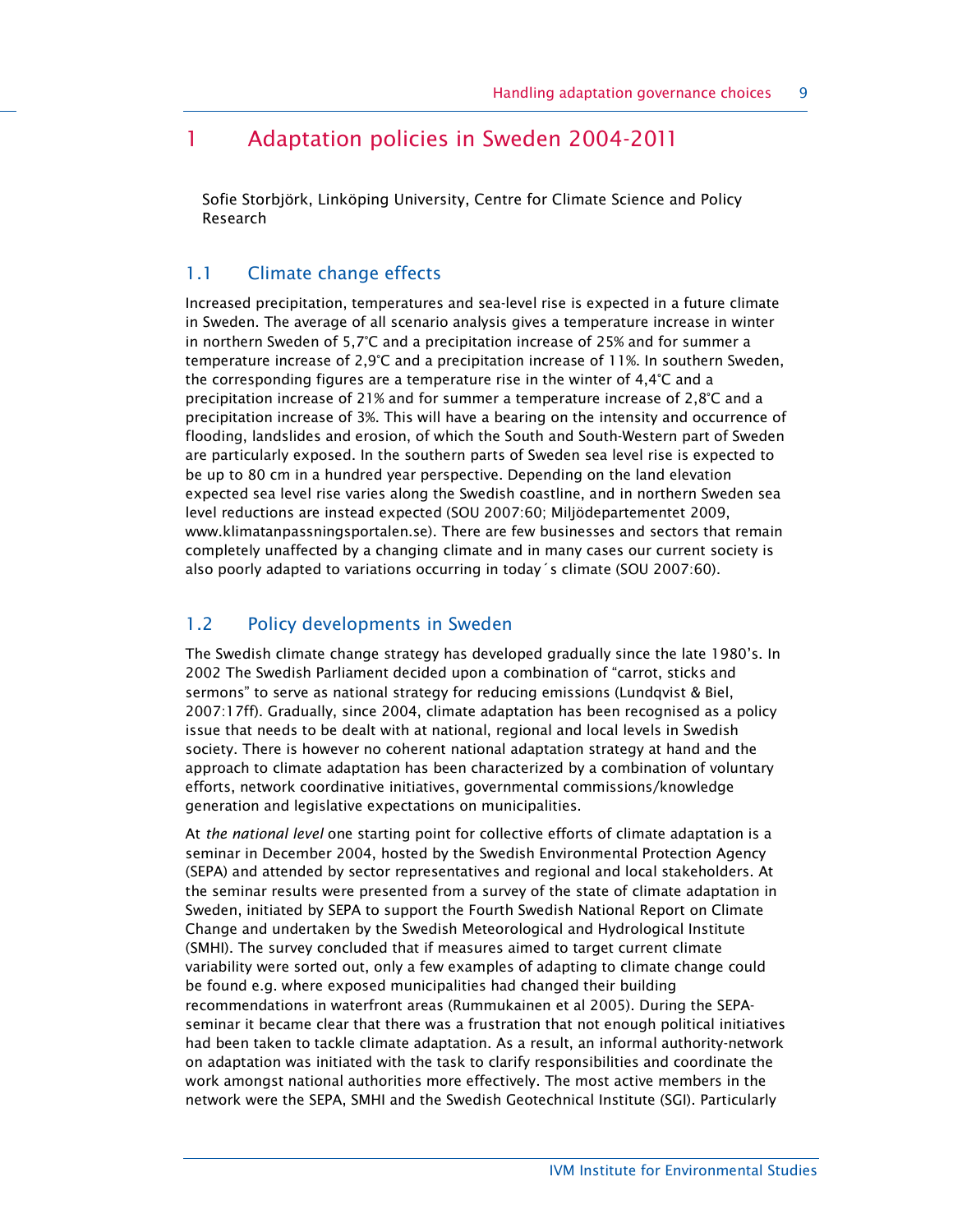# 1 Adaptation policies in Sweden 2004-2011

Sofie Storbjörk, Linköping University, Centre for Climate Science and Policy Research

## 1.1 Climate change effects

Increased precipitation, temperatures and sea-level rise is expected in a future climate in Sweden. The average of all scenario analysis gives a temperature increase in winter in northern Sweden of 5,7°C and a precipitation increase of 25% and for summer a temperature increase of 2,9°C and a precipitation increase of 11%. In southern Sweden, the corresponding figures are a temperature rise in the winter of 4,4°C and a precipitation increase of 21% and for summer a temperature increase of 2,8°C and a precipitation increase of 3%. This will have a bearing on the intensity and occurrence of flooding, landslides and erosion, of which the South and South-Western part of Sweden are particularly exposed. In the southern parts of Sweden sea level rise is expected to be up to 80 cm in a hundred year perspective. Depending on the land elevation expected sea level rise varies along the Swedish coastline, and in northern Sweden sea level reductions are instead expected (SOU 2007:60; Miljödepartementet 2009, www.klimatanpassningsportalen.se). There are few businesses and sectors that remain completely unaffected by a changing climate and in many cases our current society is also poorly adapted to variations occurring in today´s climate (SOU 2007:60).

## 1.2 Policy developments in Sweden

The Swedish climate change strategy has developed gradually since the late 1980's. In 2002 The Swedish Parliament decided upon a combination of "carrot, sticks and sermons" to serve as national strategy for reducing emissions (Lundqvist & Biel, 2007:17ff). Gradually, since 2004, climate adaptation has been recognised as a policy issue that needs to be dealt with at national, regional and local levels in Swedish society. There is however no coherent national adaptation strategy at hand and the approach to climate adaptation has been characterized by a combination of voluntary efforts, network coordinative initiatives, governmental commissions/knowledge generation and legislative expectations on municipalities.

At *the national level* one starting point for collective efforts of climate adaptation is a seminar in December 2004, hosted by the Swedish Environmental Protection Agency (SEPA) and attended by sector representatives and regional and local stakeholders. At the seminar results were presented from a survey of the state of climate adaptation in Sweden, initiated by SEPA to support the Fourth Swedish National Report on Climate Change and undertaken by the Swedish Meteorological and Hydrological Institute (SMHI). The survey concluded that if measures aimed to target current climate variability were sorted out, only a few examples of adapting to climate change could be found e.g. where exposed municipalities had changed their building recommendations in waterfront areas (Rummukainen et al 2005). During the SEPA-seminar it became clear that there was a frustration that not enough political initiatives had been taken to tackle climate adaptation. As a result, an informal authority-network on adaptation was initiated with the task to clarify responsibilities and coordinate the work amongst national authorities more effectively. The most active members in the network were the SEPA, SMHI and the Swedish Geotechnical Institute (SGI). Particularly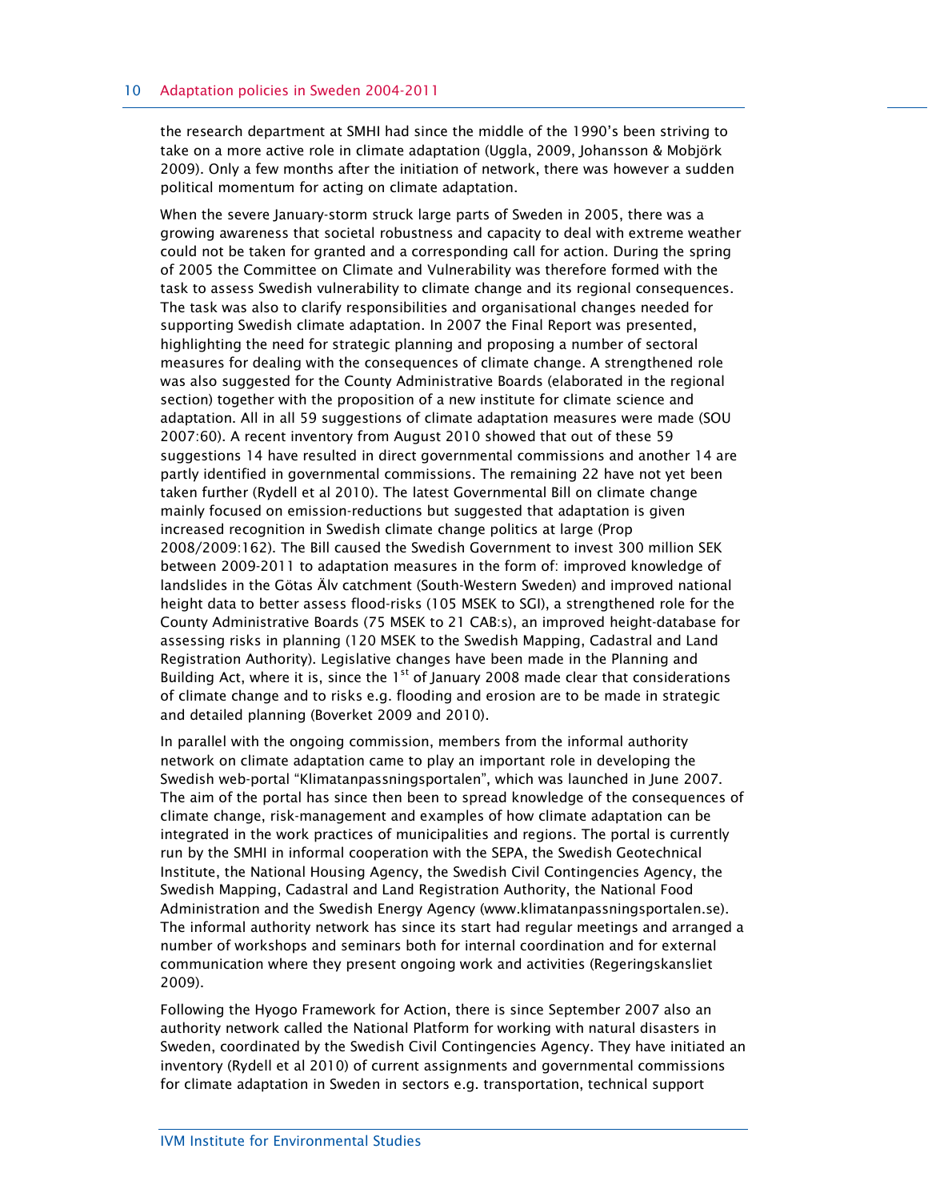the research department at SMHI had since the middle of the 1990's been striving to take on a more active role in climate adaptation (Uggla, 2009, Johansson & Mobjörk 2009). Only a few months after the initiation of network, there was however a sudden political momentum for acting on climate adaptation.

When the severe January-storm struck large parts of Sweden in 2005, there was a growing awareness that societal robustness and capacity to deal with extreme weather could not be taken for granted and a corresponding call for action. During the spring of 2005 the Committee on Climate and Vulnerability was therefore formed with the task to assess Swedish vulnerability to climate change and its regional consequences. The task was also to clarify responsibilities and organisational changes needed for supporting Swedish climate adaptation. In 2007 the Final Report was presented, highlighting the need for strategic planning and proposing a number of sectoral measures for dealing with the consequences of climate change. A strengthened role was also suggested for the County Administrative Boards (elaborated in the regional section) together with the proposition of a new institute for climate science and adaptation. All in all 59 suggestions of climate adaptation measures were made (SOU 2007:60). A recent inventory from August 2010 showed that out of these 59 suggestions 14 have resulted in direct governmental commissions and another 14 are partly identified in governmental commissions. The remaining 22 have not yet been taken further (Rydell et al 2010). The latest Governmental Bill on climate change mainly focused on emission-reductions but suggested that adaptation is given increased recognition in Swedish climate change politics at large (Prop 2008/2009:162). The Bill caused the Swedish Government to invest 300 million SEK between 2009-2011 to adaptation measures in the form of: improved knowledge of landslides in the Götas Älv catchment (South-Western Sweden) and improved national height data to better assess flood-risks (105 MSEK to SGI), a strengthened role for the County Administrative Boards (75 MSEK to 21 CAB:s), an improved height-database for assessing risks in planning (120 MSEK to the Swedish Mapping, Cadastral and Land Registration Authority). Legislative changes have been made in the Planning and Building Act, where it is, since the 1st of January 2008 made clear that considerations of climate change and to risks e.g. flooding and erosion are to be made in strategic and detailed planning (Boverket 2009 and 2010).

In parallel with the ongoing commission, members from the informal authority network on climate adaptation came to play an important role in developing the Swedish web-portal "Klimatanpassningsportalen", which was launched in June 2007. The aim of the portal has since then been to spread knowledge of the consequences of climate change, risk-management and examples of how climate adaptation can be integrated in the work practices of municipalities and regions. The portal is currently run by the SMHI in informal cooperation with the SEPA, the Swedish Geotechnical Institute, the National Housing Agency, the Swedish Civil Contingencies Agency, the Swedish Mapping, Cadastral and Land Registration Authority, the National Food Administration and the Swedish Energy Agency (www.klimatanpassningsportalen.se). The informal authority network has since its start had regular meetings and arranged a number of workshops and seminars both for internal coordination and for external communication where they present ongoing work and activities (Regeringskansliet 2009).

Following the Hyogo Framework for Action, there is since September 2007 also an authority network called the National Platform for working with natural disasters in Sweden, coordinated by the Swedish Civil Contingencies Agency. They have initiated an inventory (Rydell et al 2010) of current assignments and governmental commissions for climate adaptation in Sweden in sectors e.g. transportation, technical support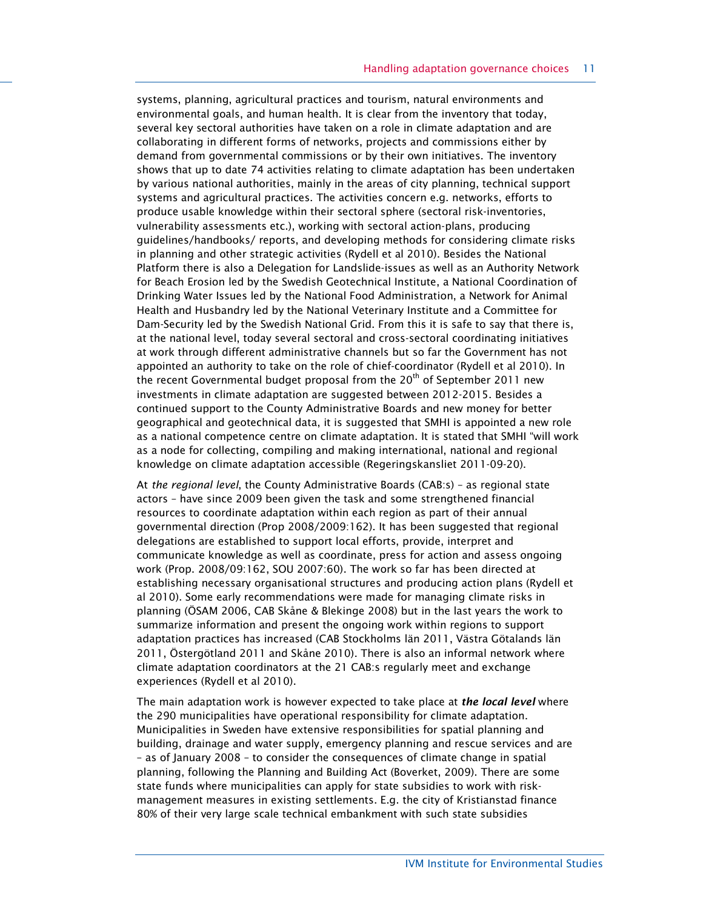systems, planning, agricultural practices and tourism, natural environments and environmental goals, and human health. It is clear from the inventory that today, several key sectoral authorities have taken on a role in climate adaptation and are collaborating in different forms of networks, projects and commissions either by demand from governmental commissions or by their own initiatives. The inventory shows that up to date 74 activities relating to climate adaptation has been undertaken by various national authorities, mainly in the areas of city planning, technical support systems and agricultural practices. The activities concern e.g. networks, efforts to produce usable knowledge within their sectoral sphere (sectoral risk-inventories, vulnerability assessments etc.), working with sectoral action-plans, producing guidelines/handbooks/ reports, and developing methods for considering climate risks in planning and other strategic activities (Rydell et al 2010). Besides the National Platform there is also a Delegation for Landslide-issues as well as an Authority Network for Beach Erosion led by the Swedish Geotechnical Institute, a National Coordination of Drinking Water Issues led by the National Food Administration, a Network for Animal Health and Husbandry led by the National Veterinary Institute and a Committee for Dam-Security led by the Swedish National Grid. From this it is safe to say that there is, at the national level, today several sectoral and cross-sectoral coordinating initiatives at work through different administrative channels but so far the Government has not appointed an authority to take on the role of chief-coordinator (Rydell et al 2010). In the recent Governmental budget proposal from the 20th of September 2011 new investments in climate adaptation are suggested between 2012-2015. Besides a continued support to the County Administrative Boards and new money for better geographical and geotechnical data, it is suggested that SMHI is appointed a new role as a national competence centre on climate adaptation. It is stated that SMHI "will work as a node for collecting, compiling and making international, national and regional knowledge on climate adaptation accessible (Regeringskansliet 2011-09-20).

At *the regional level*, the County Administrative Boards (CAB:s) – as regional state actors – have since 2009 been given the task and some strengthened financial resources to coordinate adaptation within each region as part of their annual governmental direction (Prop 2008/2009:162). It has been suggested that regional delegations are established to support local efforts, provide, interpret and communicate knowledge as well as coordinate, press for action and assess ongoing work (Prop. 2008/09:162, SOU 2007:60). The work so far has been directed at establishing necessary organisational structures and producing action plans (Rydell et al 2010). Some early recommendations were made for managing climate risks in planning (ÖSAM 2006, CAB Skåne & Blekinge 2008) but in the last years the work to summarize information and present the ongoing work within regions to support adaptation practices has increased (CAB Stockholms län 2011, Västra Götalands län 2011, Östergötland 2011 and Skåne 2010). There is also an informal network where climate adaptation coordinators at the 21 CAB:s regularly meet and exchange experiences (Rydell et al 2010).

The main adaptation work is however expected to take place at ***the local level*** where the 290 municipalities have operational responsibility for climate adaptation. Municipalities in Sweden have extensive responsibilities for spatial planning and building, drainage and water supply, emergency planning and rescue services and are – as of January 2008 – to consider the consequences of climate change in spatial planning, following the Planning and Building Act (Boverket, 2009). There are some state funds where municipalities can apply for state subsidies to work with risk-management measures in existing settlements. E.g. the city of Kristianstad finance 80% of their very large scale technical embankment with such state subsidies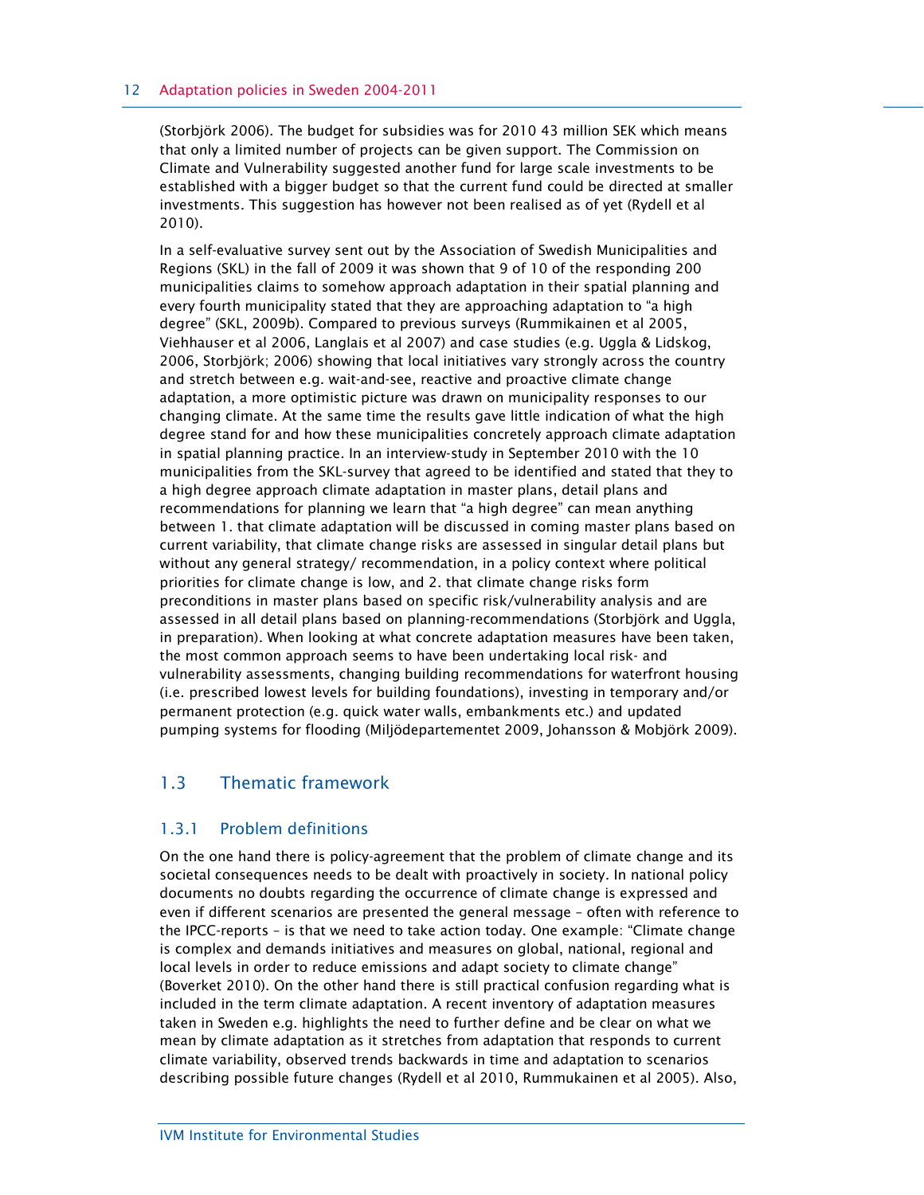(Storbjörk 2006). The budget for subsidies was for 2010 43 million SEK which means that only a limited number of projects can be given support. The Commission on Climate and Vulnerability suggested another fund for large scale investments to be established with a bigger budget so that the current fund could be directed at smaller investments. This suggestion has however not been realised as of yet (Rydell et al 2010).

In a self-evaluative survey sent out by the Association of Swedish Municipalities and Regions (SKL) in the fall of 2009 it was shown that 9 of 10 of the responding 200 municipalities claims to somehow approach adaptation in their spatial planning and every fourth municipality stated that they are approaching adaptation to "a high degree" (SKL, 2009b). Compared to previous surveys (Rummikainen et al 2005, Viehhauser et al 2006, Langlais et al 2007) and case studies (e.g. Uggla & Lidskog, 2006, Storbjörk; 2006) showing that local initiatives vary strongly across the country and stretch between e.g. wait-and-see, reactive and proactive climate change adaptation, a more optimistic picture was drawn on municipality responses to our changing climate. At the same time the results gave little indication of what the high degree stand for and how these municipalities concretely approach climate adaptation in spatial planning practice. In an interview-study in September 2010 with the 10 municipalities from the SKL-survey that agreed to be identified and stated that they to a high degree approach climate adaptation in master plans, detail plans and recommendations for planning we learn that "a high degree" can mean anything between 1. that climate adaptation will be discussed in coming master plans based on current variability, that climate change risks are assessed in singular detail plans but without any general strategy/ recommendation, in a policy context where political priorities for climate change is low, and 2. that climate change risks form preconditions in master plans based on specific risk/vulnerability analysis and are assessed in all detail plans based on planning-recommendations (Storbjörk and Uggla, in preparation). When looking at what concrete adaptation measures have been taken, the most common approach seems to have been undertaking local risk- and vulnerability assessments, changing building recommendations for waterfront housing (i.e. prescribed lowest levels for building foundations), investing in temporary and/or permanent protection (e.g. quick water walls, embankments etc.) and updated pumping systems for flooding (Miljödepartementet 2009, Johansson & Mobjörk 2009).

## 1.3 Thematic framework

### 1.3.1 Problem definitions

On the one hand there is policy-agreement that the problem of climate change and its societal consequences needs to be dealt with proactively in society. In national policy documents no doubts regarding the occurrence of climate change is expressed and even if different scenarios are presented the general message – often with reference to the IPCC-reports – is that we need to take action today. One example: "Climate change is complex and demands initiatives and measures on global, national, regional and local levels in order to reduce emissions and adapt society to climate change" (Boverket 2010). On the other hand there is still practical confusion regarding what is included in the term climate adaptation. A recent inventory of adaptation measures taken in Sweden e.g. highlights the need to further define and be clear on what we mean by climate adaptation as it stretches from adaptation that responds to current climate variability, observed trends backwards in time and adaptation to scenarios describing possible future changes (Rydell et al 2010, Rummukainen et al 2005). Also,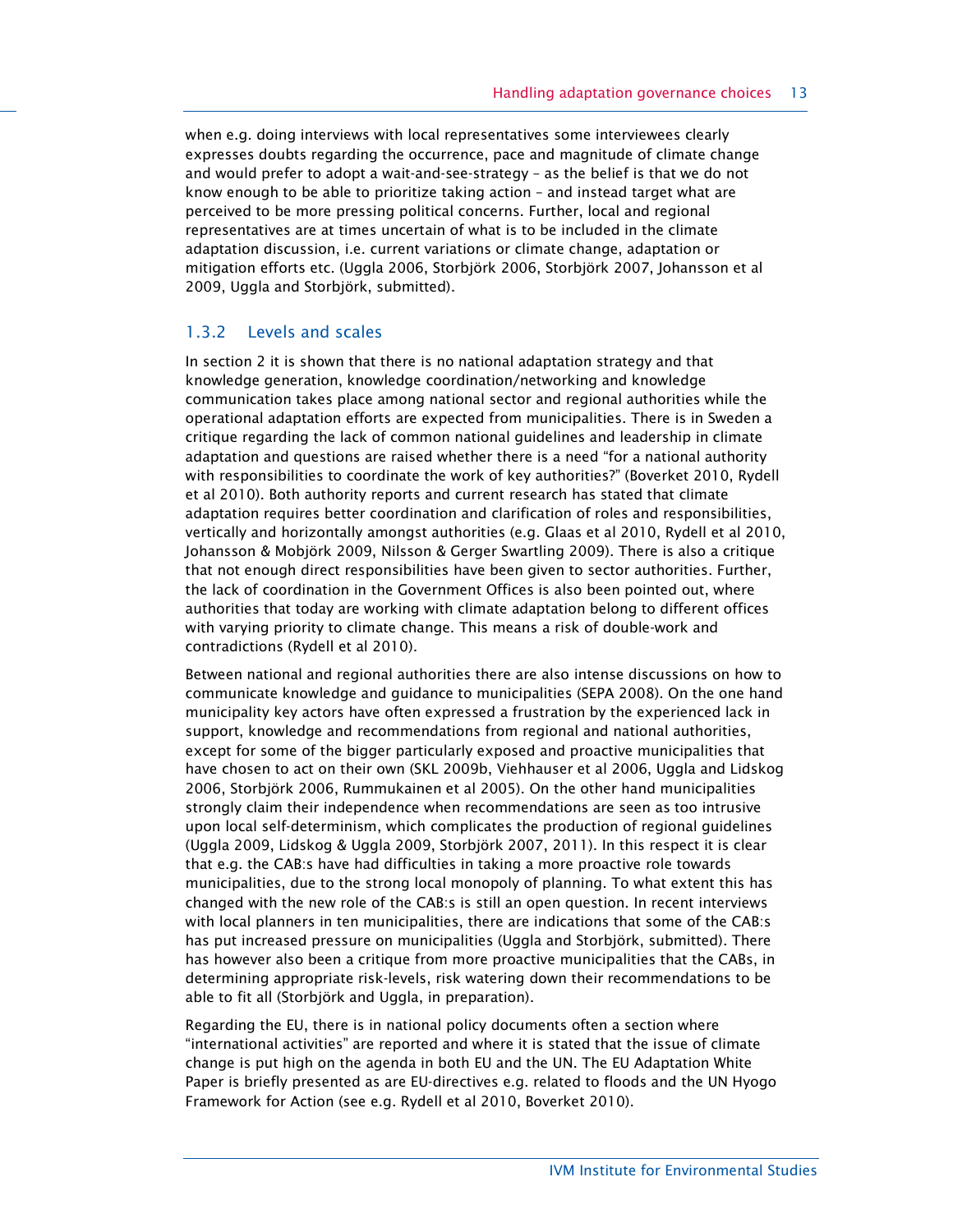when e.g. doing interviews with local representatives some interviewees clearly expresses doubts regarding the occurrence, pace and magnitude of climate change and would prefer to adopt a wait-and-see-strategy – as the belief is that we do not know enough to be able to prioritize taking action – and instead target what are perceived to be more pressing political concerns. Further, local and regional representatives are at times uncertain of what is to be included in the climate adaptation discussion, i.e. current variations or climate change, adaptation or mitigation efforts etc. (Uggla 2006, Storbjörk 2006, Storbjörk 2007, Johansson et al 2009, Uggla and Storbjörk, submitted).

### 1.3.2 Levels and scales

In section 2 it is shown that there is no national adaptation strategy and that knowledge generation, knowledge coordination/networking and knowledge communication takes place among national sector and regional authorities while the operational adaptation efforts are expected from municipalities. There is in Sweden a critique regarding the lack of common national guidelines and leadership in climate adaptation and questions are raised whether there is a need "for a national authority with responsibilities to coordinate the work of key authorities?" (Boverket 2010, Rydell et al 2010). Both authority reports and current research has stated that climate adaptation requires better coordination and clarification of roles and responsibilities, vertically and horizontally amongst authorities (e.g. Glaas et al 2010, Rydell et al 2010, Johansson & Mobjörk 2009, Nilsson & Gerger Swartling 2009). There is also a critique that not enough direct responsibilities have been given to sector authorities. Further, the lack of coordination in the Government Offices is also been pointed out, where authorities that today are working with climate adaptation belong to different offices with varying priority to climate change. This means a risk of double-work and contradictions (Rydell et al 2010).

Between national and regional authorities there are also intense discussions on how to communicate knowledge and guidance to municipalities (SEPA 2008). On the one hand municipality key actors have often expressed a frustration by the experienced lack in support, knowledge and recommendations from regional and national authorities, except for some of the bigger particularly exposed and proactive municipalities that have chosen to act on their own (SKL 2009b, Viehhauser et al 2006, Uggla and Lidskog 2006, Storbjörk 2006, Rummukainen et al 2005). On the other hand municipalities strongly claim their independence when recommendations are seen as too intrusive upon local self-determinism, which complicates the production of regional guidelines (Uggla 2009, Lidskog & Uggla 2009, Storbjörk 2007, 2011). In this respect it is clear that e.g. the CAB:s have had difficulties in taking a more proactive role towards municipalities, due to the strong local monopoly of planning. To what extent this has changed with the new role of the CAB:s is still an open question. In recent interviews with local planners in ten municipalities, there are indications that some of the CAB:s has put increased pressure on municipalities (Uggla and Storbjörk, submitted). There has however also been a critique from more proactive municipalities that the CABs, in determining appropriate risk-levels, risk watering down their recommendations to be able to fit all (Storbjörk and Uggla, in preparation).

Regarding the EU, there is in national policy documents often a section where "international activities" are reported and where it is stated that the issue of climate change is put high on the agenda in both EU and the UN. The EU Adaptation White Paper is briefly presented as are EU-directives e.g. related to floods and the UN Hyogo Framework for Action (see e.g. Rydell et al 2010, Boverket 2010).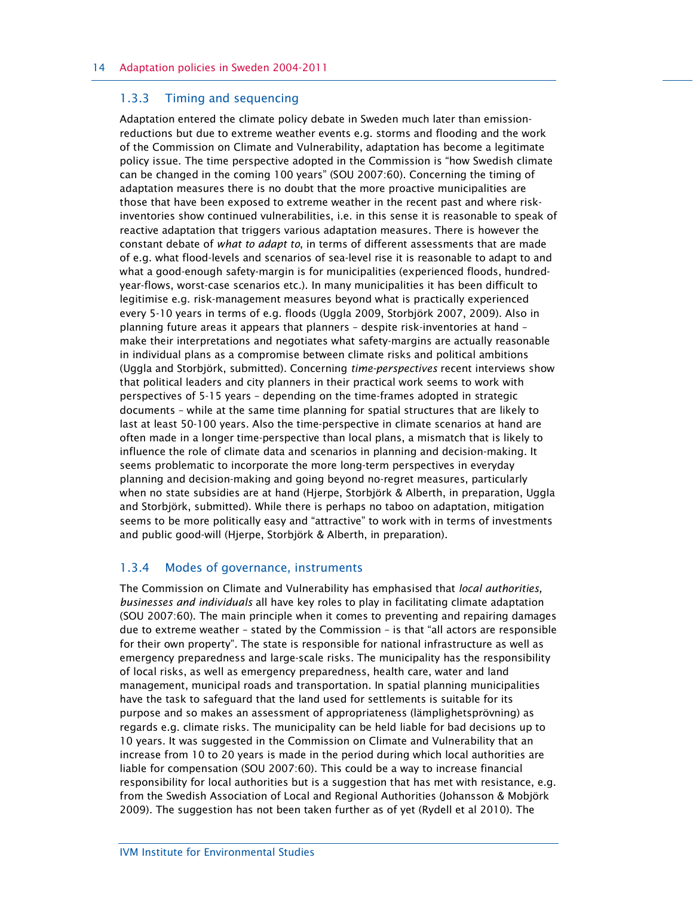### 1.3.3 Timing and sequencing

Adaptation entered the climate policy debate in Sweden much later than emission-reductions but due to extreme weather events e.g. storms and flooding and the work of the Commission on Climate and Vulnerability, adaptation has become a legitimate policy issue. The time perspective adopted in the Commission is "how Swedish climate can be changed in the coming 100 years" (SOU 2007:60). Concerning the timing of adaptation measures there is no doubt that the more proactive municipalities are those that have been exposed to extreme weather in the recent past and where risk-inventories show continued vulnerabilities, i.e. in this sense it is reasonable to speak of reactive adaptation that triggers various adaptation measures. There is however the constant debate of *what to adapt to*, in terms of different assessments that are made of e.g. what flood-levels and scenarios of sea-level rise it is reasonable to adapt to and what a good-enough safety-margin is for municipalities (experienced floods, hundred-year-flows, worst-case scenarios etc.). In many municipalities it has been difficult to legitimise e.g. risk-management measures beyond what is practically experienced every 5-10 years in terms of e.g. floods (Uggla 2009, Storbjörk 2007, 2009). Also in planning future areas it appears that planners – despite risk-inventories at hand – make their interpretations and negotiates what safety-margins are actually reasonable in individual plans as a compromise between climate risks and political ambitions (Uggla and Storbjörk, submitted). Concerning *time-perspectives* recent interviews show that political leaders and city planners in their practical work seems to work with perspectives of 5-15 years – depending on the time-frames adopted in strategic documents – while at the same time planning for spatial structures that are likely to last at least 50-100 years. Also the time-perspective in climate scenarios at hand are often made in a longer time-perspective than local plans, a mismatch that is likely to influence the role of climate data and scenarios in planning and decision-making. It seems problematic to incorporate the more long-term perspectives in everyday planning and decision-making and going beyond no-regret measures, particularly when no state subsidies are at hand (Hjerpe, Storbjörk & Alberth, in preparation, Uggla and Storbjörk, submitted). While there is perhaps no taboo on adaptation, mitigation seems to be more politically easy and "attractive" to work with in terms of investments and public good-will (Hjerpe, Storbjörk & Alberth, in preparation).

### 1.3.4 Modes of governance, instruments

The Commission on Climate and Vulnerability has emphasised that *local authorities, businesses and individuals* all have key roles to play in facilitating climate adaptation (SOU 2007:60). The main principle when it comes to preventing and repairing damages due to extreme weather – stated by the Commission – is that "all actors are responsible for their own property". The state is responsible for national infrastructure as well as emergency preparedness and large-scale risks. The municipality has the responsibility of local risks, as well as emergency preparedness, health care, water and land management, municipal roads and transportation. In spatial planning municipalities have the task to safeguard that the land used for settlements is suitable for its purpose and so makes an assessment of appropriateness (lämplighetsprövning) as regards e.g. climate risks. The municipality can be held liable for bad decisions up to 10 years. It was suggested in the Commission on Climate and Vulnerability that an increase from 10 to 20 years is made in the period during which local authorities are liable for compensation (SOU 2007:60). This could be a way to increase financial responsibility for local authorities but is a suggestion that has met with resistance, e.g. from the Swedish Association of Local and Regional Authorities (Johansson & Mobjörk 2009). The suggestion has not been taken further as of yet (Rydell et al 2010). The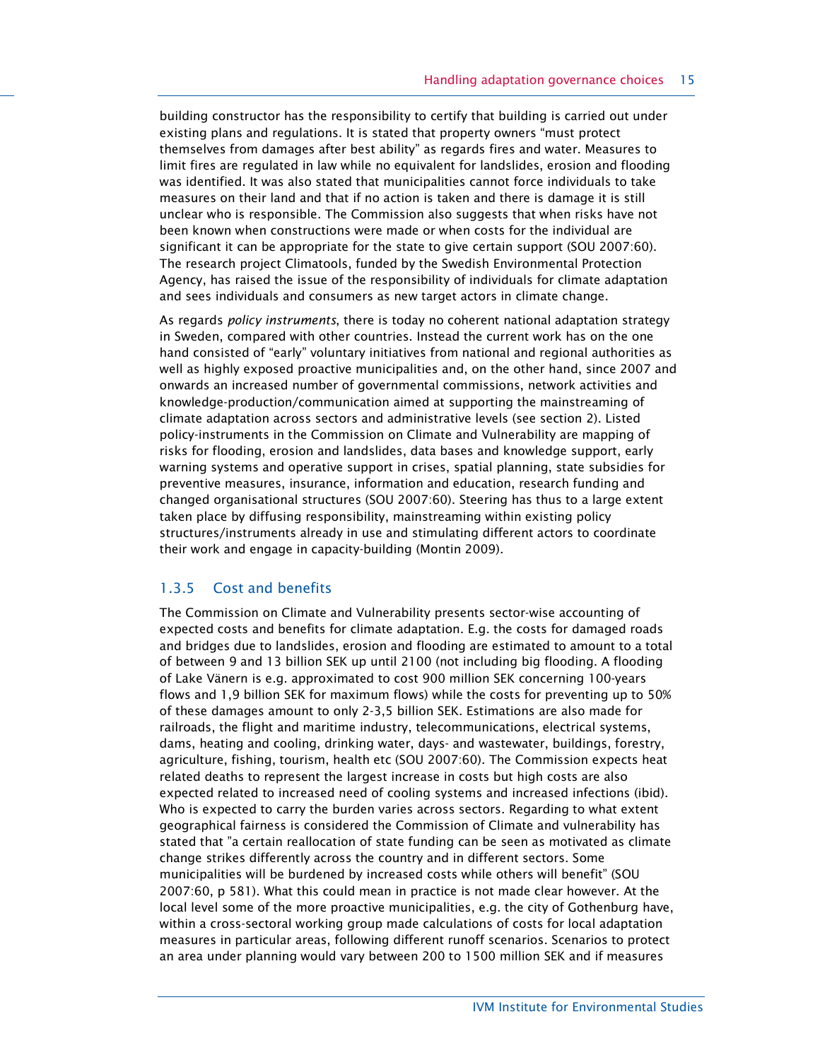building constructor has the responsibility to certify that building is carried out under existing plans and regulations. It is stated that property owners "must protect themselves from damages after best ability" as regards fires and water. Measures to limit fires are regulated in law while no equivalent for landslides, erosion and flooding was identified. It was also stated that municipalities cannot force individuals to take measures on their land and that if no action is taken and there is damage it is still unclear who is responsible. The Commission also suggests that when risks have not been known when constructions were made or when costs for the individual are significant it can be appropriate for the state to give certain support (SOU 2007:60). The research project Climatools, funded by the Swedish Environmental Protection Agency, has raised the issue of the responsibility of individuals for climate adaptation and sees individuals and consumers as new target actors in climate change.

As regards *policy instruments*, there is today no coherent national adaptation strategy in Sweden, compared with other countries. Instead the current work has on the one hand consisted of "early" voluntary initiatives from national and regional authorities as well as highly exposed proactive municipalities and, on the other hand, since 2007 and onwards an increased number of governmental commissions, network activities and knowledge-production/communication aimed at supporting the mainstreaming of climate adaptation across sectors and administrative levels (see section 2). Listed policy-instruments in the Commission on Climate and Vulnerability are mapping of risks for flooding, erosion and landslides, data bases and knowledge support, early warning systems and operative support in crises, spatial planning, state subsidies for preventive measures, insurance, information and education, research funding and changed organisational structures (SOU 2007:60). Steering has thus to a large extent taken place by diffusing responsibility, mainstreaming within existing policy structures/instruments already in use and stimulating different actors to coordinate their work and engage in capacity-building (Montin 2009).

### 1.3.5 Cost and benefits

The Commission on Climate and Vulnerability presents sector-wise accounting of expected costs and benefits for climate adaptation. E.g. the costs for damaged roads and bridges due to landslides, erosion and flooding are estimated to amount to a total of between 9 and 13 billion SEK up until 2100 (not including big flooding. A flooding of Lake Vänern is e.g. approximated to cost 900 million SEK concerning 100-years flows and 1,9 billion SEK for maximum flows) while the costs for preventing up to 50% of these damages amount to only 2-3,5 billion SEK. Estimations are also made for railroads, the flight and maritime industry, telecommunications, electrical systems, dams, heating and cooling, drinking water, days- and wastewater, buildings, forestry, agriculture, fishing, tourism, health etc (SOU 2007:60). The Commission expects heat related deaths to represent the largest increase in costs but high costs are also expected related to increased need of cooling systems and increased infections (ibid). Who is expected to carry the burden varies across sectors. Regarding to what extent geographical fairness is considered the Commission of Climate and vulnerability has stated that "a certain reallocation of state funding can be seen as motivated as climate change strikes differently across the country and in different sectors. Some municipalities will be burdened by increased costs while others will benefit" (SOU 2007:60, p 581). What this could mean in practice is not made clear however. At the local level some of the more proactive municipalities, e.g. the city of Gothenburg have, within a cross-sectoral working group made calculations of costs for local adaptation measures in particular areas, following different runoff scenarios. Scenarios to protect an area under planning would vary between 200 to 1500 million SEK and if measures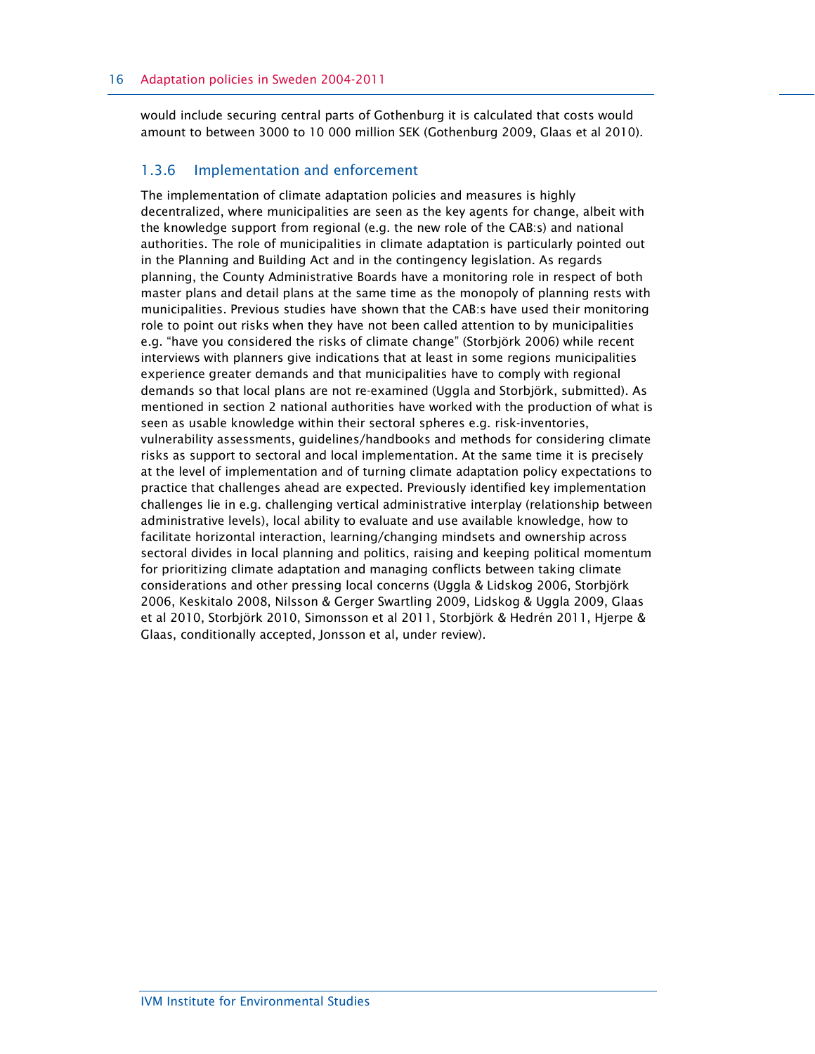would include securing central parts of Gothenburg it is calculated that costs would amount to between 3000 to 10 000 million SEK (Gothenburg 2009, Glaas et al 2010).

### 1.3.6 Implementation and enforcement

The implementation of climate adaptation policies and measures is highly decentralized, where municipalities are seen as the key agents for change, albeit with the knowledge support from regional (e.g. the new role of the CAB:s) and national authorities. The role of municipalities in climate adaptation is particularly pointed out in the Planning and Building Act and in the contingency legislation. As regards planning, the County Administrative Boards have a monitoring role in respect of both master plans and detail plans at the same time as the monopoly of planning rests with municipalities. Previous studies have shown that the CAB:s have used their monitoring role to point out risks when they have not been called attention to by municipalities e.g. "have you considered the risks of climate change" (Storbjörk 2006) while recent interviews with planners give indications that at least in some regions municipalities experience greater demands and that municipalities have to comply with regional demands so that local plans are not re-examined (Uggla and Storbjörk, submitted). As mentioned in section 2 national authorities have worked with the production of what is seen as usable knowledge within their sectoral spheres e.g. risk-inventories, vulnerability assessments, guidelines/handbooks and methods for considering climate risks as support to sectoral and local implementation. At the same time it is precisely at the level of implementation and of turning climate adaptation policy expectations to practice that challenges ahead are expected. Previously identified key implementation challenges lie in e.g. challenging vertical administrative interplay (relationship between administrative levels), local ability to evaluate and use available knowledge, how to facilitate horizontal interaction, learning/changing mindsets and ownership across sectoral divides in local planning and politics, raising and keeping political momentum for prioritizing climate adaptation and managing conflicts between taking climate considerations and other pressing local concerns (Uggla & Lidskog 2006, Storbjörk 2006, Keskitalo 2008, Nilsson & Gerger Swartling 2009, Lidskog & Uggla 2009, Glaas et al 2010, Storbjörk 2010, Simonsson et al 2011, Storbjörk & Hedrén 2011, Hjerpe & Glaas, conditionally accepted, Jonsson et al, under review).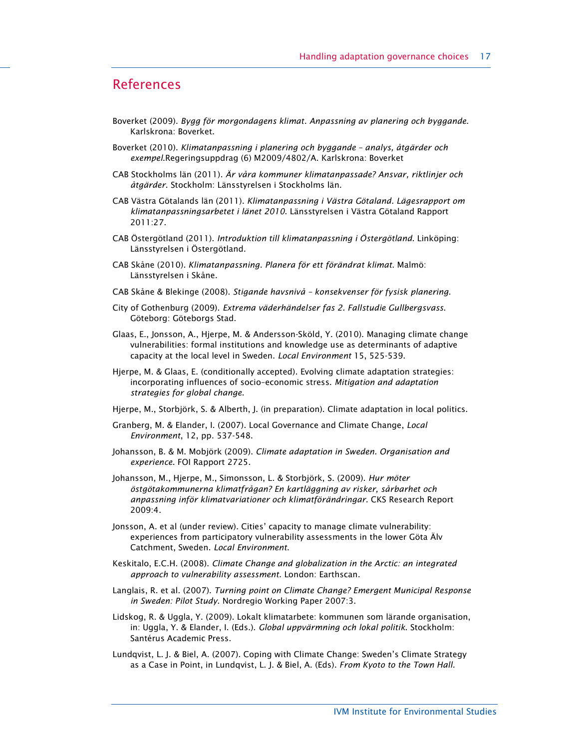## References

Boverket (2009). *Bygg för morgondagens klimat. Anpassning av planering och byggande.* Karlskrona: Boverket.

Boverket (2010). *Klimatanpassning i planering och byggande – analys, åtgärder och exempel.*Regeringsuppdrag (6) M2009/4802/A. Karlskrona: Boverket

CAB Stockholms län (2011). *Är våra kommuner klimatanpassade? Ansvar, riktlinjer och åtgärder*. Stockholm: Länsstyrelsen i Stockholms län.

CAB Västra Götalands län (2011). *Klimatanpassning i Västra Götaland. Lägesrapport om klimatanpassningsarbetet i länet 2010*. Länsstyrelsen i Västra Götaland Rapport 2011:27.

CAB Östergötland (2011). *Introduktion till klimatanpassning i Östergötland*. Linköping: Länsstyrelsen i Östergötland.

CAB Skåne (2010). *Klimatanpassning. Planera för ett förändrat klimat*. Malmö: Länsstyrelsen i Skåne.

CAB Skåne & Blekinge (2008). *Stigande havsnivå – konsekvenser för fysisk planering.*

City of Gothenburg (2009). *Extrema väderhändelser fas 2. Fallstudie Gullbergsvass.* Göteborg: Göteborgs Stad.

Glaas, E., Jonsson, A., Hjerpe, M. & Andersson-Sköld, Y. (2010). Managing climate change vulnerabilities: formal institutions and knowledge use as determinants of adaptive capacity at the local level in Sweden. *Local Environment* 15, 525-539.

Hjerpe, M. & Glaas, E. (conditionally accepted). Evolving climate adaptation strategies: incorporating influences of socio-economic stress. *Mitigation and adaptation strategies for global change.*

Hjerpe, M., Storbjörk, S. & Alberth, J. (in preparation). Climate adaptation in local politics.

Granberg, M. & Elander, I. (2007). Local Governance and Climate Change, *Local Environment*, 12, pp. 537-548.

Johansson, B. & M. Mobjörk (2009). *Climate adaptation in Sweden. Organisation and experience.* FOI Rapport 2725.

Johansson, M., Hjerpe, M., Simonsson, L. & Storbjörk, S. (2009). *Hur möter östgötakommunerna klimatfrågan? En kartläggning av risker, sårbarhet och anpassning inför klimatvariationer och klimatförändringar*. CKS Research Report 2009:4.

Jonsson, A. et al (under review). Cities' capacity to manage climate vulnerability: experiences from participatory vulnerability assessments in the lower Göta Älv Catchment, Sweden. *Local Environment.*

Keskitalo, E.C.H. (2008). *Climate Change and globalization in the Arctic: an integrated approach to vulnerability assessment*. London: Earthscan.

Langlais, R. et al. (2007). *Turning point on Climate Change? Emergent Municipal Response in Sweden: Pilot Study*. Nordregio Working Paper 2007:3.

Lidskog, R. & Uggla, Y. (2009). Lokalt klimatarbete: kommunen som lärande organisation, in: Uggla, Y. & Elander, I. (Eds.). *Global uppvärmning och lokal politik*. Stockholm: Santérus Academic Press.

Lundqvist, L. J. & Biel, A. (2007). Coping with Climate Change: Sweden's Climate Strategy as a Case in Point, in Lundqvist, L. J. & Biel, A. (Eds). *From Kyoto to the Town Hall.*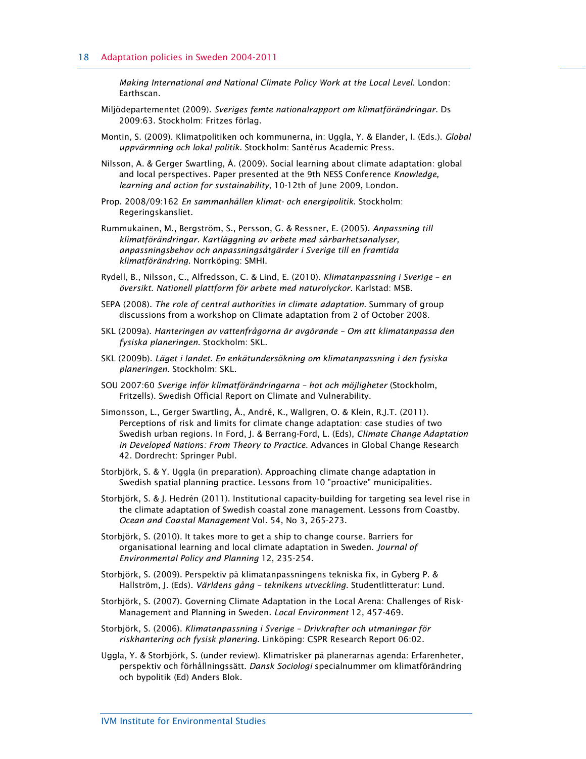*Making International and National Climate Policy Work at the Local Level*. London: Earthscan.

Miljödepartementet (2009). *Sveriges femte nationalrapport om klimatförändringar*. Ds 2009:63. Stockholm: Fritzes förlag.

Montin, S. (2009). Klimatpolitiken och kommunerna, in: Uggla, Y. & Elander, I. (Eds.). *Global uppvärmning och lokal politik*. Stockholm: Santérus Academic Press.

Nilsson, A. & Gerger Swartling, Å. (2009). Social learning about climate adaptation: global and local perspectives. Paper presented at the 9th NESS Conference *Knowledge, learning and action for sustainability*, 10-12th of June 2009, London.

Prop. 2008/09:162 *En sammanhållen klimat- och energipolitik*. Stockholm: Regeringskansliet.

Rummukainen, M., Bergström, S., Persson, G. & Ressner, E. (2005). *Anpassning till klimatförändringar. Kartläggning av arbete med sårbarhetsanalyser, anpassningsbehov och anpassningsåtgärder i Sverige till en framtida klimatförändring*. Norrköping: SMHI.

Rydell, B., Nilsson, C., Alfredsson, C. & Lind, E. (2010). *Klimatanpassning i Sverige – en översikt. Nationell plattform för arbete med naturolyckor*. Karlstad: MSB.

SEPA (2008). *The role of central authorities in climate adaptation*. Summary of group discussions from a workshop on Climate adaptation from 2 of October 2008.

SKL (2009a). *Hanteringen av vattenfrågorna är avgörande – Om att klimatanpassa den fysiska planeringen*. Stockholm: SKL.

SKL (2009b). *Läget i landet. En enkätundersökning om klimatanpassning i den fysiska planeringen*. Stockholm: SKL.

SOU 2007:60 *Sverige inför klimatförändringarna – hot och möjligheter* (Stockholm, Fritzells). Swedish Official Report on Climate and Vulnerability.

Simonsson, L., Gerger Swartling, Å., André, K., Wallgren, O. & Klein, R.J.T. (2011). Perceptions of risk and limits for climate change adaptation: case studies of two Swedish urban regions. In Ford, J. & Berrang-Ford, L. (Eds), *Climate Change Adaptation in Developed Nations: From Theory to Practice*. Advances in Global Change Research 42. Dordrecht: Springer Publ.

Storbjörk, S. & Y. Uggla (in preparation). Approaching climate change adaptation in Swedish spatial planning practice. Lessons from 10 "proactive" municipalities.

Storbjörk, S. & J. Hedrén (2011). Institutional capacity-building for targeting sea level rise in the climate adaptation of Swedish coastal zone management. Lessons from Coastby. *Ocean and Coastal Management* Vol. 54, No 3, 265-273.

Storbjörk, S. (2010). It takes more to get a ship to change course. Barriers for organisational learning and local climate adaptation in Sweden. *Journal of Environmental Policy and Planning* 12, 235-254.

Storbjörk, S. (2009). Perspektiv på klimatanpassningens tekniska fix, in Gyberg P. & Hallström, J. (Eds). *Världens gång – teknikens utveckling*. Studentlitteratur: Lund.

Storbjörk, S. (2007). Governing Climate Adaptation in the Local Arena: Challenges of Risk-Management and Planning in Sweden. *Local Environment* 12, 457-469.

Storbjörk, S. (2006). *Klimatanpassning i Sverige – Drivkrafter och utmaningar för riskhantering och fysisk planering*. Linköping: CSPR Research Report 06:02.

Uggla, Y. & Storbjörk, S. (under review). Klimatrisker på planerarnas agenda: Erfarenheter, perspektiv och förhållningssätt. *Dansk Sociologi* specialnummer om klimatförändring och bypolitik (Ed) Anders Blok.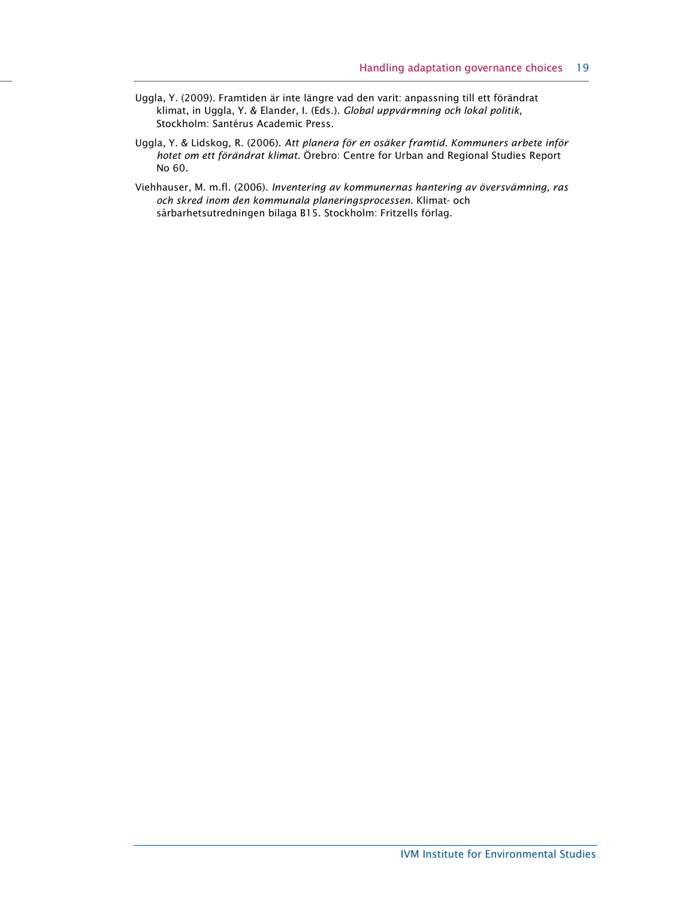Uggla, Y. (2009). Framtiden är inte längre vad den varit: anpassning till ett förändrat klimat, in Uggla, Y. & Elander, I. (Eds.). *Global uppvärmning och lokal politik*, Stockholm: Santérus Academic Press.

Uggla, Y. & Lidskog, R. (2006). *Att planera för en osäker framtid. Kommuners arbete inför hotet om ett förändrat klimat*. Örebro: Centre for Urban and Regional Studies Report No 60.

Viehhauser, M. m.fl. (2006). *Inventering av kommunernas hantering av översvämning, ras och skred inom den kommunala planeringsprocessen*. Klimat- och sårbarhetsutredningen bilaga B15. Stockholm: Fritzells förlag.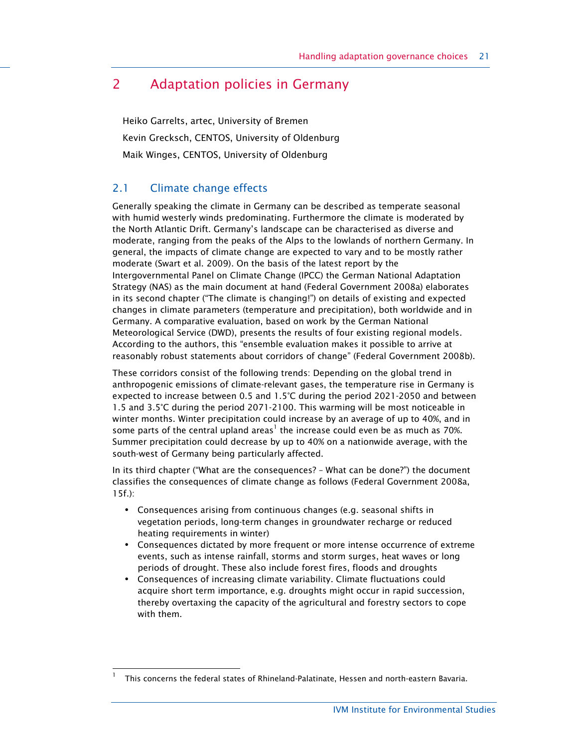# 2 Adaptation policies in Germany

Heiko Garrelts, artec, University of Bremen

Kevin Grecksch, CENTOS, University of Oldenburg

Maik Winges, CENTOS, University of Oldenburg

## 2.1 Climate change effects

Generally speaking the climate in Germany can be described as temperate seasonal with humid westerly winds predominating. Furthermore the climate is moderated by the North Atlantic Drift. Germany's landscape can be characterised as diverse and moderate, ranging from the peaks of the Alps to the lowlands of northern Germany. In general, the impacts of climate change are expected to vary and to be mostly rather moderate (Swart et al. 2009). On the basis of the latest report by the Intergovernmental Panel on Climate Change (IPCC) the German National Adaptation Strategy (NAS) as the main document at hand (Federal Government 2008a) elaborates in its second chapter ("The climate is changing!") on details of existing and expected changes in climate parameters (temperature and precipitation), both worldwide and in Germany. A comparative evaluation, based on work by the German National Meteorological Service (DWD), presents the results of four existing regional models. According to the authors, this "ensemble evaluation makes it possible to arrive at reasonably robust statements about corridors of change" (Federal Government 2008b).

These corridors consist of the following trends: Depending on the global trend in anthropogenic emissions of climate-relevant gases, the temperature rise in Germany is expected to increase between 0.5 and 1.5°C during the period 2021-2050 and between 1.5 and 3.5°C during the period 2071-2100. This warming will be most noticeable in winter months. Winter precipitation could increase by an average of up to 40%, and in some parts of the central upland areas[1] the increase could even be as much as 70%. Summer precipitation could decrease by up to 40% on a nationwide average, with the south-west of Germany being particularly affected.

In its third chapter ("What are the consequences? – What can be done?") the document classifies the consequences of climate change as follows (Federal Government 2008a, 15f.):

- Consequences arising from continuous changes (e.g. seasonal shifts in vegetation periods, long-term changes in groundwater recharge or reduced heating requirements in winter)
- Consequences dictated by more frequent or more intense occurrence of extreme events, such as intense rainfall, storms and storm surges, heat waves or long periods of drought. These also include forest fires, floods and droughts
- Consequences of increasing climate variability. Climate fluctuations could acquire short term importance, e.g. droughts might occur in rapid succession, thereby overtaxing the capacity of the agricultural and forestry sectors to cope with them.

[1] This concerns the federal states of Rhineland-Palatinate, Hessen and north-eastern Bavaria.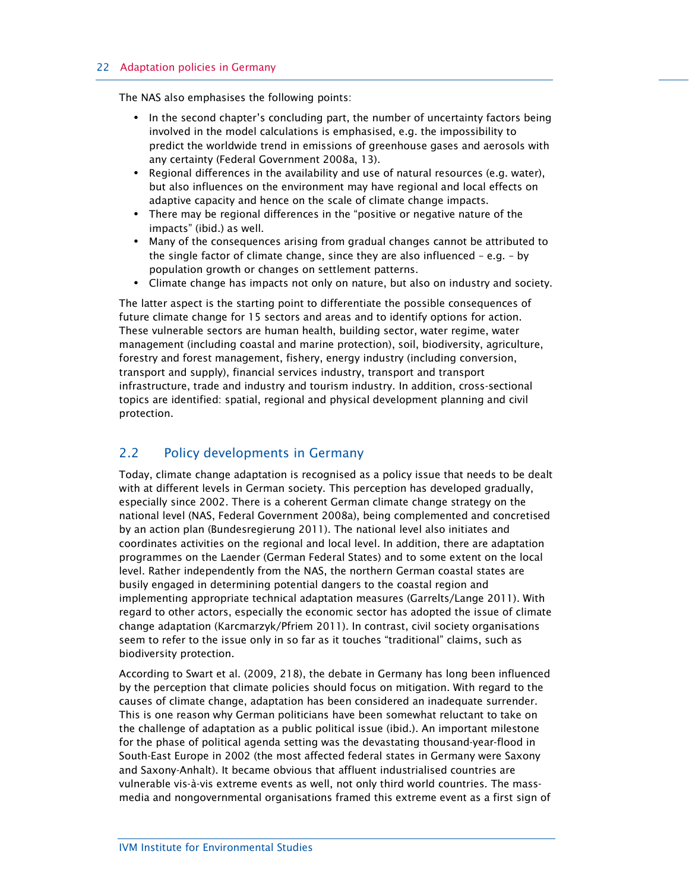The NAS also emphasises the following points:

- In the second chapter's concluding part, the number of uncertainty factors being involved in the model calculations is emphasised, e.g. the impossibility to predict the worldwide trend in emissions of greenhouse gases and aerosols with any certainty (Federal Government 2008a, 13).
- Regional differences in the availability and use of natural resources (e.g. water), but also influences on the environment may have regional and local effects on adaptive capacity and hence on the scale of climate change impacts.
- There may be regional differences in the "positive or negative nature of the impacts" (ibid.) as well.
- Many of the consequences arising from gradual changes cannot be attributed to the single factor of climate change, since they are also influenced – e.g. – by population growth or changes on settlement patterns.
- Climate change has impacts not only on nature, but also on industry and society.

The latter aspect is the starting point to differentiate the possible consequences of future climate change for 15 sectors and areas and to identify options for action. These vulnerable sectors are human health, building sector, water regime, water management (including coastal and marine protection), soil, biodiversity, agriculture, forestry and forest management, fishery, energy industry (including conversion, transport and supply), financial services industry, transport and transport infrastructure, trade and industry and tourism industry. In addition, cross-sectional topics are identified: spatial, regional and physical development planning and civil protection.

## 2.2 Policy developments in Germany

Today, climate change adaptation is recognised as a policy issue that needs to be dealt with at different levels in German society. This perception has developed gradually, especially since 2002. There is a coherent German climate change strategy on the national level (NAS, Federal Government 2008a), being complemented and concretised by an action plan (Bundesregierung 2011). The national level also initiates and coordinates activities on the regional and local level. In addition, there are adaptation programmes on the Laender (German Federal States) and to some extent on the local level. Rather independently from the NAS, the northern German coastal states are busily engaged in determining potential dangers to the coastal region and implementing appropriate technical adaptation measures (Garrelts/Lange 2011). With regard to other actors, especially the economic sector has adopted the issue of climate change adaptation (Karcmarzyk/Pfriem 2011). In contrast, civil society organisations seem to refer to the issue only in so far as it touches "traditional" claims, such as biodiversity protection.

According to Swart et al. (2009, 218), the debate in Germany has long been influenced by the perception that climate policies should focus on mitigation. With regard to the causes of climate change, adaptation has been considered an inadequate surrender. This is one reason why German politicians have been somewhat reluctant to take on the challenge of adaptation as a public political issue (ibid.). An important milestone for the phase of political agenda setting was the devastating thousand-year-flood in South-East Europe in 2002 (the most affected federal states in Germany were Saxony and Saxony-Anhalt). It became obvious that affluent industrialised countries are vulnerable vis-à-vis extreme events as well, not only third world countries. The mass-media and nongovernmental organisations framed this extreme event as a first sign of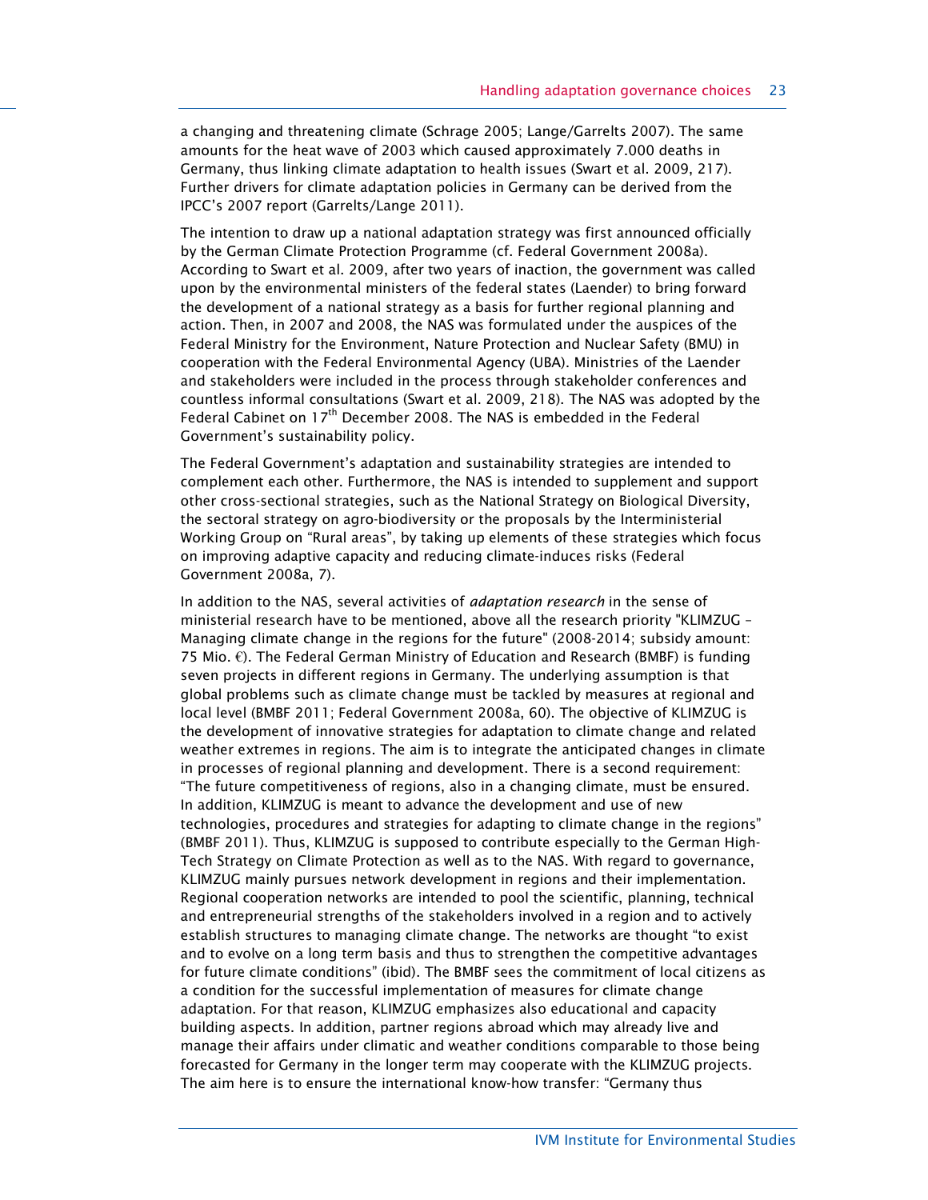a changing and threatening climate (Schrage 2005; Lange/Garrelts 2007). The same amounts for the heat wave of 2003 which caused approximately 7.000 deaths in Germany, thus linking climate adaptation to health issues (Swart et al. 2009, 217). Further drivers for climate adaptation policies in Germany can be derived from the IPCC's 2007 report (Garrelts/Lange 2011).

The intention to draw up a national adaptation strategy was first announced officially by the German Climate Protection Programme (cf. Federal Government 2008a). According to Swart et al. 2009, after two years of inaction, the government was called upon by the environmental ministers of the federal states (Laender) to bring forward the development of a national strategy as a basis for further regional planning and action. Then, in 2007 and 2008, the NAS was formulated under the auspices of the Federal Ministry for the Environment, Nature Protection and Nuclear Safety (BMU) in cooperation with the Federal Environmental Agency (UBA). Ministries of the Laender and stakeholders were included in the process through stakeholder conferences and countless informal consultations (Swart et al. 2009, 218). The NAS was adopted by the Federal Cabinet on 17th December 2008. The NAS is embedded in the Federal Government's sustainability policy.

The Federal Government's adaptation and sustainability strategies are intended to complement each other. Furthermore, the NAS is intended to supplement and support other cross-sectional strategies, such as the National Strategy on Biological Diversity, the sectoral strategy on agro-biodiversity or the proposals by the Interministerial Working Group on "Rural areas", by taking up elements of these strategies which focus on improving adaptive capacity and reducing climate-induces risks (Federal Government 2008a, 7).

In addition to the NAS, several activities of *adaptation research* in the sense of ministerial research have to be mentioned, above all the research priority "KLIMZUG – Managing climate change in the regions for the future" (2008-2014; subsidy amount: 75 Mio. €). The Federal German Ministry of Education and Research (BMBF) is funding seven projects in different regions in Germany. The underlying assumption is that global problems such as climate change must be tackled by measures at regional and local level (BMBF 2011; Federal Government 2008a, 60). The objective of KLIMZUG is the development of innovative strategies for adaptation to climate change and related weather extremes in regions. The aim is to integrate the anticipated changes in climate in processes of regional planning and development. There is a second requirement: "The future competitiveness of regions, also in a changing climate, must be ensured. In addition, KLIMZUG is meant to advance the development and use of new technologies, procedures and strategies for adapting to climate change in the regions" (BMBF 2011). Thus, KLIMZUG is supposed to contribute especially to the German High-Tech Strategy on Climate Protection as well as to the NAS. With regard to governance, KLIMZUG mainly pursues network development in regions and their implementation. Regional cooperation networks are intended to pool the scientific, planning, technical and entrepreneurial strengths of the stakeholders involved in a region and to actively establish structures to managing climate change. The networks are thought "to exist and to evolve on a long term basis and thus to strengthen the competitive advantages for future climate conditions" (ibid). The BMBF sees the commitment of local citizens as a condition for the successful implementation of measures for climate change adaptation. For that reason, KLIMZUG emphasizes also educational and capacity building aspects. In addition, partner regions abroad which may already live and manage their affairs under climatic and weather conditions comparable to those being forecasted for Germany in the longer term may cooperate with the KLIMZUG projects. The aim here is to ensure the international know-how transfer: "Germany thus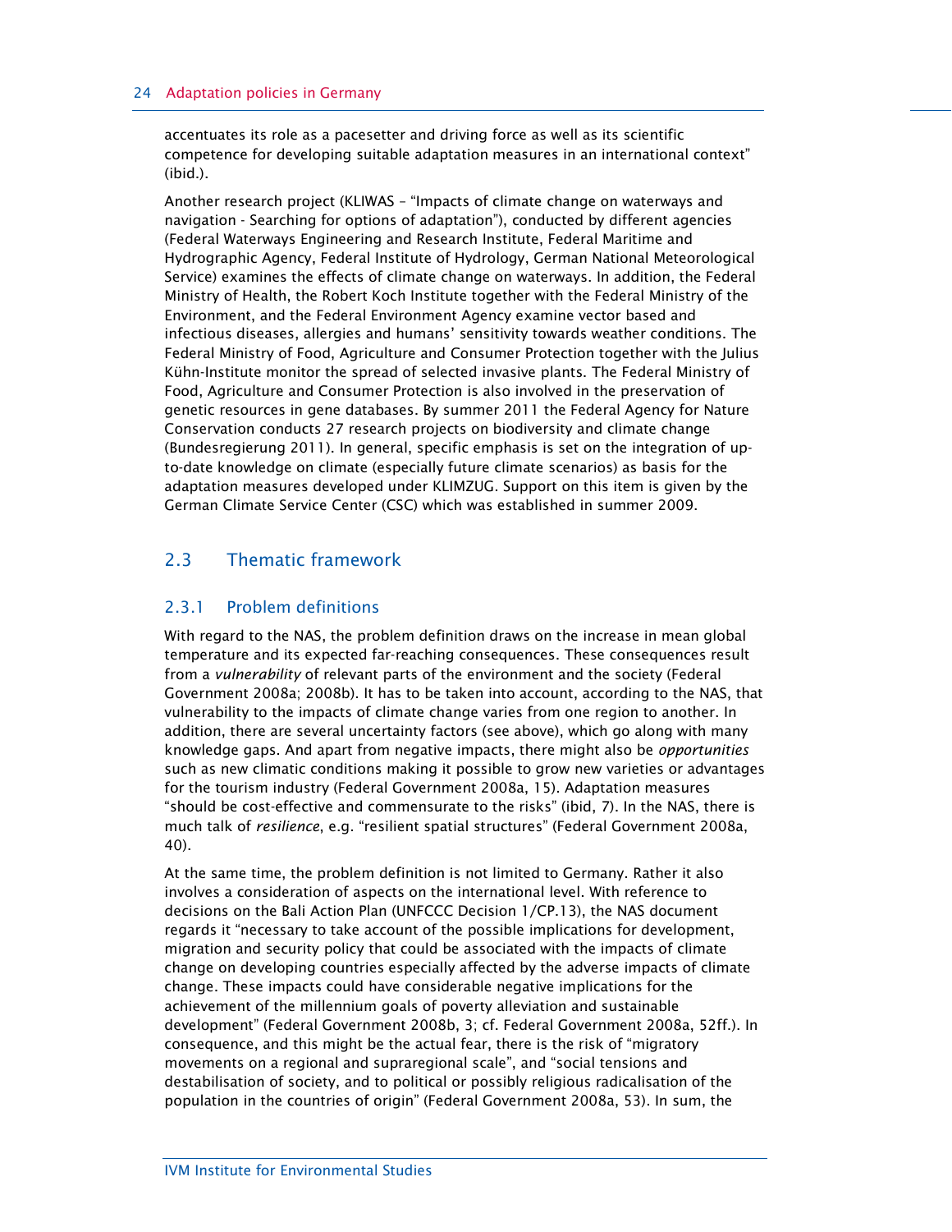accentuates its role as a pacesetter and driving force as well as its scientific competence for developing suitable adaptation measures in an international context" (ibid.).

Another research project (KLIWAS – "Impacts of climate change on waterways and navigation - Searching for options of adaptation"), conducted by different agencies (Federal Waterways Engineering and Research Institute, Federal Maritime and Hydrographic Agency, Federal Institute of Hydrology, German National Meteorological Service) examines the effects of climate change on waterways. In addition, the Federal Ministry of Health, the Robert Koch Institute together with the Federal Ministry of the Environment, and the Federal Environment Agency examine vector based and infectious diseases, allergies and humans' sensitivity towards weather conditions. The Federal Ministry of Food, Agriculture and Consumer Protection together with the Julius Kühn-Institute monitor the spread of selected invasive plants. The Federal Ministry of Food, Agriculture and Consumer Protection is also involved in the preservation of genetic resources in gene databases. By summer 2011 the Federal Agency for Nature Conservation conducts 27 research projects on biodiversity and climate change (Bundesregierung 2011). In general, specific emphasis is set on the integration of up-to-date knowledge on climate (especially future climate scenarios) as basis for the adaptation measures developed under KLIMZUG. Support on this item is given by the German Climate Service Center (CSC) which was established in summer 2009.

## 2.3 Thematic framework

### 2.3.1 Problem definitions

With regard to the NAS, the problem definition draws on the increase in mean global temperature and its expected far-reaching consequences. These consequences result from a *vulnerability* of relevant parts of the environment and the society (Federal Government 2008a; 2008b). It has to be taken into account, according to the NAS, that vulnerability to the impacts of climate change varies from one region to another. In addition, there are several uncertainty factors (see above), which go along with many knowledge gaps. And apart from negative impacts, there might also be *opportunities* such as new climatic conditions making it possible to grow new varieties or advantages for the tourism industry (Federal Government 2008a, 15). Adaptation measures "should be cost-effective and commensurate to the risks" (ibid, 7). In the NAS, there is much talk of *resilience*, e.g. "resilient spatial structures" (Federal Government 2008a, 40).

At the same time, the problem definition is not limited to Germany. Rather it also involves a consideration of aspects on the international level. With reference to decisions on the Bali Action Plan (UNFCCC Decision 1/CP.13), the NAS document regards it "necessary to take account of the possible implications for development, migration and security policy that could be associated with the impacts of climate change on developing countries especially affected by the adverse impacts of climate change. These impacts could have considerable negative implications for the achievement of the millennium goals of poverty alleviation and sustainable development" (Federal Government 2008b, 3; cf. Federal Government 2008a, 52ff.). In consequence, and this might be the actual fear, there is the risk of "migratory movements on a regional and supraregional scale", and "social tensions and destabilisation of society, and to political or possibly religious radicalisation of the population in the countries of origin" (Federal Government 2008a, 53). In sum, the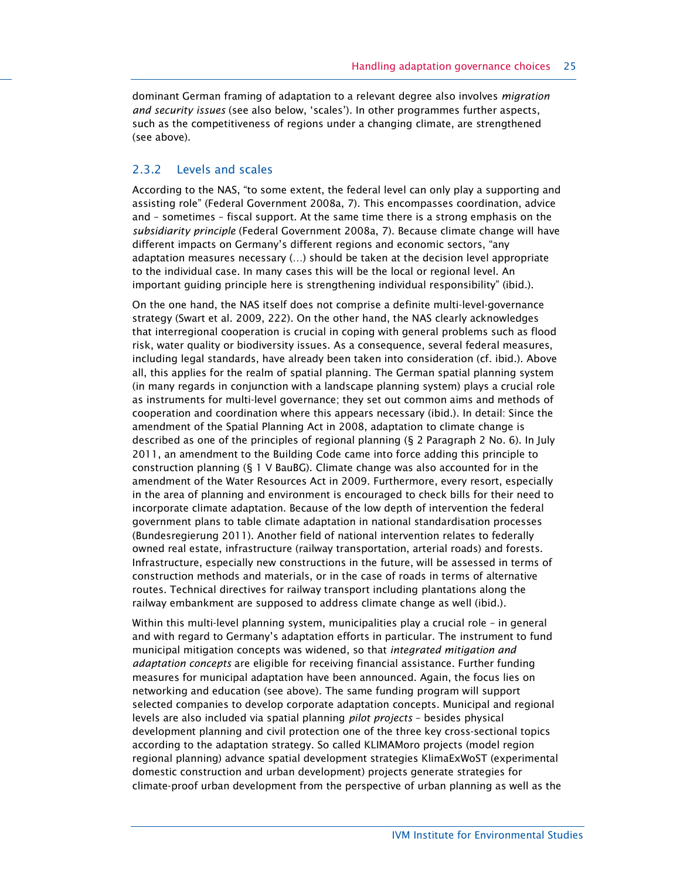dominant German framing of adaptation to a relevant degree also involves *migration and security issues* (see also below, 'scales'). In other programmes further aspects, such as the competitiveness of regions under a changing climate, are strengthened (see above).

### 2.3.2 Levels and scales

According to the NAS, "to some extent, the federal level can only play a supporting and assisting role" (Federal Government 2008a, 7). This encompasses coordination, advice and – sometimes – fiscal support. At the same time there is a strong emphasis on the *subsidiarity principle* (Federal Government 2008a, 7). Because climate change will have different impacts on Germany's different regions and economic sectors, "any adaptation measures necessary (…) should be taken at the decision level appropriate to the individual case. In many cases this will be the local or regional level. An important guiding principle here is strengthening individual responsibility" (ibid.).

On the one hand, the NAS itself does not comprise a definite multi-level-governance strategy (Swart et al. 2009, 222). On the other hand, the NAS clearly acknowledges that interregional cooperation is crucial in coping with general problems such as flood risk, water quality or biodiversity issues. As a consequence, several federal measures, including legal standards, have already been taken into consideration (cf. ibid.). Above all, this applies for the realm of spatial planning. The German spatial planning system (in many regards in conjunction with a landscape planning system) plays a crucial role as instruments for multi-level governance; they set out common aims and methods of cooperation and coordination where this appears necessary (ibid.). In detail: Since the amendment of the Spatial Planning Act in 2008, adaptation to climate change is described as one of the principles of regional planning (§ 2 Paragraph 2 No. 6). In July 2011, an amendment to the Building Code came into force adding this principle to construction planning (§ 1 V BauBG). Climate change was also accounted for in the amendment of the Water Resources Act in 2009. Furthermore, every resort, especially in the area of planning and environment is encouraged to check bills for their need to incorporate climate adaptation. Because of the low depth of intervention the federal government plans to table climate adaptation in national standardisation processes (Bundesregierung 2011). Another field of national intervention relates to federally owned real estate, infrastructure (railway transportation, arterial roads) and forests. Infrastructure, especially new constructions in the future, will be assessed in terms of construction methods and materials, or in the case of roads in terms of alternative routes. Technical directives for railway transport including plantations along the railway embankment are supposed to address climate change as well (ibid.).

Within this multi-level planning system, municipalities play a crucial role – in general and with regard to Germany's adaptation efforts in particular. The instrument to fund municipal mitigation concepts was widened, so that *integrated mitigation and adaptation concepts* are eligible for receiving financial assistance. Further funding measures for municipal adaptation have been announced. Again, the focus lies on networking and education (see above). The same funding program will support selected companies to develop corporate adaptation concepts. Municipal and regional levels are also included via spatial planning *pilot projects* – besides physical development planning and civil protection one of the three key cross-sectional topics according to the adaptation strategy. So called KLIMAMoro projects (model region regional planning) advance spatial development strategies KlimaExWoST (experimental domestic construction and urban development) projects generate strategies for climate-proof urban development from the perspective of urban planning as well as the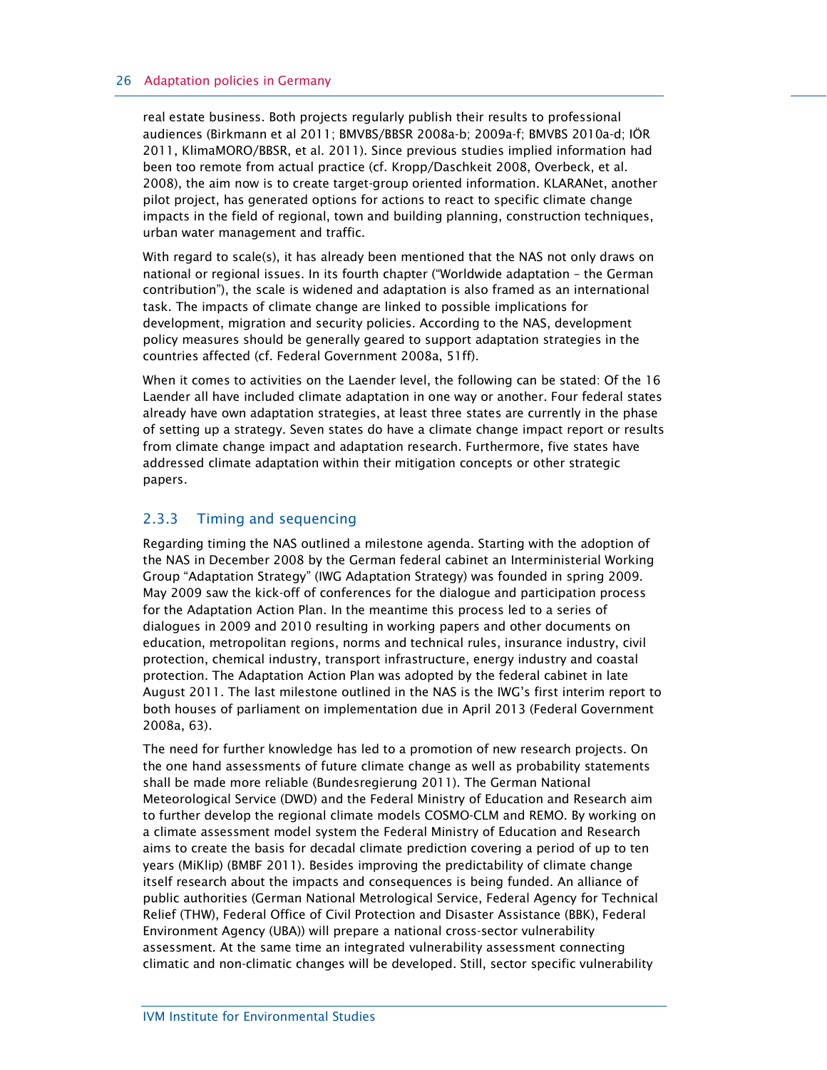real estate business. Both projects regularly publish their results to professional audiences (Birkmann et al 2011; BMVBS/BBSR 2008a-b; 2009a-f; BMVBS 2010a-d; IÖR 2011, KlimaMORO/BBSR, et al. 2011). Since previous studies implied information had been too remote from actual practice (cf. Kropp/Daschkeit 2008, Overbeck, et al. 2008), the aim now is to create target-group oriented information. KLARANet, another pilot project, has generated options for actions to react to specific climate change impacts in the field of regional, town and building planning, construction techniques, urban water management and traffic.

With regard to scale(s), it has already been mentioned that the NAS not only draws on national or regional issues. In its fourth chapter ("Worldwide adaptation – the German contribution"), the scale is widened and adaptation is also framed as an international task. The impacts of climate change are linked to possible implications for development, migration and security policies. According to the NAS, development policy measures should be generally geared to support adaptation strategies in the countries affected (cf. Federal Government 2008a, 51ff).

When it comes to activities on the Laender level, the following can be stated: Of the 16 Laender all have included climate adaptation in one way or another. Four federal states already have own adaptation strategies, at least three states are currently in the phase of setting up a strategy. Seven states do have a climate change impact report or results from climate change impact and adaptation research. Furthermore, five states have addressed climate adaptation within their mitigation concepts or other strategic papers.

### 2.3.3 Timing and sequencing

Regarding timing the NAS outlined a milestone agenda. Starting with the adoption of the NAS in December 2008 by the German federal cabinet an Interministerial Working Group "Adaptation Strategy" (IWG Adaptation Strategy) was founded in spring 2009. May 2009 saw the kick-off of conferences for the dialogue and participation process for the Adaptation Action Plan. In the meantime this process led to a series of dialogues in 2009 and 2010 resulting in working papers and other documents on education, metropolitan regions, norms and technical rules, insurance industry, civil protection, chemical industry, transport infrastructure, energy industry and coastal protection. The Adaptation Action Plan was adopted by the federal cabinet in late August 2011. The last milestone outlined in the NAS is the IWG's first interim report to both houses of parliament on implementation due in April 2013 (Federal Government 2008a, 63).

The need for further knowledge has led to a promotion of new research projects. On the one hand assessments of future climate change as well as probability statements shall be made more reliable (Bundesregierung 2011). The German National Meteorological Service (DWD) and the Federal Ministry of Education and Research aim to further develop the regional climate models COSMO-CLM and REMO. By working on a climate assessment model system the Federal Ministry of Education and Research aims to create the basis for decadal climate prediction covering a period of up to ten years (MiKlip) (BMBF 2011). Besides improving the predictability of climate change itself research about the impacts and consequences is being funded. An alliance of public authorities (German National Metrological Service, Federal Agency for Technical Relief (THW), Federal Office of Civil Protection and Disaster Assistance (BBK), Federal Environment Agency (UBA)) will prepare a national cross-sector vulnerability assessment. At the same time an integrated vulnerability assessment connecting climatic and non-climatic changes will be developed. Still, sector specific vulnerability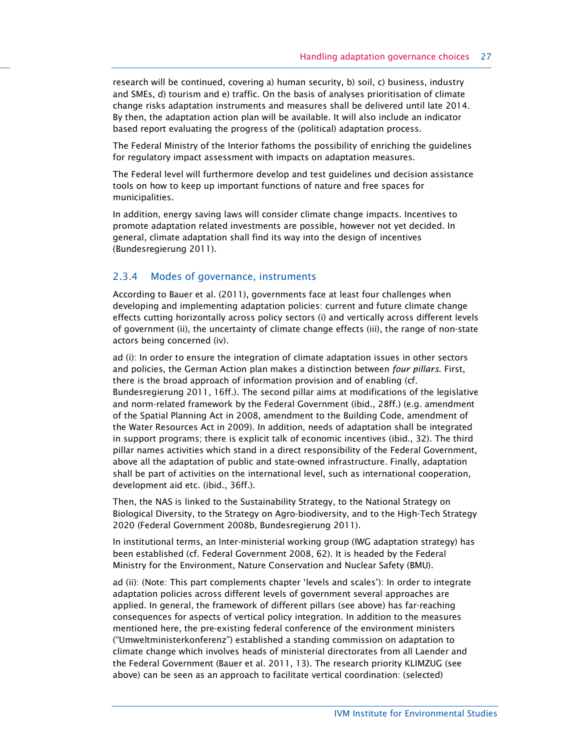research will be continued, covering a) human security, b) soil, c) business, industry and SMEs, d) tourism and e) traffic. On the basis of analyses prioritisation of climate change risks adaptation instruments and measures shall be delivered until late 2014. By then, the adaptation action plan will be available. It will also include an indicator based report evaluating the progress of the (political) adaptation process.

The Federal Ministry of the Interior fathoms the possibility of enriching the guidelines for regulatory impact assessment with impacts on adaptation measures.

The Federal level will furthermore develop and test guidelines und decision assistance tools on how to keep up important functions of nature and free spaces for municipalities.

In addition, energy saving laws will consider climate change impacts. Incentives to promote adaptation related investments are possible, however not yet decided. In general, climate adaptation shall find its way into the design of incentives (Bundesregierung 2011).

### 2.3.4 Modes of governance, instruments

According to Bauer et al. (2011), governments face at least four challenges when developing and implementing adaptation policies: current and future climate change effects cutting horizontally across policy sectors (i) and vertically across different levels of government (ii), the uncertainty of climate change effects (iii), the range of non-state actors being concerned (iv).

ad (i): In order to ensure the integration of climate adaptation issues in other sectors and policies, the German Action plan makes a distinction between *four pillars*. First, there is the broad approach of information provision and of enabling (cf. Bundesregierung 2011, 16ff.). The second pillar aims at modifications of the legislative and norm-related framework by the Federal Government (ibid., 28ff.) (e.g. amendment of the Spatial Planning Act in 2008, amendment to the Building Code, amendment of the Water Resources Act in 2009). In addition, needs of adaptation shall be integrated in support programs; there is explicit talk of economic incentives (ibid., 32). The third pillar names activities which stand in a direct responsibility of the Federal Government, above all the adaptation of public and state-owned infrastructure. Finally, adaptation shall be part of activities on the international level, such as international cooperation, development aid etc. (ibid., 36ff.).

Then, the NAS is linked to the Sustainability Strategy, to the National Strategy on Biological Diversity, to the Strategy on Agro-biodiversity, and to the High-Tech Strategy 2020 (Federal Government 2008b, Bundesregierung 2011).

In institutional terms, an Inter-ministerial working group (IWG adaptation strategy) has been established (cf. Federal Government 2008, 62). It is headed by the Federal Ministry for the Environment, Nature Conservation and Nuclear Safety (BMU).

ad (ii): (Note: This part complements chapter 'levels and scales'): In order to integrate adaptation policies across different levels of government several approaches are applied. In general, the framework of different pillars (see above) has far-reaching consequences for aspects of vertical policy integration. In addition to the measures mentioned here, the pre-existing federal conference of the environment ministers ("Umweltministerkonferenz") established a standing commission on adaptation to climate change which involves heads of ministerial directorates from all Laender and the Federal Government (Bauer et al. 2011, 13). The research priority KLIMZUG (see above) can be seen as an approach to facilitate vertical coordination: (selected)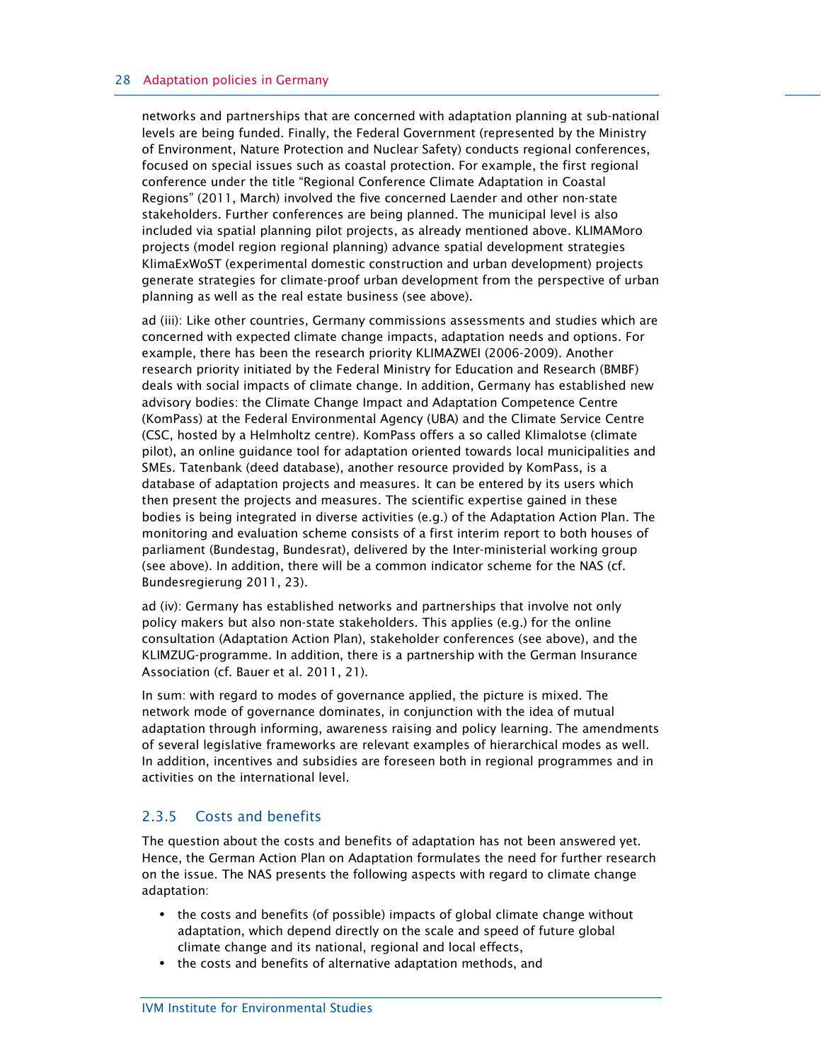networks and partnerships that are concerned with adaptation planning at sub-national levels are being funded. Finally, the Federal Government (represented by the Ministry of Environment, Nature Protection and Nuclear Safety) conducts regional conferences, focused on special issues such as coastal protection. For example, the first regional conference under the title "Regional Conference Climate Adaptation in Coastal Regions" (2011, March) involved the five concerned Laender and other non-state stakeholders. Further conferences are being planned. The municipal level is also included via spatial planning pilot projects, as already mentioned above. KLIMAMoro projects (model region regional planning) advance spatial development strategies KlimaExWoST (experimental domestic construction and urban development) projects generate strategies for climate-proof urban development from the perspective of urban planning as well as the real estate business (see above).

ad (iii): Like other countries, Germany commissions assessments and studies which are concerned with expected climate change impacts, adaptation needs and options. For example, there has been the research priority KLIMAZWEI (2006-2009). Another research priority initiated by the Federal Ministry for Education and Research (BMBF) deals with social impacts of climate change. In addition, Germany has established new advisory bodies: the Climate Change Impact and Adaptation Competence Centre (KomPass) at the Federal Environmental Agency (UBA) and the Climate Service Centre (CSC, hosted by a Helmholtz centre). KomPass offers a so called Klimalotse (climate pilot), an online guidance tool for adaptation oriented towards local municipalities and SMEs. Tatenbank (deed database), another resource provided by KomPass, is a database of adaptation projects and measures. It can be entered by its users which then present the projects and measures. The scientific expertise gained in these bodies is being integrated in diverse activities (e.g.) of the Adaptation Action Plan. The monitoring and evaluation scheme consists of a first interim report to both houses of parliament (Bundestag, Bundesrat), delivered by the Inter-ministerial working group (see above). In addition, there will be a common indicator scheme for the NAS (cf. Bundesregierung 2011, 23).

ad (iv): Germany has established networks and partnerships that involve not only policy makers but also non-state stakeholders. This applies (e.g.) for the online consultation (Adaptation Action Plan), stakeholder conferences (see above), and the KLIMZUG-programme. In addition, there is a partnership with the German Insurance Association (cf. Bauer et al. 2011, 21).

In sum: with regard to modes of governance applied, the picture is mixed. The network mode of governance dominates, in conjunction with the idea of mutual adaptation through informing, awareness raising and policy learning. The amendments of several legislative frameworks are relevant examples of hierarchical modes as well. In addition, incentives and subsidies are foreseen both in regional programmes and in activities on the international level.

### 2.3.5 Costs and benefits

The question about the costs and benefits of adaptation has not been answered yet. Hence, the German Action Plan on Adaptation formulates the need for further research on the issue. The NAS presents the following aspects with regard to climate change adaptation:

- the costs and benefits (of possible) impacts of global climate change without adaptation, which depend directly on the scale and speed of future global climate change and its national, regional and local effects,
- the costs and benefits of alternative adaptation methods, and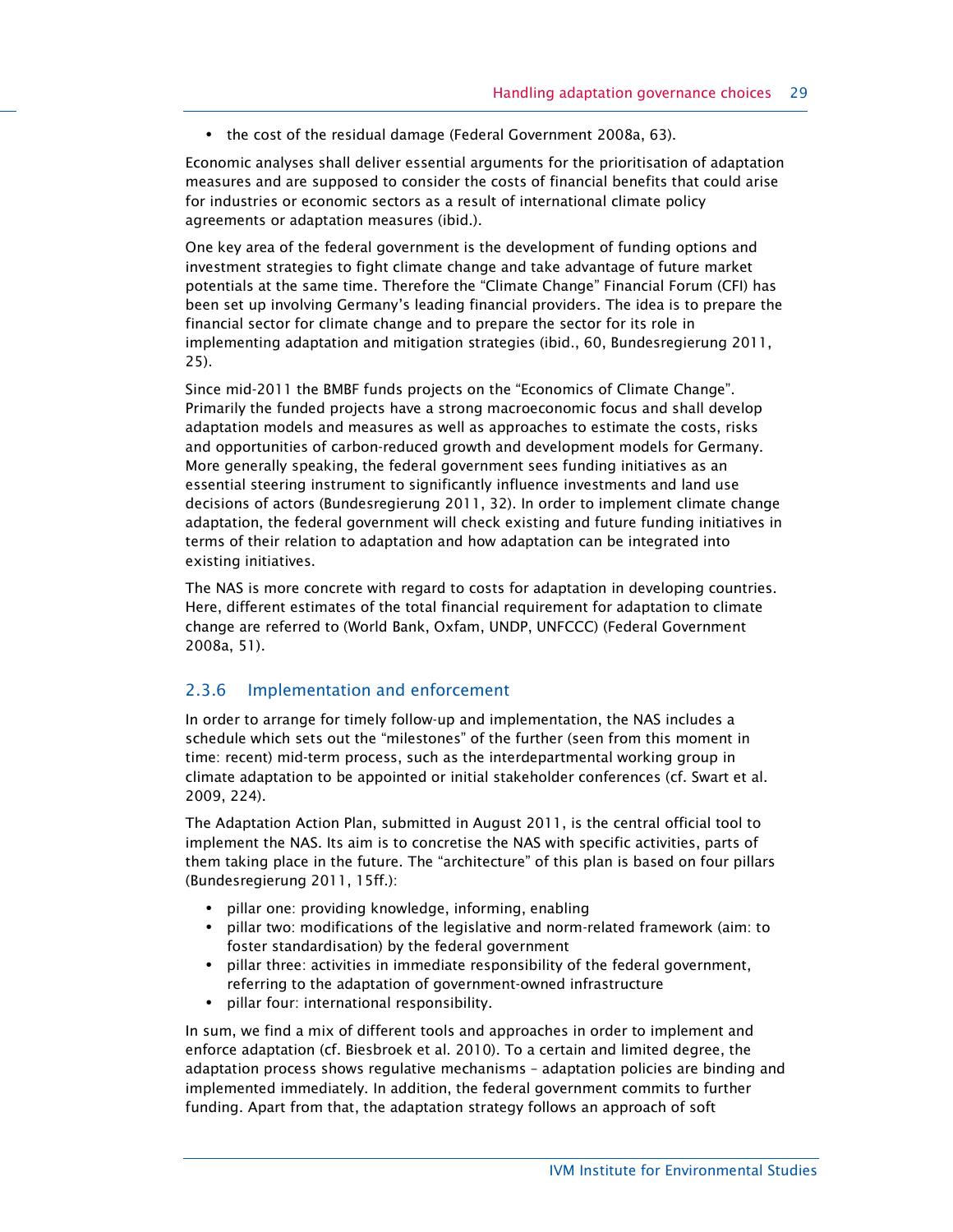- the cost of the residual damage (Federal Government 2008a, 63).

Economic analyses shall deliver essential arguments for the prioritisation of adaptation measures and are supposed to consider the costs of financial benefits that could arise for industries or economic sectors as a result of international climate policy agreements or adaptation measures (ibid.).

One key area of the federal government is the development of funding options and investment strategies to fight climate change and take advantage of future market potentials at the same time. Therefore the "Climate Change" Financial Forum (CFI) has been set up involving Germany's leading financial providers. The idea is to prepare the financial sector for climate change and to prepare the sector for its role in implementing adaptation and mitigation strategies (ibid., 60, Bundesregierung 2011, 25).

Since mid-2011 the BMBF funds projects on the "Economics of Climate Change". Primarily the funded projects have a strong macroeconomic focus and shall develop adaptation models and measures as well as approaches to estimate the costs, risks and opportunities of carbon-reduced growth and development models for Germany. More generally speaking, the federal government sees funding initiatives as an essential steering instrument to significantly influence investments and land use decisions of actors (Bundesregierung 2011, 32). In order to implement climate change adaptation, the federal government will check existing and future funding initiatives in terms of their relation to adaptation and how adaptation can be integrated into existing initiatives.

The NAS is more concrete with regard to costs for adaptation in developing countries. Here, different estimates of the total financial requirement for adaptation to climate change are referred to (World Bank, Oxfam, UNDP, UNFCCC) (Federal Government 2008a, 51).

### 2.3.6 Implementation and enforcement

In order to arrange for timely follow-up and implementation, the NAS includes a schedule which sets out the "milestones" of the further (seen from this moment in time: recent) mid-term process, such as the interdepartmental working group in climate adaptation to be appointed or initial stakeholder conferences (cf. Swart et al. 2009, 224).

The Adaptation Action Plan, submitted in August 2011, is the central official tool to implement the NAS. Its aim is to concretise the NAS with specific activities, parts of them taking place in the future. The "architecture" of this plan is based on four pillars (Bundesregierung 2011, 15ff.):

- pillar one: providing knowledge, informing, enabling
- pillar two: modifications of the legislative and norm-related framework (aim: to foster standardisation) by the federal government
- pillar three: activities in immediate responsibility of the federal government, referring to the adaptation of government-owned infrastructure
- pillar four: international responsibility.

In sum, we find a mix of different tools and approaches in order to implement and enforce adaptation (cf. Biesbroek et al. 2010). To a certain and limited degree, the adaptation process shows regulative mechanisms – adaptation policies are binding and implemented immediately. In addition, the federal government commits to further funding. Apart from that, the adaptation strategy follows an approach of soft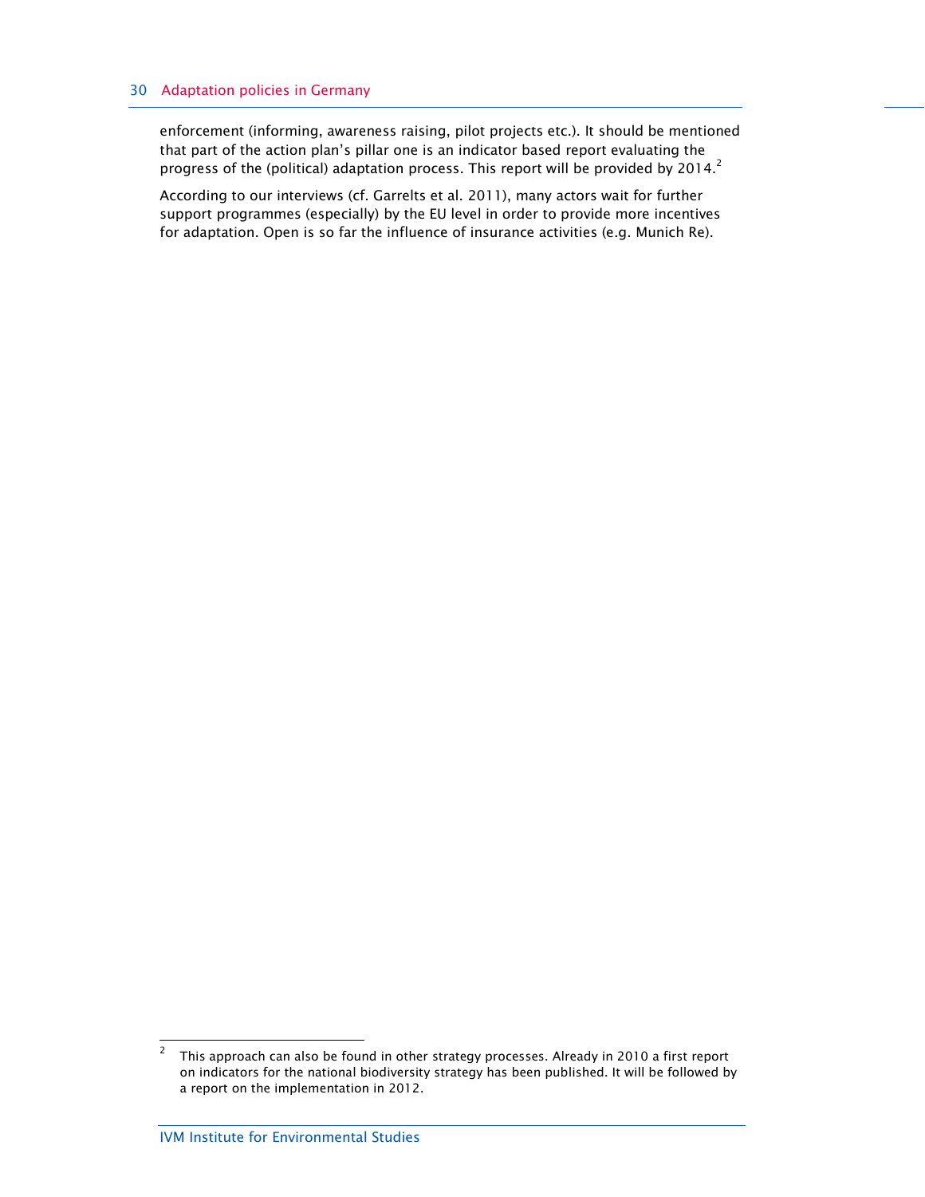enforcement (informing, awareness raising, pilot projects etc.). It should be mentioned that part of the action plan's pillar one is an indicator based report evaluating the progress of the (political) adaptation process. This report will be provided by 2014.[2]

According to our interviews (cf. Garrelts et al. 2011), many actors wait for further support programmes (especially) by the EU level in order to provide more incentives for adaptation. Open is so far the influence of insurance activities (e.g. Munich Re).

---

[2] This approach can also be found in other strategy processes. Already in 2010 a first report on indicators for the national biodiversity strategy has been published. It will be followed by a report on the implementation in 2012.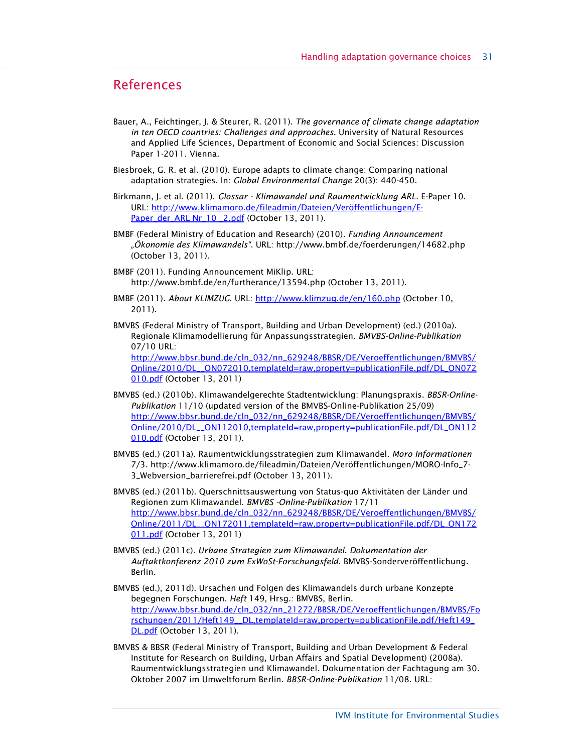# References

Bauer, A., Feichtinger, J. & Steurer, R. (2011). *The governance of climate change adaptation in ten OECD countries: Challenges and approaches*. University of Natural Resources and Applied Life Sciences, Department of Economic and Social Sciences: Discussion Paper 1-2011. Vienna.

Biesbroek, G. R. et al. (2010). Europe adapts to climate change: Comparing national adaptation strategies. In: *Global Environmental Change* 20(3): 440-450.

Birkmann, J. et al. (2011). *Glossar - Klimawandel und Raumentwicklung ARL*. E-Paper 10. URL: http://www.klimamoro.de/fileadmin/Dateien/Veröffentlichungen/E-Paper_der_ARL_Nr_10 _2.pdf (October 13, 2011).

BMBF (Federal Ministry of Education and Research) (2010). *Funding Announcement „Ökonomie des Klimawandels"*. URL: http://www.bmbf.de/foerderungen/14682.php (October 13, 2011).

BMBF (2011). Funding Announcement MiKlip. URL: http://www.bmbf.de/en/furtherance/13594.php (October 13, 2011).

BMBF (2011). *About KLIMZUG*. URL: http://www.klimzug.de/en/160.php (October 10, 2011).

BMVBS (Federal Ministry of Transport, Building and Urban Development) (ed.) (2010a). Regionale Klimamodellierung für Anpassungsstrategien. *BMVBS-Online-Publikation* 07/10 URL: http://www.bbsr.bund.de/cln_032/nn_629248/BBSR/DE/Veroeffentlichungen/BMVBS/Online/2010/DL__ON072010,templateId=raw,property=publicationFile.pdf/DL_ON072010.pdf (October 13, 2011)

BMVBS (ed.) (2010b). Klimawandelgerechte Stadtentwicklung: Planungspraxis. *BBSR-Online-Publikation* 11/10 (updated version of the BMVBS-Online-Publikation 25/09) http://www.bbsr.bund.de/cln_032/nn_629248/BBSR/DE/Veroeffentlichungen/BMVBS/Online/2010/DL__ON112010,templateId=raw,property=publicationFile.pdf/DL_ON112010.pdf (October 13, 2011).

BMVBS (ed.) (2011a). Raumentwicklungsstrategien zum Klimawandel. *Moro Informationen* 7/3. http://www.klimamoro.de/fileadmin/Dateien/Veröffentlichungen/MORO-Info_7-3_Webversion_barrierefrei.pdf (October 13, 2011).

BMVBS (ed.) (2011b). Querschnittsauswertung von Status-quo Aktivitäten der Länder und Regionen zum Klimawandel. *BMVBS -Online-Publikation* 17/11 http://www.bbsr.bund.de/cln_032/nn_629248/BBSR/DE/Veroeffentlichungen/BMVBS/Online/2011/DL__ON172011,templateId=raw,property=publicationFile.pdf/DL_ON172011.pdf (October 13, 2011)

BMVBS (ed.) (2011c). *Urbane Strategien zum Klimawandel. Dokumentation der Auftaktkonferenz 2010 zum ExWoSt-Forschungsfeld*. BMVBS-Sonderveröffentlichung. Berlin.

BMVBS (ed.), 2011d). Ursachen und Folgen des Klimawandels durch urbane Konzepte begegnen Forschungen. *Heft* 149, Hrsg.: BMVBS, Berlin. http://www.bbsr.bund.de/cln_032/nn_21272/BBSR/DE/Veroeffentlichungen/BMVBS/Forschungen/2011/Heft149__DL,templateId=raw,property=publicationFile.pdf/Heft149_DL.pdf (October 13, 2011).

BMVBS & BBSR (Federal Ministry of Transport, Building and Urban Development & Federal Institute for Research on Building, Urban Affairs and Spatial Development) (2008a). Raumentwicklungsstrategien und Klimawandel. Dokumentation der Fachtagung am 30. Oktober 2007 im Umweltforum Berlin. *BBSR-Online-Publikation* 11/08. URL: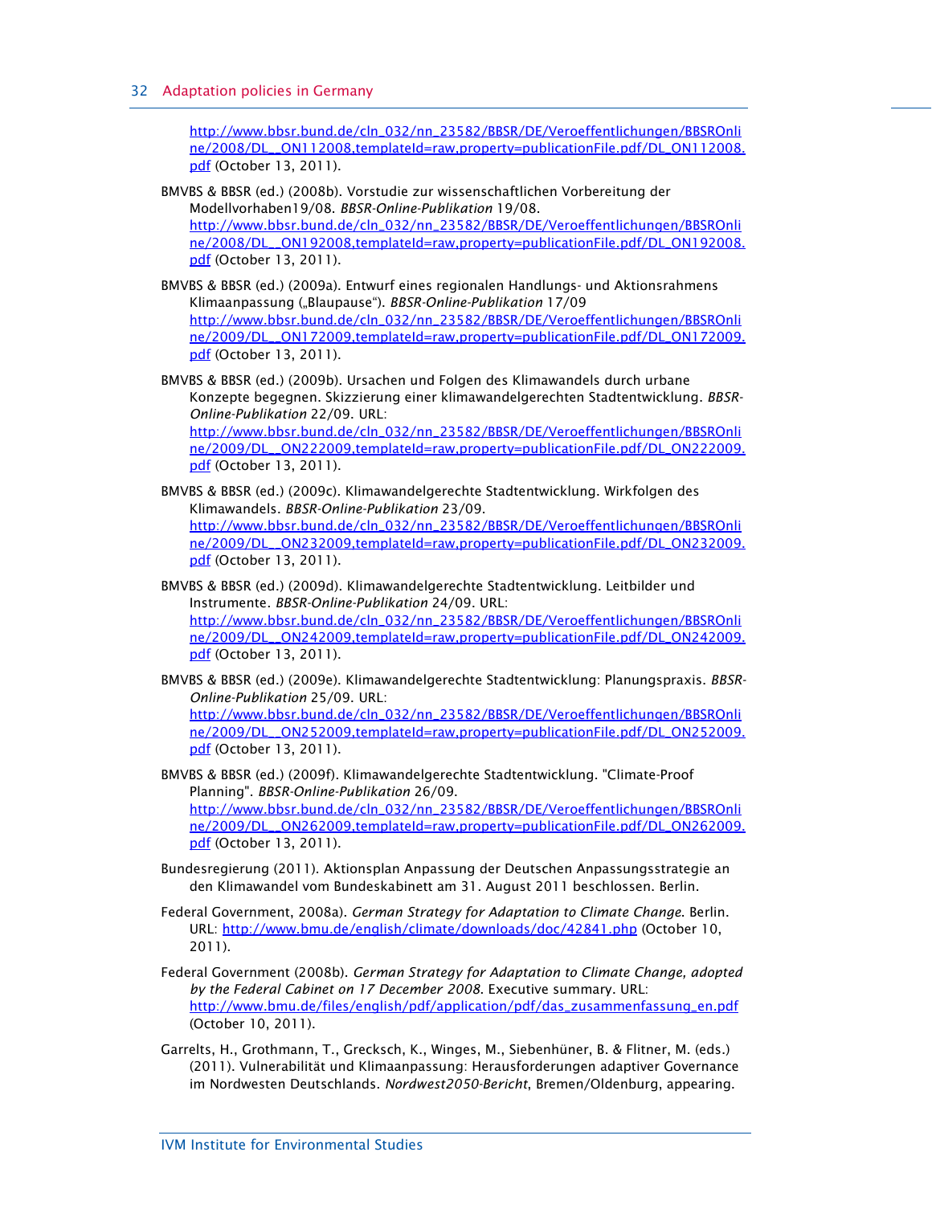http://www.bbsr.bund.de/cln_032/nn_23582/BBSR/DE/Veroeffentlichungen/BBSROnline/2008/DL__ON112008,templateId=raw,property=publicationFile.pdf/DL_ON112008.pdf (October 13, 2011).

BMVBS & BBSR (ed.) (2008b). Vorstudie zur wissenschaftlichen Vorbereitung der Modellvorhaben19/08. *BBSR-Online-Publikation* 19/08. http://www.bbsr.bund.de/cln_032/nn_23582/BBSR/DE/Veroeffentlichungen/BBSROnline/2008/DL__ON192008,templateId=raw,property=publicationFile.pdf/DL_ON192008.pdf (October 13, 2011).

BMVBS & BBSR (ed.) (2009a). Entwurf eines regionalen Handlungs- und Aktionsrahmens Klimaanpassung („Blaupause"). *BBSR-Online-Publikation* 17/09 http://www.bbsr.bund.de/cln_032/nn_23582/BBSR/DE/Veroeffentlichungen/BBSROnline/2009/DL__ON172009,templateId=raw,property=publicationFile.pdf/DL_ON172009.pdf (October 13, 2011).

BMVBS & BBSR (ed.) (2009b). Ursachen und Folgen des Klimawandels durch urbane Konzepte begegnen. Skizzierung einer klimawandelgerechten Stadtentwicklung. *BBSR-Online-Publikation* 22/09. URL: http://www.bbsr.bund.de/cln_032/nn_23582/BBSR/DE/Veroeffentlichungen/BBSROnline/2009/DL__ON222009,templateId=raw,property=publicationFile.pdf/DL_ON222009.pdf (October 13, 2011).

BMVBS & BBSR (ed.) (2009c). Klimawandelgerechte Stadtentwicklung. Wirkfolgen des Klimawandels. *BBSR-Online-Publikation* 23/09. http://www.bbsr.bund.de/cln_032/nn_23582/BBSR/DE/Veroeffentlichungen/BBSROnline/2009/DL__ON232009,templateId=raw,property=publicationFile.pdf/DL_ON232009.pdf (October 13, 2011).

BMVBS & BBSR (ed.) (2009d). Klimawandelgerechte Stadtentwicklung. Leitbilder und Instrumente. *BBSR-Online-Publikation* 24/09. URL: http://www.bbsr.bund.de/cln_032/nn_23582/BBSR/DE/Veroeffentlichungen/BBSROnline/2009/DL__ON242009,templateId=raw,property=publicationFile.pdf/DL_ON242009.pdf (October 13, 2011).

BMVBS & BBSR (ed.) (2009e). Klimawandelgerechte Stadtentwicklung: Planungspraxis. *BBSR-Online-Publikation* 25/09. URL: http://www.bbsr.bund.de/cln_032/nn_23582/BBSR/DE/Veroeffentlichungen/BBSROnline/2009/DL__ON252009,templateId=raw,property=publicationFile.pdf/DL_ON252009.pdf (October 13, 2011).

BMVBS & BBSR (ed.) (2009f). Klimawandelgerechte Stadtentwicklung. "Climate-Proof Planning". *BBSR-Online-Publikation* 26/09. http://www.bbsr.bund.de/cln_032/nn_23582/BBSR/DE/Veroeffentlichungen/BBSROnline/2009/DL__ON262009,templateId=raw,property=publicationFile.pdf/DL_ON262009.pdf (October 13, 2011).

Bundesregierung (2011). Aktionsplan Anpassung der Deutschen Anpassungsstrategie an den Klimawandel vom Bundeskabinett am 31. August 2011 beschlossen. Berlin.

Federal Government, 2008a). *German Strategy for Adaptation to Climate Change*. Berlin. URL: http://www.bmu.de/english/climate/downloads/doc/42841.php (October 10, 2011).

Federal Government (2008b). *German Strategy for Adaptation to Climate Change, adopted by the Federal Cabinet on 17 December 2008*. Executive summary. URL: http://www.bmu.de/files/english/pdf/application/pdf/das_zusammenfassung_en.pdf (October 10, 2011).

Garrelts, H., Grothmann, T., Grecksch, K., Winges, M., Siebenhüner, B. & Flitner, M. (eds.) (2011). Vulnerabilität und Klimaanpassung: Herausforderungen adaptiver Governance im Nordwesten Deutschlands. *Nordwest2050-Bericht*, Bremen/Oldenburg, appearing.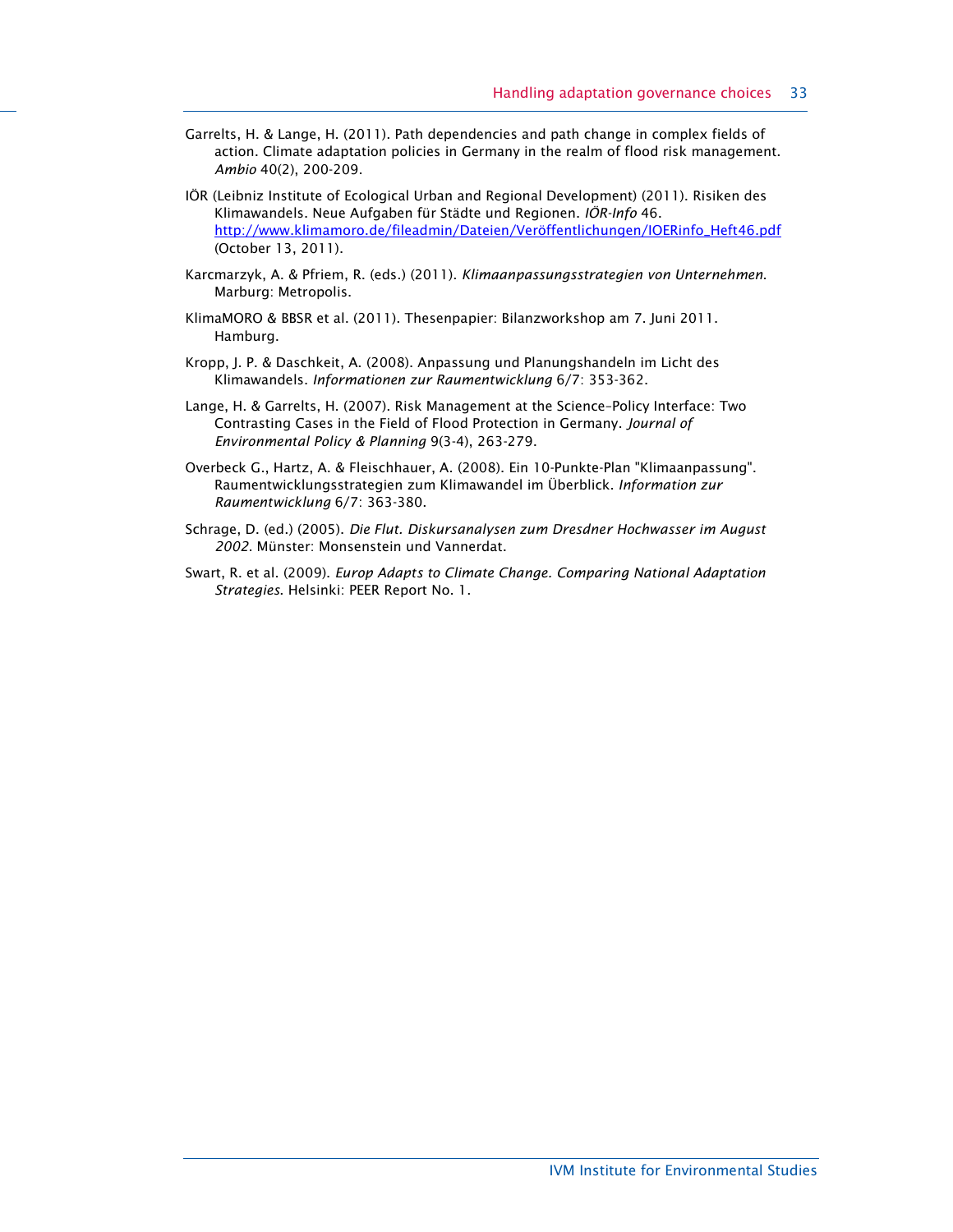Garrelts, H. & Lange, H. (2011). Path dependencies and path change in complex fields of action. Climate adaptation policies in Germany in the realm of flood risk management. *Ambio* 40(2), 200-209.

IÖR (Leibniz Institute of Ecological Urban and Regional Development) (2011). Risiken des Klimawandels. Neue Aufgaben für Städte und Regionen. *IÖR-Info* 46. http://www.klimamoro.de/fileadmin/Dateien/Veröffentlichungen/IOERinfo_Heft46.pdf (October 13, 2011).

Karcmarzyk, A. & Pfriem, R. (eds.) (2011). *Klimaanpassungsstrategien von Unternehmen*. Marburg: Metropolis.

KlimaMORO & BBSR et al. (2011). Thesenpapier: Bilanzworkshop am 7. Juni 2011. Hamburg.

Kropp, J. P. & Daschkeit, A. (2008). Anpassung und Planungshandeln im Licht des Klimawandels. *Informationen zur Raumentwicklung* 6/7: 353-362.

Lange, H. & Garrelts, H. (2007). Risk Management at the Science–Policy Interface: Two Contrasting Cases in the Field of Flood Protection in Germany. *Journal of Environmental Policy & Planning* 9(3-4), 263-279.

Overbeck G., Hartz, A. & Fleischhauer, A. (2008). Ein 10-Punkte-Plan "Klimaanpassung". Raumentwicklungsstrategien zum Klimawandel im Überblick. *Information zur Raumentwicklung* 6/7: 363-380.

Schrage, D. (ed.) (2005). *Die Flut. Diskursanalysen zum Dresdner Hochwasser im August 2002*. Münster: Monsenstein und Vannerdat.

Swart, R. et al. (2009). *Europ Adapts to Climate Change. Comparing National Adaptation Strategies*. Helsinki: PEER Report No. 1.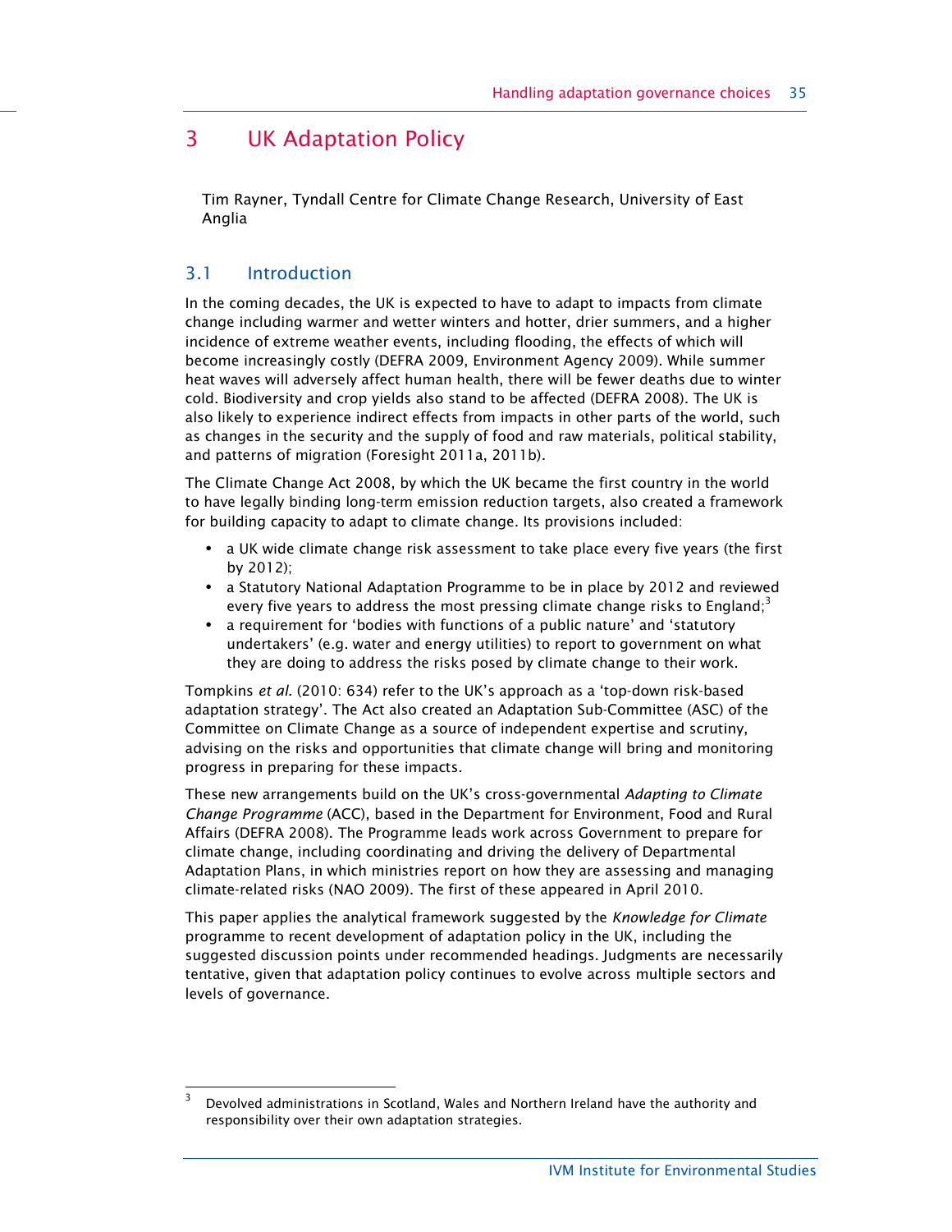# 3 UK Adaptation Policy

Tim Rayner, Tyndall Centre for Climate Change Research, University of East Anglia

## 3.1 Introduction

In the coming decades, the UK is expected to have to adapt to impacts from climate change including warmer and wetter winters and hotter, drier summers, and a higher incidence of extreme weather events, including flooding, the effects of which will become increasingly costly (DEFRA 2009, Environment Agency 2009). While summer heat waves will adversely affect human health, there will be fewer deaths due to winter cold. Biodiversity and crop yields also stand to be affected (DEFRA 2008). The UK is also likely to experience indirect effects from impacts in other parts of the world, such as changes in the security and the supply of food and raw materials, political stability, and patterns of migration (Foresight 2011a, 2011b).

The Climate Change Act 2008, by which the UK became the first country in the world to have legally binding long-term emission reduction targets, also created a framework for building capacity to adapt to climate change. Its provisions included:

- a UK wide climate change risk assessment to take place every five years (the first by 2012);
- a Statutory National Adaptation Programme to be in place by 2012 and reviewed every five years to address the most pressing climate change risks to England;[3]
- a requirement for 'bodies with functions of a public nature' and 'statutory undertakers' (e.g. water and energy utilities) to report to government on what they are doing to address the risks posed by climate change to their work.

Tompkins *et al.* (2010: 634) refer to the UK's approach as a 'top-down risk-based adaptation strategy'. The Act also created an Adaptation Sub-Committee (ASC) of the Committee on Climate Change as a source of independent expertise and scrutiny, advising on the risks and opportunities that climate change will bring and monitoring progress in preparing for these impacts.

These new arrangements build on the UK's cross-governmental *Adapting to Climate Change Programme* (ACC), based in the Department for Environment, Food and Rural Affairs (DEFRA 2008). The Programme leads work across Government to prepare for climate change, including coordinating and driving the delivery of Departmental Adaptation Plans, in which ministries report on how they are assessing and managing climate-related risks (NAO 2009). The first of these appeared in April 2010.

This paper applies the analytical framework suggested by the *Knowledge for Climate* programme to recent development of adaptation policy in the UK, including the suggested discussion points under recommended headings. Judgments are necessarily tentative, given that adaptation policy continues to evolve across multiple sectors and levels of governance.

[3] Devolved administrations in Scotland, Wales and Northern Ireland have the authority and responsibility over their own adaptation strategies.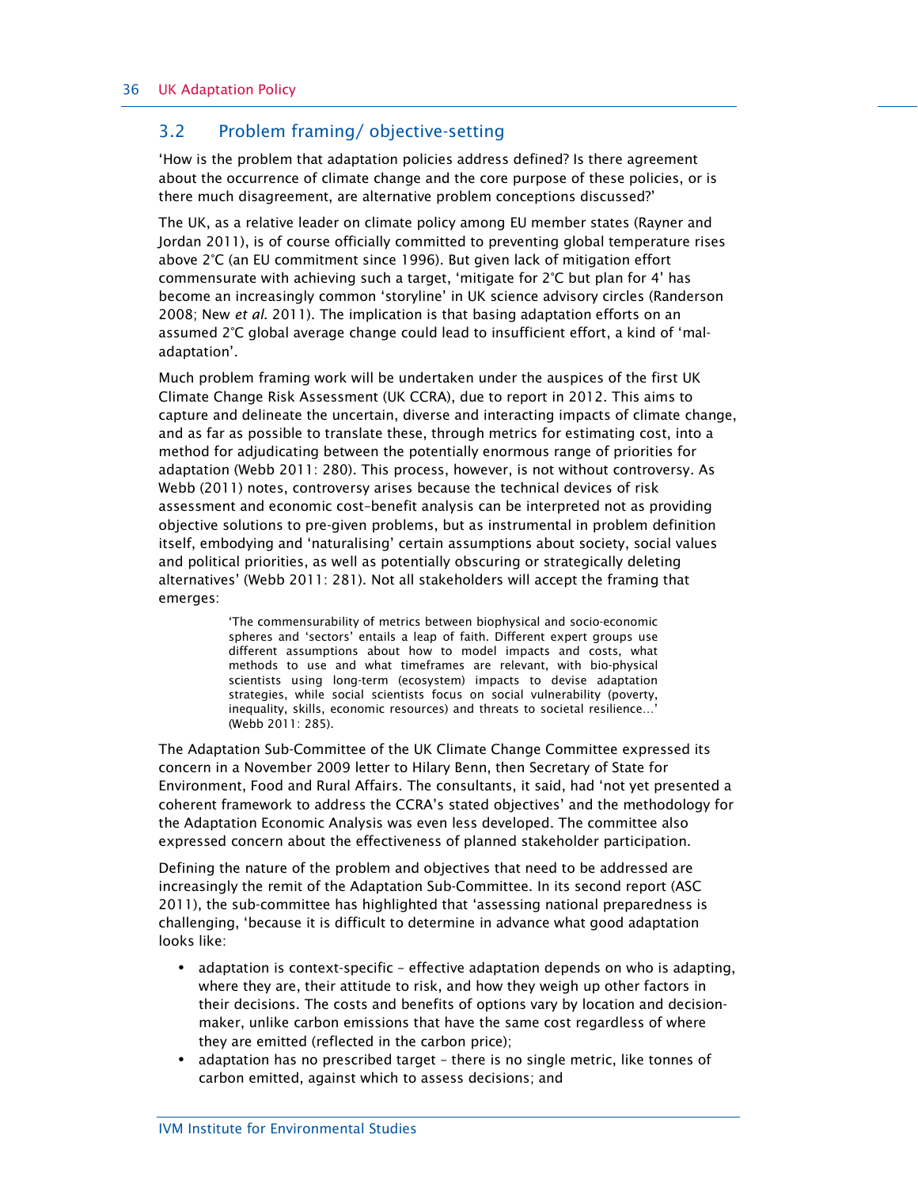## 3.2 Problem framing/ objective-setting

'How is the problem that adaptation policies address defined? Is there agreement about the occurrence of climate change and the core purpose of these policies, or is there much disagreement, are alternative problem conceptions discussed?'

The UK, as a relative leader on climate policy among EU member states (Rayner and Jordan 2011), is of course officially committed to preventing global temperature rises above 2°C (an EU commitment since 1996). But given lack of mitigation effort commensurate with achieving such a target, 'mitigate for 2°C but plan for 4' has become an increasingly common 'storyline' in UK science advisory circles (Randerson 2008; New *et al.* 2011). The implication is that basing adaptation efforts on an assumed 2°C global average change could lead to insufficient effort, a kind of 'mal-adaptation'.

Much problem framing work will be undertaken under the auspices of the first UK Climate Change Risk Assessment (UK CCRA), due to report in 2012. This aims to capture and delineate the uncertain, diverse and interacting impacts of climate change, and as far as possible to translate these, through metrics for estimating cost, into a method for adjudicating between the potentially enormous range of priorities for adaptation (Webb 2011: 280). This process, however, is not without controversy. As Webb (2011) notes, controversy arises because the technical devices of risk assessment and economic cost–benefit analysis can be interpreted not as providing objective solutions to pre-given problems, but as instrumental in problem definition itself, embodying and 'naturalising' certain assumptions about society, social values and political priorities, as well as potentially obscuring or strategically deleting alternatives' (Webb 2011: 281). Not all stakeholders will accept the framing that emerges:

> 'The commensurability of metrics between biophysical and socio-economic spheres and 'sectors' entails a leap of faith. Different expert groups use different assumptions about how to model impacts and costs, what methods to use and what timeframes are relevant, with bio-physical scientists using long-term (ecosystem) impacts to devise adaptation strategies, while social scientists focus on social vulnerability (poverty, inequality, skills, economic resources) and threats to societal resilience…' (Webb 2011: 285).

The Adaptation Sub-Committee of the UK Climate Change Committee expressed its concern in a November 2009 letter to Hilary Benn, then Secretary of State for Environment, Food and Rural Affairs. The consultants, it said, had 'not yet presented a coherent framework to address the CCRA's stated objectives' and the methodology for the Adaptation Economic Analysis was even less developed. The committee also expressed concern about the effectiveness of planned stakeholder participation.

Defining the nature of the problem and objectives that need to be addressed are increasingly the remit of the Adaptation Sub-Committee. In its second report (ASC 2011), the sub-committee has highlighted that 'assessing national preparedness is challenging, 'because it is difficult to determine in advance what good adaptation looks like:

- adaptation is context-specific – effective adaptation depends on who is adapting, where they are, their attitude to risk, and how they weigh up other factors in their decisions. The costs and benefits of options vary by location and decision-maker, unlike carbon emissions that have the same cost regardless of where they are emitted (reflected in the carbon price);
- adaptation has no prescribed target – there is no single metric, like tonnes of carbon emitted, against which to assess decisions; and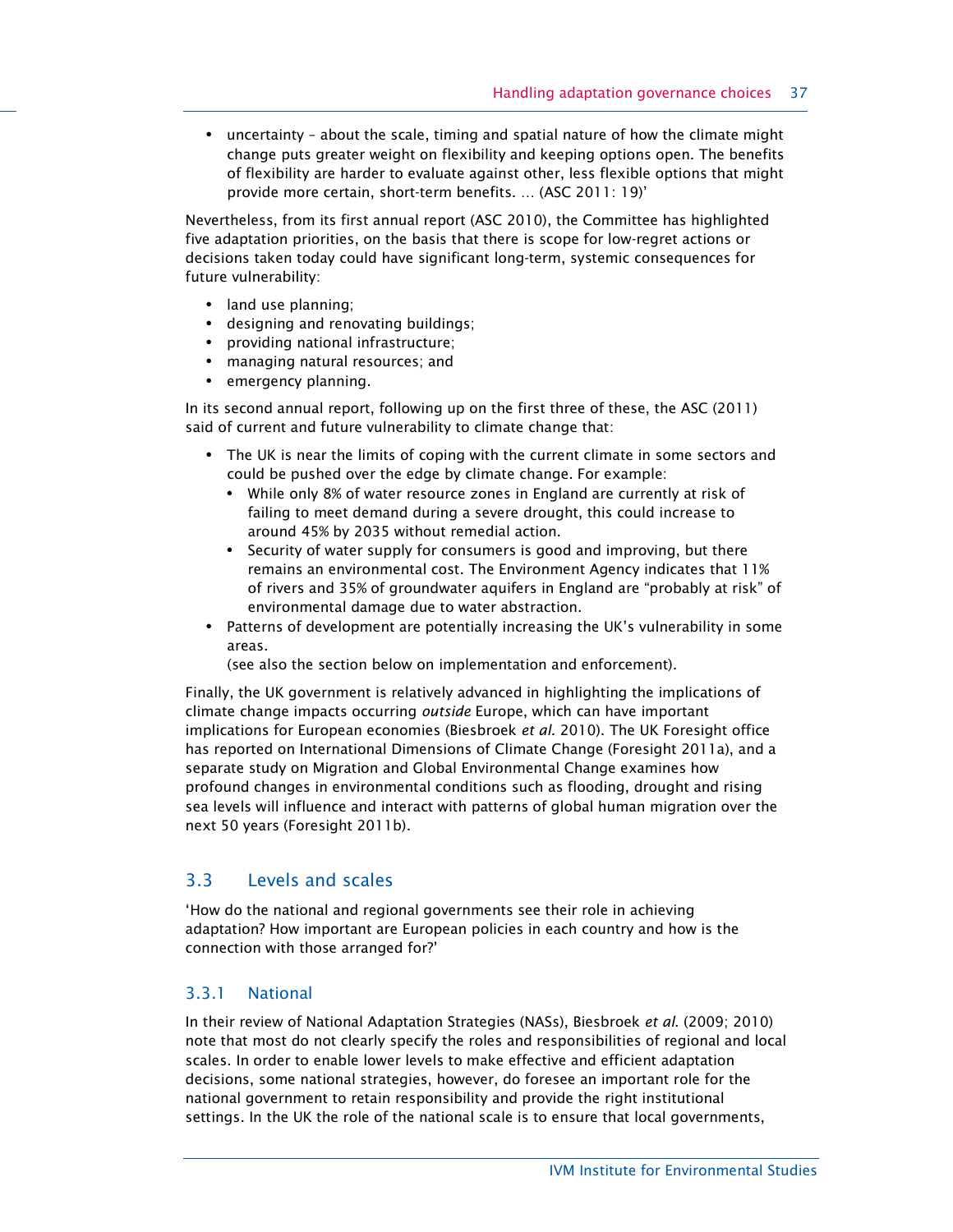- uncertainty – about the scale, timing and spatial nature of how the climate might change puts greater weight on flexibility and keeping options open. The benefits of flexibility are harder to evaluate against other, less flexible options that might provide more certain, short-term benefits. … (ASC 2011: 19)'

Nevertheless, from its first annual report (ASC 2010), the Committee has highlighted five adaptation priorities, on the basis that there is scope for low-regret actions or decisions taken today could have significant long-term, systemic consequences for future vulnerability:

- land use planning;
- designing and renovating buildings;
- providing national infrastructure;
- managing natural resources; and
- emergency planning.

In its second annual report, following up on the first three of these, the ASC (2011) said of current and future vulnerability to climate change that:

- The UK is near the limits of coping with the current climate in some sectors and could be pushed over the edge by climate change. For example:
  - While only 8% of water resource zones in England are currently at risk of failing to meet demand during a severe drought, this could increase to around 45% by 2035 without remedial action.
  - Security of water supply for consumers is good and improving, but there remains an environmental cost. The Environment Agency indicates that 11% of rivers and 35% of groundwater aquifers in England are "probably at risk" of environmental damage due to water abstraction.
- Patterns of development are potentially increasing the UK's vulnerability in some areas.
  (see also the section below on implementation and enforcement).

Finally, the UK government is relatively advanced in highlighting the implications of climate change impacts occurring *outside* Europe, which can have important implications for European economies (Biesbroek *et al.* 2010). The UK Foresight office has reported on International Dimensions of Climate Change (Foresight 2011a), and a separate study on Migration and Global Environmental Change examines how profound changes in environmental conditions such as flooding, drought and rising sea levels will influence and interact with patterns of global human migration over the next 50 years (Foresight 2011b).

## 3.3 Levels and scales

'How do the national and regional governments see their role in achieving adaptation? How important are European policies in each country and how is the connection with those arranged for?'

### 3.3.1 National

In their review of National Adaptation Strategies (NASs), Biesbroek *et al*. (2009; 2010) note that most do not clearly specify the roles and responsibilities of regional and local scales. In order to enable lower levels to make effective and efficient adaptation decisions, some national strategies, however, do foresee an important role for the national government to retain responsibility and provide the right institutional settings. In the UK the role of the national scale is to ensure that local governments,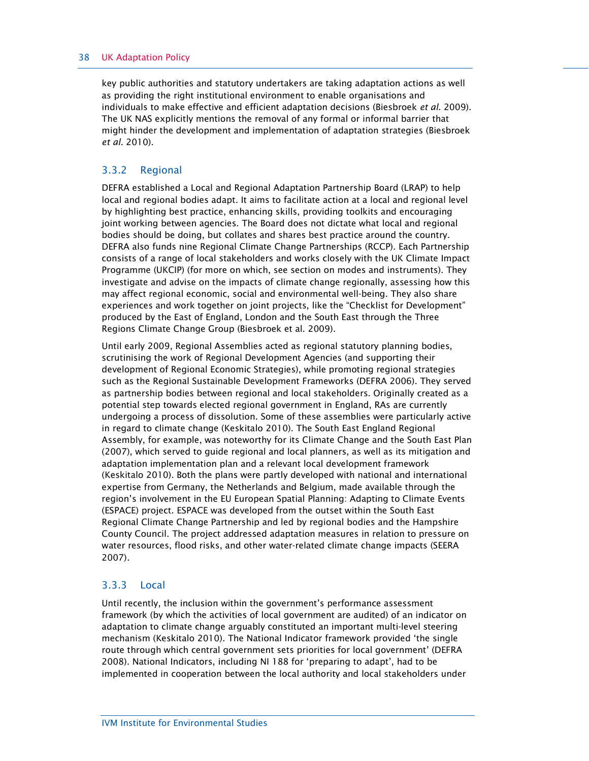key public authorities and statutory undertakers are taking adaptation actions as well as providing the right institutional environment to enable organisations and individuals to make effective and efficient adaptation decisions (Biesbroek *et al.* 2009). The UK NAS explicitly mentions the removal of any formal or informal barrier that might hinder the development and implementation of adaptation strategies (Biesbroek *et al.* 2010).

### 3.3.2 Regional

DEFRA established a Local and Regional Adaptation Partnership Board (LRAP) to help local and regional bodies adapt. It aims to facilitate action at a local and regional level by highlighting best practice, enhancing skills, providing toolkits and encouraging joint working between agencies. The Board does not dictate what local and regional bodies should be doing, but collates and shares best practice around the country. DEFRA also funds nine Regional Climate Change Partnerships (RCCP). Each Partnership consists of a range of local stakeholders and works closely with the UK Climate Impact Programme (UKCIP) (for more on which, see section on modes and instruments). They investigate and advise on the impacts of climate change regionally, assessing how this may affect regional economic, social and environmental well-being. They also share experiences and work together on joint projects, like the "Checklist for Development" produced by the East of England, London and the South East through the Three Regions Climate Change Group (Biesbroek et al. 2009).

Until early 2009, Regional Assemblies acted as regional statutory planning bodies, scrutinising the work of Regional Development Agencies (and supporting their development of Regional Economic Strategies), while promoting regional strategies such as the Regional Sustainable Development Frameworks (DEFRA 2006). They served as partnership bodies between regional and local stakeholders. Originally created as a potential step towards elected regional government in England, RAs are currently undergoing a process of dissolution. Some of these assemblies were particularly active in regard to climate change (Keskitalo 2010). The South East England Regional Assembly, for example, was noteworthy for its Climate Change and the South East Plan (2007), which served to guide regional and local planners, as well as its mitigation and adaptation implementation plan and a relevant local development framework (Keskitalo 2010). Both the plans were partly developed with national and international expertise from Germany, the Netherlands and Belgium, made available through the region's involvement in the EU European Spatial Planning: Adapting to Climate Events (ESPACE) project. ESPACE was developed from the outset within the South East Regional Climate Change Partnership and led by regional bodies and the Hampshire County Council. The project addressed adaptation measures in relation to pressure on water resources, flood risks, and other water-related climate change impacts (SEERA 2007).

### 3.3.3 Local

Until recently, the inclusion within the government's performance assessment framework (by which the activities of local government are audited) of an indicator on adaptation to climate change arguably constituted an important multi-level steering mechanism (Keskitalo 2010). The National Indicator framework provided 'the single route through which central government sets priorities for local government' (DEFRA 2008). National Indicators, including NI 188 for 'preparing to adapt', had to be implemented in cooperation between the local authority and local stakeholders under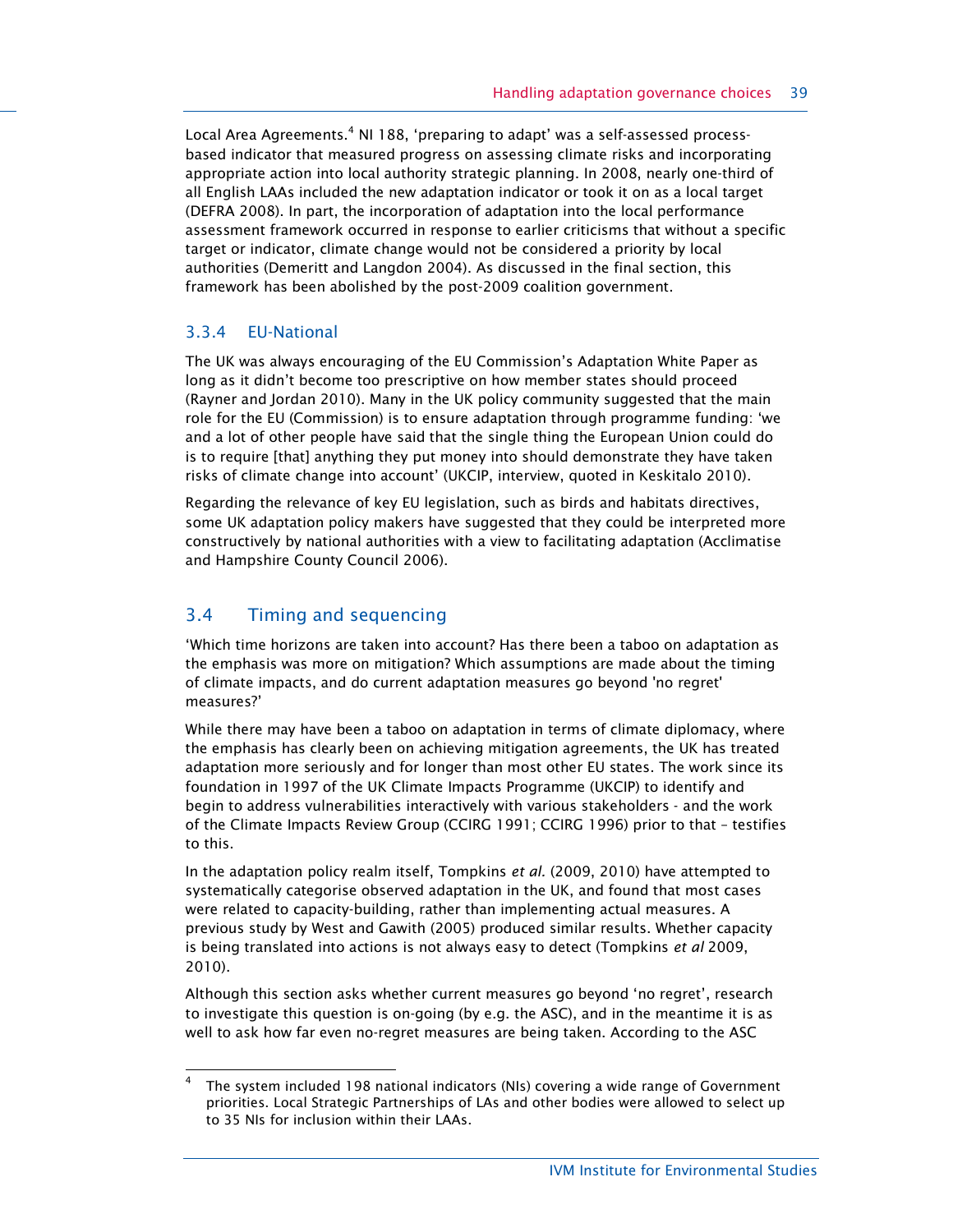Local Area Agreements.[4] NI 188, 'preparing to adapt' was a self-assessed process-based indicator that measured progress on assessing climate risks and incorporating appropriate action into local authority strategic planning. In 2008, nearly one-third of all English LAAs included the new adaptation indicator or took it on as a local target (DEFRA 2008). In part, the incorporation of adaptation into the local performance assessment framework occurred in response to earlier criticisms that without a specific target or indicator, climate change would not be considered a priority by local authorities (Demeritt and Langdon 2004). As discussed in the final section, this framework has been abolished by the post-2009 coalition government.

### 3.3.4 EU-National

The UK was always encouraging of the EU Commission's Adaptation White Paper as long as it didn't become too prescriptive on how member states should proceed (Rayner and Jordan 2010). Many in the UK policy community suggested that the main role for the EU (Commission) is to ensure adaptation through programme funding: 'we and a lot of other people have said that the single thing the European Union could do is to require [that] anything they put money into should demonstrate they have taken risks of climate change into account' (UKCIP, interview, quoted in Keskitalo 2010).

Regarding the relevance of key EU legislation, such as birds and habitats directives, some UK adaptation policy makers have suggested that they could be interpreted more constructively by national authorities with a view to facilitating adaptation (Acclimatise and Hampshire County Council 2006).

## 3.4 Timing and sequencing

'Which time horizons are taken into account? Has there been a taboo on adaptation as the emphasis was more on mitigation? Which assumptions are made about the timing of climate impacts, and do current adaptation measures go beyond 'no regret' measures?'

While there may have been a taboo on adaptation in terms of climate diplomacy, where the emphasis has clearly been on achieving mitigation agreements, the UK has treated adaptation more seriously and for longer than most other EU states. The work since its foundation in 1997 of the UK Climate Impacts Programme (UKCIP) to identify and begin to address vulnerabilities interactively with various stakeholders - and the work of the Climate Impacts Review Group (CCIRG 1991; CCIRG 1996) prior to that – testifies to this.

In the adaptation policy realm itself, Tompkins *et al.* (2009, 2010) have attempted to systematically categorise observed adaptation in the UK, and found that most cases were related to capacity-building, rather than implementing actual measures. A previous study by West and Gawith (2005) produced similar results. Whether capacity is being translated into actions is not always easy to detect (Tompkins *et al* 2009, 2010).

Although this section asks whether current measures go beyond 'no regret', research to investigate this question is on-going (by e.g. the ASC), and in the meantime it is as well to ask how far even no-regret measures are being taken. According to the ASC

[4] The system included 198 national indicators (NIs) covering a wide range of Government priorities. Local Strategic Partnerships of LAs and other bodies were allowed to select up to 35 NIs for inclusion within their LAAs.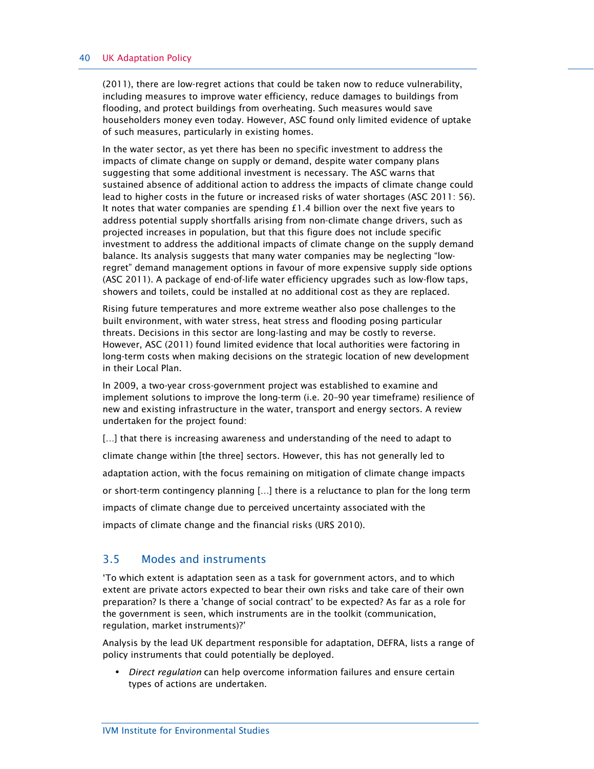(2011), there are low-regret actions that could be taken now to reduce vulnerability, including measures to improve water efficiency, reduce damages to buildings from flooding, and protect buildings from overheating. Such measures would save householders money even today. However, ASC found only limited evidence of uptake of such measures, particularly in existing homes.

In the water sector, as yet there has been no specific investment to address the impacts of climate change on supply or demand, despite water company plans suggesting that some additional investment is necessary. The ASC warns that sustained absence of additional action to address the impacts of climate change could lead to higher costs in the future or increased risks of water shortages (ASC 2011: 56). It notes that water companies are spending £1.4 billion over the next five years to address potential supply shortfalls arising from non-climate change drivers, such as projected increases in population, but that this figure does not include specific investment to address the additional impacts of climate change on the supply demand balance. Its analysis suggests that many water companies may be neglecting "low-regret" demand management options in favour of more expensive supply side options (ASC 2011). A package of end-of-life water efficiency upgrades such as low-flow taps, showers and toilets, could be installed at no additional cost as they are replaced.

Rising future temperatures and more extreme weather also pose challenges to the built environment, with water stress, heat stress and flooding posing particular threats. Decisions in this sector are long-lasting and may be costly to reverse. However, ASC (2011) found limited evidence that local authorities were factoring in long-term costs when making decisions on the strategic location of new development in their Local Plan.

In 2009, a two-year cross-government project was established to examine and implement solutions to improve the long-term (i.e. 20–90 year timeframe) resilience of new and existing infrastructure in the water, transport and energy sectors. A review undertaken for the project found:

> [...] that there is increasing awareness and understanding of the need to adapt to climate change within [the three] sectors. However, this has not generally led to adaptation action, with the focus remaining on mitigation of climate change impacts or short-term contingency planning [...] there is a reluctance to plan for the long term impacts of climate change due to perceived uncertainty associated with the impacts of climate change and the financial risks (URS 2010).

## 3.5 Modes and instruments

'To which extent is adaptation seen as a task for government actors, and to which extent are private actors expected to bear their own risks and take care of their own preparation? Is there a 'change of social contract' to be expected? As far as a role for the government is seen, which instruments are in the toolkit (communication, regulation, market instruments)?'

Analysis by the lead UK department responsible for adaptation, DEFRA, lists a range of policy instruments that could potentially be deployed.

- *Direct regulation* can help overcome information failures and ensure certain types of actions are undertaken.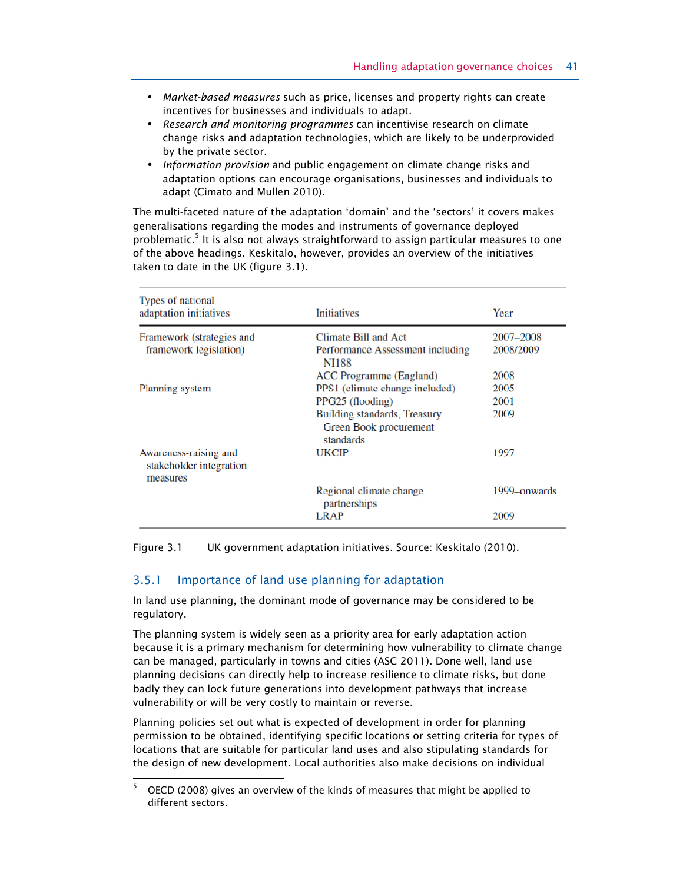- *Market-based measures* such as price, licenses and property rights can create incentives for businesses and individuals to adapt.
- *Research and monitoring programmes* can incentivise research on climate change risks and adaptation technologies, which are likely to be underprovided by the private sector.
- *Information provision* and public engagement on climate change risks and adaptation options can encourage organisations, businesses and individuals to adapt (Cimato and Mullen 2010).

The multi-faceted nature of the adaptation 'domain' and the 'sectors' it covers makes generalisations regarding the modes and instruments of governance deployed problematic.[5] It is also not always straightforward to assign particular measures to one of the above headings. Keskitalo, however, provides an overview of the initiatives taken to date in the UK (figure 3.1).

| Types of national adaptation initiatives | Initiatives | Year |
|---|---|---|
| Framework (strategies and framework legislation) | Climate Bill and Act | 2007–2008 |
| | Performance Assessment including NI188 | 2008/2009 |
| | ACC Programme (England) | 2008 |
| Planning system | PPS1 (climate change included) | 2005 |
| | PPG25 (flooding) | 2001 |
| | Building standards, Treasury Green Book procurement standards | 2009 |
| Awareness-raising and stakeholder integration measures | UKCIP | 1997 |
| | Regional climate change partnerships | 1999–onwards |
| | LRAP | 2009 |

Figure 3.1 UK government adaptation initiatives. Source: Keskitalo (2010).

### 3.5.1 Importance of land use planning for adaptation

In land use planning, the dominant mode of governance may be considered to be regulatory.

The planning system is widely seen as a priority area for early adaptation action because it is a primary mechanism for determining how vulnerability to climate change can be managed, particularly in towns and cities (ASC 2011). Done well, land use planning decisions can directly help to increase resilience to climate risks, but done badly they can lock future generations into development pathways that increase vulnerability or will be very costly to maintain or reverse.

Planning policies set out what is expected of development in order for planning permission to be obtained, identifying specific locations or setting criteria for types of locations that are suitable for particular land uses and also stipulating standards for the design of new development. Local authorities also make decisions on individual

[5] OECD (2008) gives an overview of the kinds of measures that might be applied to different sectors.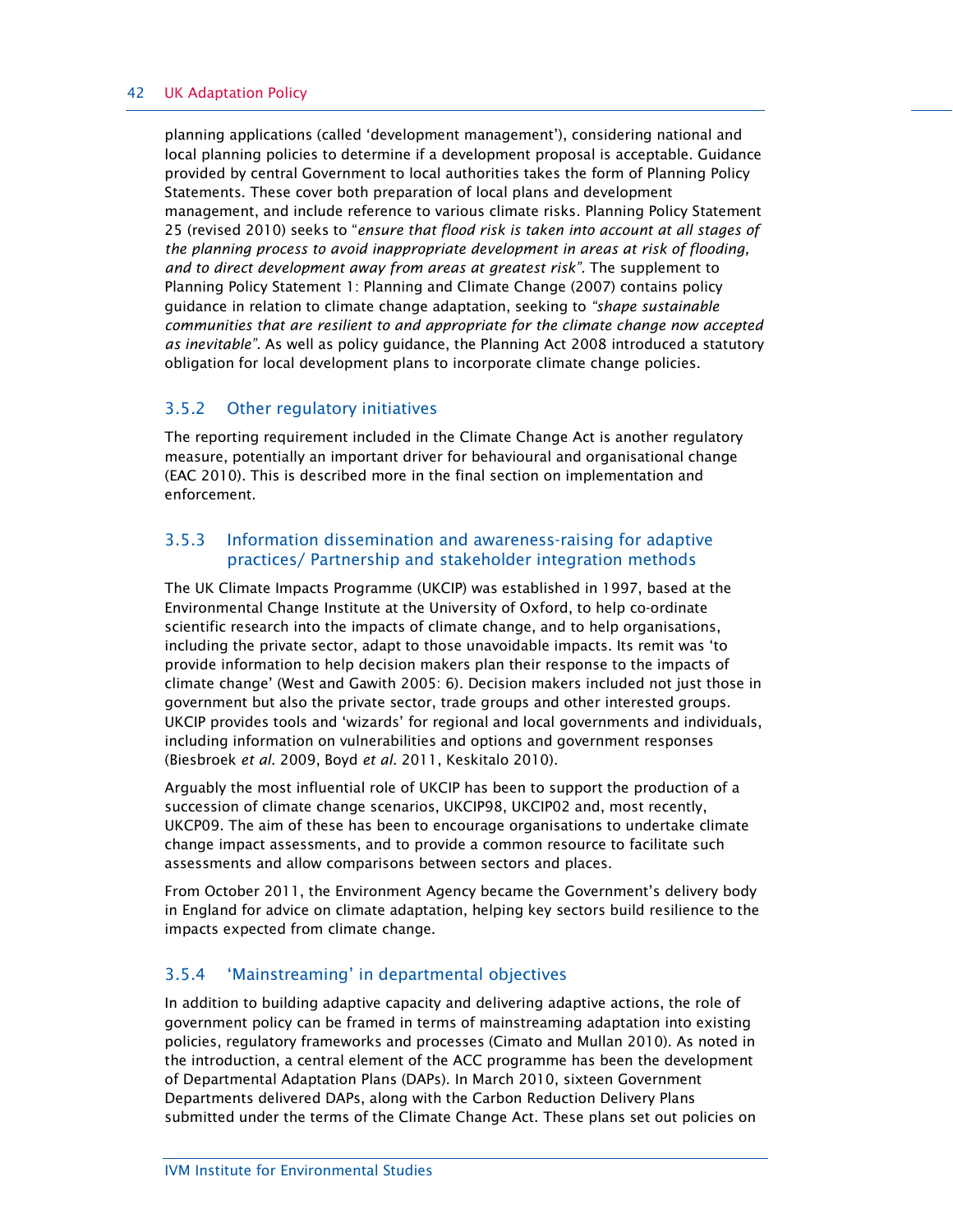planning applications (called 'development management'), considering national and local planning policies to determine if a development proposal is acceptable. Guidance provided by central Government to local authorities takes the form of Planning Policy Statements. These cover both preparation of local plans and development management, and include reference to various climate risks. Planning Policy Statement 25 (revised 2010) seeks to "*ensure that flood risk is taken into account at all stages of the planning process to avoid inappropriate development in areas at risk of flooding, and to direct development away from areas at greatest risk*". The supplement to Planning Policy Statement 1: Planning and Climate Change (2007) contains policy guidance in relation to climate change adaptation, seeking to *"shape sustainable communities that are resilient to and appropriate for the climate change now accepted as inevitable"*. As well as policy guidance, the Planning Act 2008 introduced a statutory obligation for local development plans to incorporate climate change policies.

### 3.5.2 Other regulatory initiatives

The reporting requirement included in the Climate Change Act is another regulatory measure, potentially an important driver for behavioural and organisational change (EAC 2010). This is described more in the final section on implementation and enforcement.

### 3.5.3 Information dissemination and awareness-raising for adaptive practices/ Partnership and stakeholder integration methods

The UK Climate Impacts Programme (UKCIP) was established in 1997, based at the Environmental Change Institute at the University of Oxford, to help co-ordinate scientific research into the impacts of climate change, and to help organisations, including the private sector, adapt to those unavoidable impacts. Its remit was 'to provide information to help decision makers plan their response to the impacts of climate change' (West and Gawith 2005: 6). Decision makers included not just those in government but also the private sector, trade groups and other interested groups. UKCIP provides tools and 'wizards' for regional and local governments and individuals, including information on vulnerabilities and options and government responses (Biesbroek *et al.* 2009, Boyd *et al.* 2011, Keskitalo 2010).

Arguably the most influential role of UKCIP has been to support the production of a succession of climate change scenarios, UKCIP98, UKCIP02 and, most recently, UKCP09. The aim of these has been to encourage organisations to undertake climate change impact assessments, and to provide a common resource to facilitate such assessments and allow comparisons between sectors and places.

From October 2011, the Environment Agency became the Government's delivery body in England for advice on climate adaptation, helping key sectors build resilience to the impacts expected from climate change.

### 3.5.4 'Mainstreaming' in departmental objectives

In addition to building adaptive capacity and delivering adaptive actions, the role of government policy can be framed in terms of mainstreaming adaptation into existing policies, regulatory frameworks and processes (Cimato and Mullan 2010). As noted in the introduction, a central element of the ACC programme has been the development of Departmental Adaptation Plans (DAPs). In March 2010, sixteen Government Departments delivered DAPs, along with the Carbon Reduction Delivery Plans submitted under the terms of the Climate Change Act. These plans set out policies on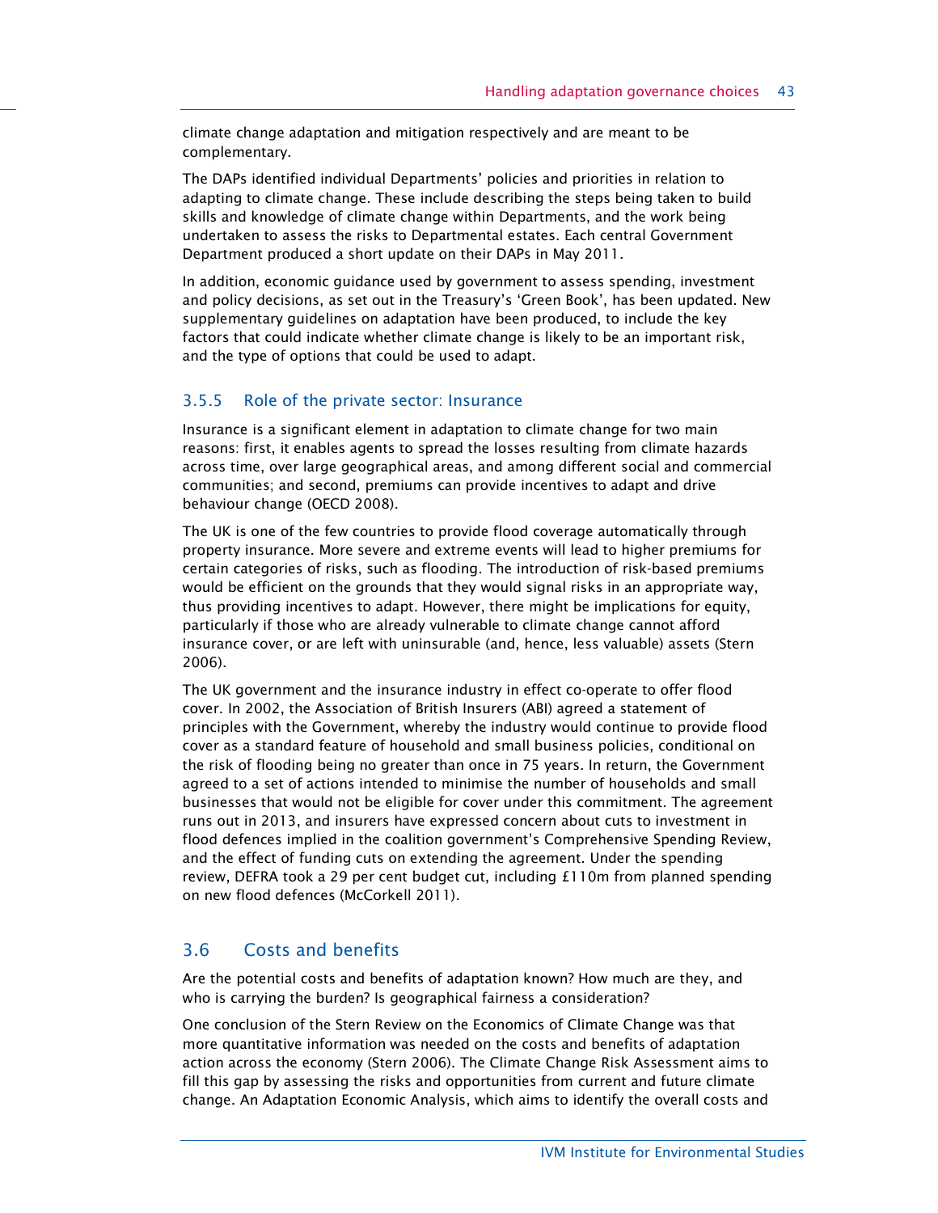climate change adaptation and mitigation respectively and are meant to be complementary.

The DAPs identified individual Departments' policies and priorities in relation to adapting to climate change. These include describing the steps being taken to build skills and knowledge of climate change within Departments, and the work being undertaken to assess the risks to Departmental estates. Each central Government Department produced a short update on their DAPs in May 2011.

In addition, economic guidance used by government to assess spending, investment and policy decisions, as set out in the Treasury's 'Green Book', has been updated. New supplementary guidelines on adaptation have been produced, to include the key factors that could indicate whether climate change is likely to be an important risk, and the type of options that could be used to adapt.

### 3.5.5 Role of the private sector: Insurance

Insurance is a significant element in adaptation to climate change for two main reasons: first, it enables agents to spread the losses resulting from climate hazards across time, over large geographical areas, and among different social and commercial communities; and second, premiums can provide incentives to adapt and drive behaviour change (OECD 2008).

The UK is one of the few countries to provide flood coverage automatically through property insurance. More severe and extreme events will lead to higher premiums for certain categories of risks, such as flooding. The introduction of risk-based premiums would be efficient on the grounds that they would signal risks in an appropriate way, thus providing incentives to adapt. However, there might be implications for equity, particularly if those who are already vulnerable to climate change cannot afford insurance cover, or are left with uninsurable (and, hence, less valuable) assets (Stern 2006).

The UK government and the insurance industry in effect co-operate to offer flood cover. In 2002, the Association of British Insurers (ABI) agreed a statement of principles with the Government, whereby the industry would continue to provide flood cover as a standard feature of household and small business policies, conditional on the risk of flooding being no greater than once in 75 years. In return, the Government agreed to a set of actions intended to minimise the number of households and small businesses that would not be eligible for cover under this commitment. The agreement runs out in 2013, and insurers have expressed concern about cuts to investment in flood defences implied in the coalition government's Comprehensive Spending Review, and the effect of funding cuts on extending the agreement. Under the spending review, DEFRA took a 29 per cent budget cut, including £110m from planned spending on new flood defences (McCorkell 2011).

## 3.6 Costs and benefits

Are the potential costs and benefits of adaptation known? How much are they, and who is carrying the burden? Is geographical fairness a consideration?

One conclusion of the Stern Review on the Economics of Climate Change was that more quantitative information was needed on the costs and benefits of adaptation action across the economy (Stern 2006). The Climate Change Risk Assessment aims to fill this gap by assessing the risks and opportunities from current and future climate change. An Adaptation Economic Analysis, which aims to identify the overall costs and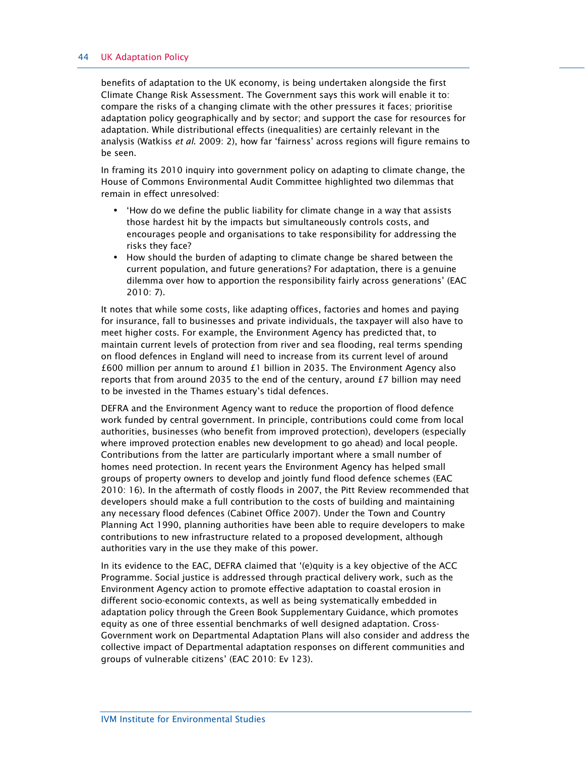benefits of adaptation to the UK economy, is being undertaken alongside the first Climate Change Risk Assessment. The Government says this work will enable it to: compare the risks of a changing climate with the other pressures it faces; prioritise adaptation policy geographically and by sector; and support the case for resources for adaptation. While distributional effects (inequalities) are certainly relevant in the analysis (Watkiss *et al*. 2009: 2), how far 'fairness' across regions will figure remains to be seen.

In framing its 2010 inquiry into government policy on adapting to climate change, the House of Commons Environmental Audit Committee highlighted two dilemmas that remain in effect unresolved:

- 'How do we define the public liability for climate change in a way that assists those hardest hit by the impacts but simultaneously controls costs, and encourages people and organisations to take responsibility for addressing the risks they face?
- How should the burden of adapting to climate change be shared between the current population, and future generations? For adaptation, there is a genuine dilemma over how to apportion the responsibility fairly across generations' (EAC 2010: 7).

It notes that while some costs, like adapting offices, factories and homes and paying for insurance, fall to businesses and private individuals, the taxpayer will also have to meet higher costs. For example, the Environment Agency has predicted that, to maintain current levels of protection from river and sea flooding, real terms spending on flood defences in England will need to increase from its current level of around £600 million per annum to around £1 billion in 2035. The Environment Agency also reports that from around 2035 to the end of the century, around £7 billion may need to be invested in the Thames estuary's tidal defences.

DEFRA and the Environment Agency want to reduce the proportion of flood defence work funded by central government. In principle, contributions could come from local authorities, businesses (who benefit from improved protection), developers (especially where improved protection enables new development to go ahead) and local people. Contributions from the latter are particularly important where a small number of homes need protection. In recent years the Environment Agency has helped small groups of property owners to develop and jointly fund flood defence schemes (EAC 2010: 16). In the aftermath of costly floods in 2007, the Pitt Review recommended that developers should make a full contribution to the costs of building and maintaining any necessary flood defences (Cabinet Office 2007). Under the Town and Country Planning Act 1990, planning authorities have been able to require developers to make contributions to new infrastructure related to a proposed development, although authorities vary in the use they make of this power.

In its evidence to the EAC, DEFRA claimed that '(e)quity is a key objective of the ACC Programme. Social justice is addressed through practical delivery work, such as the Environment Agency action to promote effective adaptation to coastal erosion in different socio-economic contexts, as well as being systematically embedded in adaptation policy through the Green Book Supplementary Guidance, which promotes equity as one of three essential benchmarks of well designed adaptation. Cross-Government work on Departmental Adaptation Plans will also consider and address the collective impact of Departmental adaptation responses on different communities and groups of vulnerable citizens' (EAC 2010: Ev 123).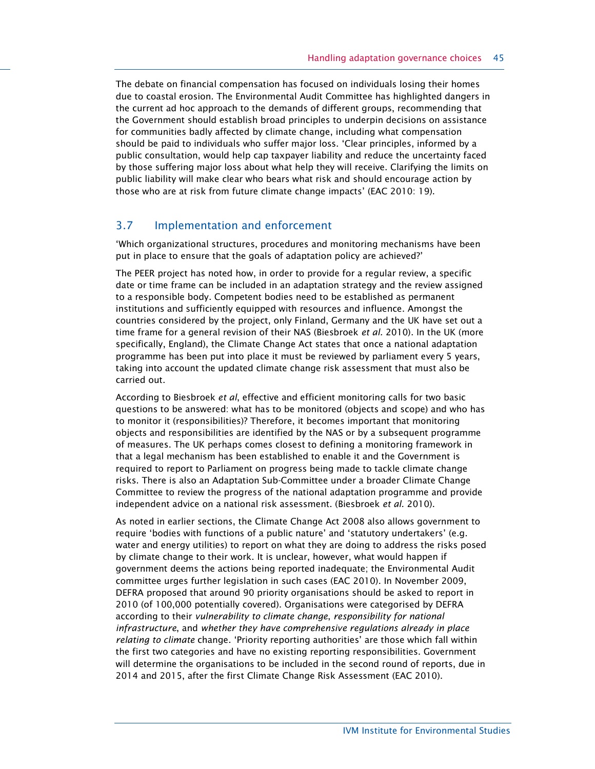The debate on financial compensation has focused on individuals losing their homes due to coastal erosion. The Environmental Audit Committee has highlighted dangers in the current ad hoc approach to the demands of different groups, recommending that the Government should establish broad principles to underpin decisions on assistance for communities badly affected by climate change, including what compensation should be paid to individuals who suffer major loss. 'Clear principles, informed by a public consultation, would help cap taxpayer liability and reduce the uncertainty faced by those suffering major loss about what help they will receive. Clarifying the limits on public liability will make clear who bears what risk and should encourage action by those who are at risk from future climate change impacts' (EAC 2010: 19).

## 3.7 Implementation and enforcement

'Which organizational structures, procedures and monitoring mechanisms have been put in place to ensure that the goals of adaptation policy are achieved?'

The PEER project has noted how, in order to provide for a regular review, a specific date or time frame can be included in an adaptation strategy and the review assigned to a responsible body. Competent bodies need to be established as permanent institutions and sufficiently equipped with resources and influence. Amongst the countries considered by the project, only Finland, Germany and the UK have set out a time frame for a general revision of their NAS (Biesbroek *et al.* 2010). In the UK (more specifically, England), the Climate Change Act states that once a national adaptation programme has been put into place it must be reviewed by parliament every 5 years, taking into account the updated climate change risk assessment that must also be carried out.

According to Biesbroek *et al*, effective and efficient monitoring calls for two basic questions to be answered: what has to be monitored (objects and scope) and who has to monitor it (responsibilities)? Therefore, it becomes important that monitoring objects and responsibilities are identified by the NAS or by a subsequent programme of measures. The UK perhaps comes closest to defining a monitoring framework in that a legal mechanism has been established to enable it and the Government is required to report to Parliament on progress being made to tackle climate change risks. There is also an Adaptation Sub-Committee under a broader Climate Change Committee to review the progress of the national adaptation programme and provide independent advice on a national risk assessment. (Biesbroek *et al.* 2010).

As noted in earlier sections, the Climate Change Act 2008 also allows government to require 'bodies with functions of a public nature' and 'statutory undertakers' (e.g. water and energy utilities) to report on what they are doing to address the risks posed by climate change to their work. It is unclear, however, what would happen if government deems the actions being reported inadequate; the Environmental Audit committee urges further legislation in such cases (EAC 2010). In November 2009, DEFRA proposed that around 90 priority organisations should be asked to report in 2010 (of 100,000 potentially covered). Organisations were categorised by DEFRA according to their *vulnerability to climate change*, *responsibility for national infrastructure*, and *whether they have comprehensive regulations already in place relating to climate* change. 'Priority reporting authorities' are those which fall within the first two categories and have no existing reporting responsibilities. Government will determine the organisations to be included in the second round of reports, due in 2014 and 2015, after the first Climate Change Risk Assessment (EAC 2010).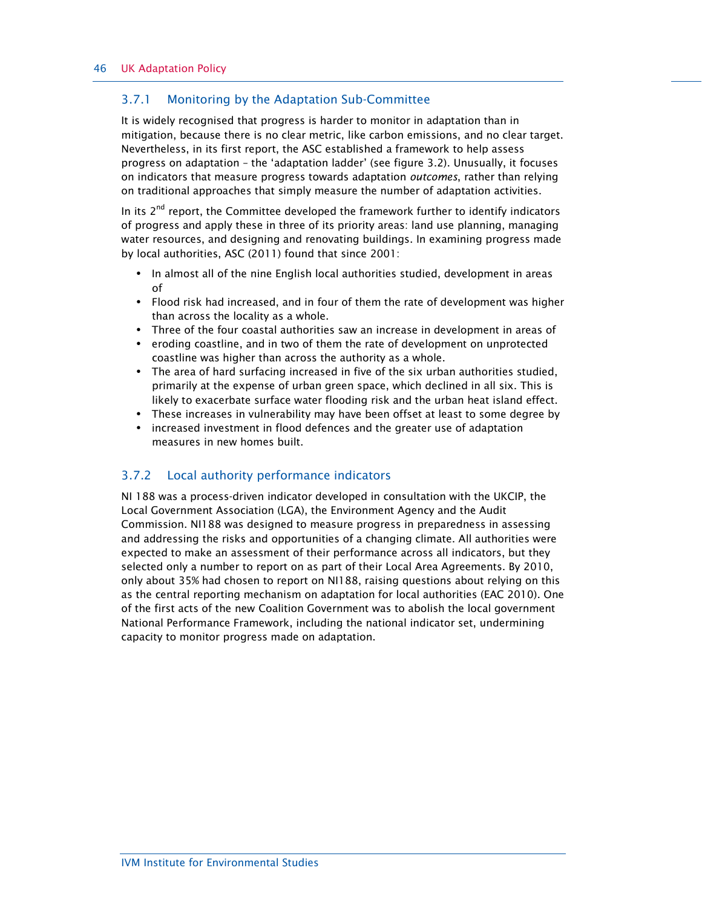### 3.7.1 Monitoring by the Adaptation Sub-Committee

It is widely recognised that progress is harder to monitor in adaptation than in mitigation, because there is no clear metric, like carbon emissions, and no clear target. Nevertheless, in its first report, the ASC established a framework to help assess progress on adaptation – the 'adaptation ladder' (see figure 3.2). Unusually, it focuses on indicators that measure progress towards adaptation *outcomes*, rather than relying on traditional approaches that simply measure the number of adaptation activities.

In its 2nd report, the Committee developed the framework further to identify indicators of progress and apply these in three of its priority areas: land use planning, managing water resources, and designing and renovating buildings. In examining progress made by local authorities, ASC (2011) found that since 2001:

- In almost all of the nine English local authorities studied, development in areas of
- Flood risk had increased, and in four of them the rate of development was higher than across the locality as a whole.
- Three of the four coastal authorities saw an increase in development in areas of
- eroding coastline, and in two of them the rate of development on unprotected coastline was higher than across the authority as a whole.
- The area of hard surfacing increased in five of the six urban authorities studied, primarily at the expense of urban green space, which declined in all six. This is likely to exacerbate surface water flooding risk and the urban heat island effect.
- These increases in vulnerability may have been offset at least to some degree by
- increased investment in flood defences and the greater use of adaptation measures in new homes built.

### 3.7.2 Local authority performance indicators

NI 188 was a process-driven indicator developed in consultation with the UKCIP, the Local Government Association (LGA), the Environment Agency and the Audit Commission. NI188 was designed to measure progress in preparedness in assessing and addressing the risks and opportunities of a changing climate. All authorities were expected to make an assessment of their performance across all indicators, but they selected only a number to report on as part of their Local Area Agreements. By 2010, only about 35% had chosen to report on NI188, raising questions about relying on this as the central reporting mechanism on adaptation for local authorities (EAC 2010). One of the first acts of the new Coalition Government was to abolish the local government National Performance Framework, including the national indicator set, undermining capacity to monitor progress made on adaptation.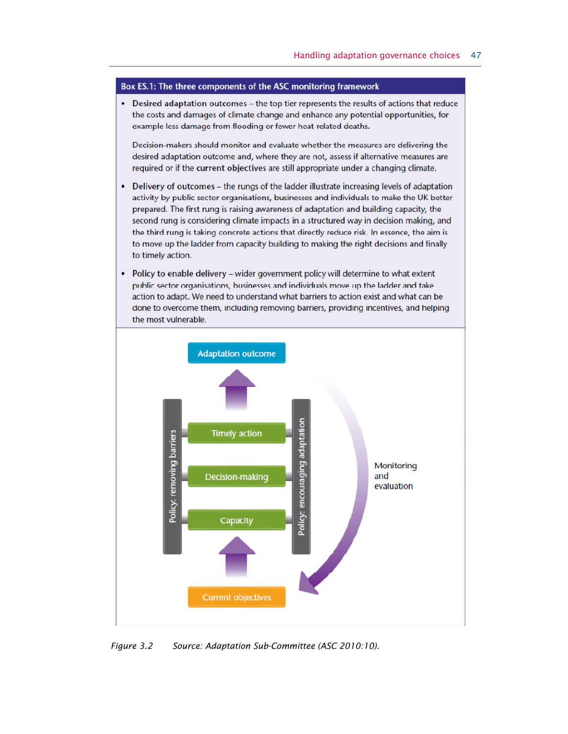**Box ES.1: The three components of the ASC monitoring framework**

- **Desired adaptation outcomes** – the top tier represents the results of actions that reduce the costs and damages of climate change and enhance any potential opportunities, for example less damage from flooding or fewer heat related deaths.

  Decision-makers should monitor and evaluate whether the measures are delivering the desired adaptation outcome and, where they are not, assess if alternative measures are required or if the **current objectives** are still appropriate under a changing climate.

- **Delivery of outcomes** – the rungs of the ladder illustrate increasing levels of adaptation activity by public sector organisations, businesses and individuals to make the UK better prepared. The first rung is raising awareness of adaptation and building capacity, the second rung is considering climate impacts in a structured way in decision making, and the third rung is taking concrete actions that directly reduce risk. In essence, the aim is to move up the ladder from capacity building to making the right decisions and finally to timely action.

- **Policy to enable delivery** – wider government policy will determine to what extent public sector organisations, businesses and individuals move up the ladder and take action to adapt. We need to understand what barriers to action exist and what can be done to overcome them, including removing barriers, providing incentives, and helping the most vulnerable.

Adaptation outcome

Policy: removing barriers | Timely action | Decision-making | Capacity | Policy: encouraging adaptation

Current objectives

Monitoring and evaluation

*Figure 3.2 Source: Adaptation Sub-Committee (ASC 2010:10).*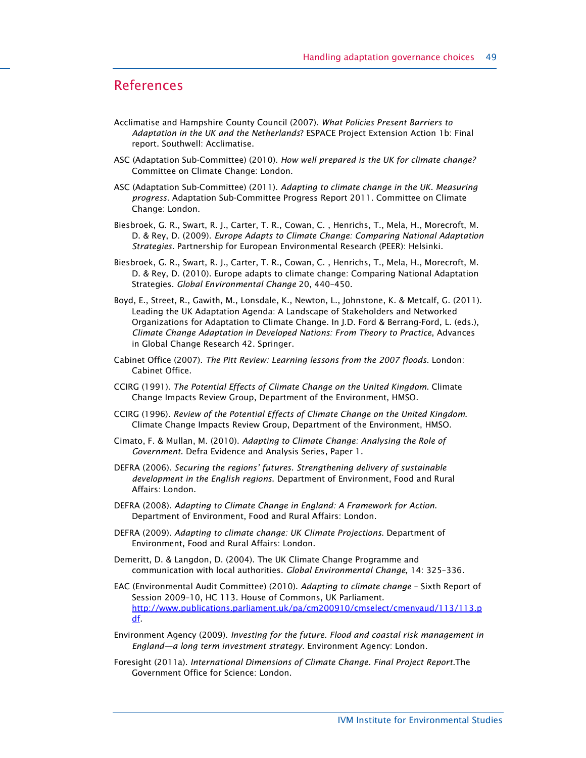## References

Acclimatise and Hampshire County Council (2007). *What Policies Present Barriers to Adaptation in the UK and the Netherlands*? ESPACE Project Extension Action 1b: Final report. Southwell: Acclimatise.

ASC (Adaptation Sub-Committee) (2010). *How well prepared is the UK for climate change?* Committee on Climate Change: London.

ASC (Adaptation Sub-Committee) (2011). *Adapting to climate change in the UK. Measuring progress*. Adaptation Sub-Committee Progress Report 2011. Committee on Climate Change: London.

Biesbroek, G. R., Swart, R. J., Carter, T. R., Cowan, C. , Henrichs, T., Mela, H., Morecroft, M. D. & Rey, D. (2009). *Europe Adapts to Climate Change: Comparing National Adaptation Strategies*. Partnership for European Environmental Research (PEER): Helsinki.

Biesbroek, G. R., Swart, R. J., Carter, T. R., Cowan, C. , Henrichs, T., Mela, H., Morecroft, M. D. & Rey, D. (2010). Europe adapts to climate change: Comparing National Adaptation Strategies. *Global Environmental Change* 20, 440–450.

Boyd, E., Street, R., Gawith, M., Lonsdale, K., Newton, L., Johnstone, K. & Metcalf, G. (2011). Leading the UK Adaptation Agenda: A Landscape of Stakeholders and Networked Organizations for Adaptation to Climate Change. In J.D. Ford & Berrang-Ford, L. (eds.), *Climate Change Adaptation in Developed Nations: From Theory to Practice*, Advances in Global Change Research 42. Springer.

Cabinet Office (2007). *The Pitt Review: Learning lessons from the 2007 floods.* London: Cabinet Office.

CCIRG (1991). *The Potential Effects of Climate Change on the United Kingdom*. Climate Change Impacts Review Group, Department of the Environment, HMSO.

CCIRG (1996). *Review of the Potential Effects of Climate Change on the United Kingdom*. Climate Change Impacts Review Group, Department of the Environment, HMSO.

Cimato, F. & Mullan, M. (2010). *Adapting to Climate Change: Analysing the Role of Government*. Defra Evidence and Analysis Series, Paper 1.

DEFRA (2006). *Securing the regions' futures. Strengthening delivery of sustainable development in the English regions*. Department of Environment, Food and Rural Affairs: London.

DEFRA (2008). *Adapting to Climate Change in England: A Framework for Action*. Department of Environment, Food and Rural Affairs: London.

DEFRA (2009). *Adapting to climate change: UK Climate Projections*. Department of Environment, Food and Rural Affairs: London.

Demeritt, D. & Langdon, D. (2004). The UK Climate Change Programme and communication with local authorities. *Global Environmental Change*, 14: 325–336.

EAC (Environmental Audit Committee) (2010). *Adapting to climate change* – Sixth Report of Session 2009–10, HC 113. House of Commons, UK Parliament. http://www.publications.parliament.uk/pa/cm200910/cmselect/cmenvaud/113/113.pdf.

Environment Agency (2009). *Investing for the future. Flood and coastal risk management in England—a long term investment strategy*. Environment Agency: London.

Foresight (2011a). *International Dimensions of Climate Change. Final Project Report*.The Government Office for Science: London.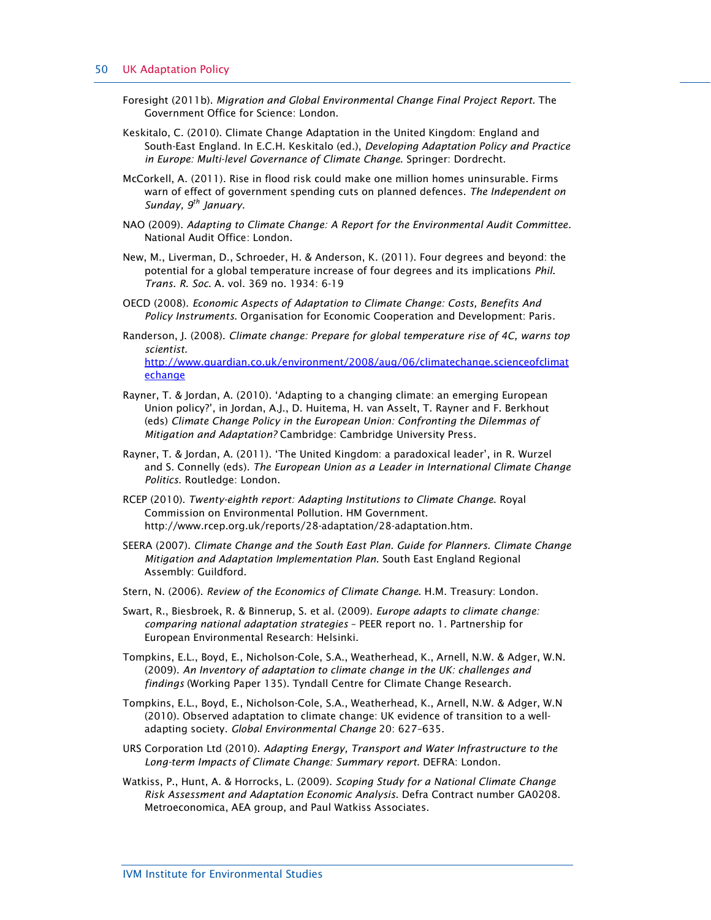Foresight (2011b). *Migration and Global Environmental Change Final Project Report*. The Government Office for Science: London.

Keskitalo, C. (2010). Climate Change Adaptation in the United Kingdom: England and South-East England. In E.C.H. Keskitalo (ed.), *Developing Adaptation Policy and Practice in Europe: Multi-level Governance of Climate Change.* Springer: Dordrecht.

McCorkell, A. (2011). Rise in flood risk could make one million homes uninsurable. Firms warn of effect of government spending cuts on planned defences. *The Independent on Sunday, 9th January*.

NAO (2009). *Adapting to Climate Change: A Report for the Environmental Audit Committee.* National Audit Office: London.

New, M., Liverman, D., Schroeder, H. & Anderson, K. (2011). Four degrees and beyond: the potential for a global temperature increase of four degrees and its implications *Phil. Trans. R. Soc*. A. vol. 369 no. 1934: 6-19

OECD (2008). *Economic Aspects of Adaptation to Climate Change: Costs, Benefits And Policy Instruments*. Organisation for Economic Cooperation and Development: Paris.

Randerson, J. (2008). *Climate change: Prepare for global temperature rise of 4C, warns top scientist.* http://www.guardian.co.uk/environment/2008/aug/06/climatechange.scienceofclimatechange

Rayner, T. & Jordan, A. (2010). 'Adapting to a changing climate: an emerging European Union policy?', in Jordan, A.J., D. Huitema, H. van Asselt, T. Rayner and F. Berkhout (eds) *Climate Change Policy in the European Union: Confronting the Dilemmas of Mitigation and Adaptation?* Cambridge: Cambridge University Press.

Rayner, T. & Jordan, A. (2011). 'The United Kingdom: a paradoxical leader', in R. Wurzel and S. Connelly (eds). *The European Union as a Leader in International Climate Change Politics.* Routledge: London.

RCEP (2010). *Twenty-eighth report: Adapting Institutions to Climate Change.* Royal Commission on Environmental Pollution. HM Government. http://www.rcep.org.uk/reports/28-adaptation/28-adaptation.htm.

SEERA (2007). *Climate Change and the South East Plan. Guide for Planners. Climate Change Mitigation and Adaptation Implementation Plan.* South East England Regional Assembly: Guildford.

Stern, N. (2006). *Review of the Economics of Climate Change*. H.M. Treasury: London.

Swart, R., Biesbroek, R. & Binnerup, S. et al. (2009). *Europe adapts to climate change: comparing national adaptation strategies* – PEER report no. 1. Partnership for European Environmental Research: Helsinki.

Tompkins, E.L., Boyd, E., Nicholson-Cole, S.A., Weatherhead, K., Arnell, N.W. & Adger, W.N. (2009). *An Inventory of adaptation to climate change in the UK: challenges and findings* (Working Paper 135). Tyndall Centre for Climate Change Research.

Tompkins, E.L., Boyd, E., Nicholson-Cole, S.A., Weatherhead, K., Arnell, N.W. & Adger, W.N (2010). Observed adaptation to climate change: UK evidence of transition to a well-adapting society. *Global Environmental Change* 20: 627–635.

URS Corporation Ltd (2010). *Adapting Energy, Transport and Water Infrastructure to the Long-term Impacts of Climate Change: Summary report*. DEFRA: London.

Watkiss, P., Hunt, A. & Horrocks, L. (2009). *Scoping Study for a National Climate Change Risk Assessment and Adaptation Economic Analysis*. Defra Contract number GA0208. Metroeconomica, AEA group, and Paul Watkiss Associates.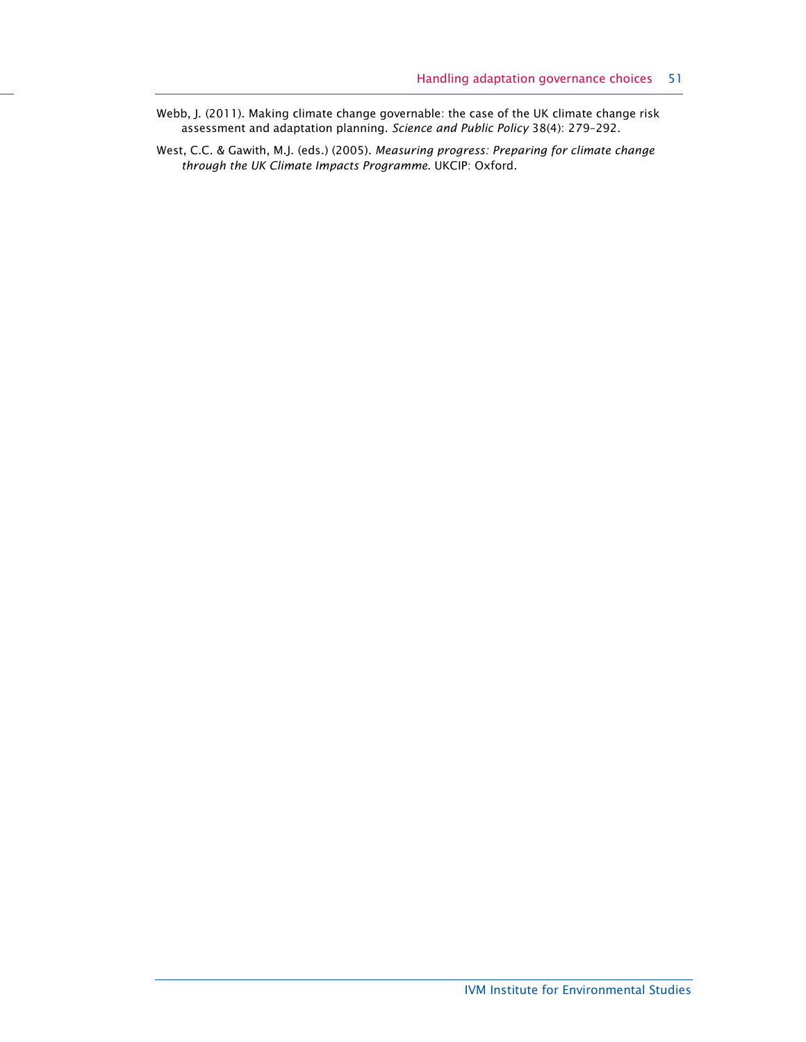Webb, J. (2011). Making climate change governable: the case of the UK climate change risk assessment and adaptation planning. *Science and Public Policy* 38(4): 279–292.

West, C.C. & Gawith, M.J. (eds.) (2005). *Measuring progress: Preparing for climate change through the UK Climate Impacts Programme.* UKCIP: Oxford.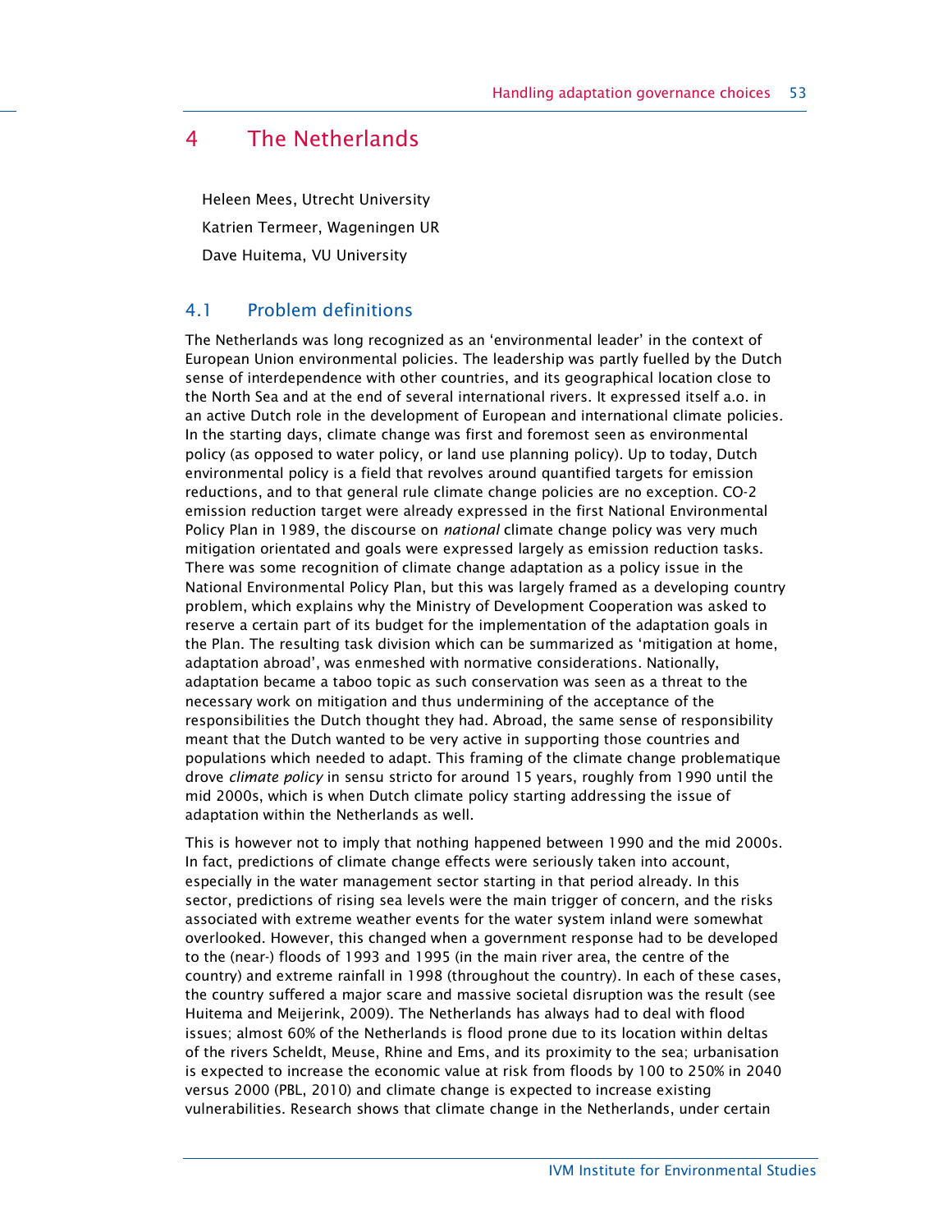# 4 The Netherlands

Heleen Mees, Utrecht University

Katrien Termeer, Wageningen UR

Dave Huitema, VU University

## 4.1 Problem definitions

The Netherlands was long recognized as an 'environmental leader' in the context of European Union environmental policies. The leadership was partly fuelled by the Dutch sense of interdependence with other countries, and its geographical location close to the North Sea and at the end of several international rivers. It expressed itself a.o. in an active Dutch role in the development of European and international climate policies. In the starting days, climate change was first and foremost seen as environmental policy (as opposed to water policy, or land use planning policy). Up to today, Dutch environmental policy is a field that revolves around quantified targets for emission reductions, and to that general rule climate change policies are no exception. CO-2 emission reduction target were already expressed in the first National Environmental Policy Plan in 1989, the discourse on *national* climate change policy was very much mitigation orientated and goals were expressed largely as emission reduction tasks. There was some recognition of climate change adaptation as a policy issue in the National Environmental Policy Plan, but this was largely framed as a developing country problem, which explains why the Ministry of Development Cooperation was asked to reserve a certain part of its budget for the implementation of the adaptation goals in the Plan. The resulting task division which can be summarized as 'mitigation at home, adaptation abroad', was enmeshed with normative considerations. Nationally, adaptation became a taboo topic as such conservation was seen as a threat to the necessary work on mitigation and thus undermining of the acceptance of the responsibilities the Dutch thought they had. Abroad, the same sense of responsibility meant that the Dutch wanted to be very active in supporting those countries and populations which needed to adapt. This framing of the climate change problematique drove *climate policy* in sensu stricto for around 15 years, roughly from 1990 until the mid 2000s, which is when Dutch climate policy starting addressing the issue of adaptation within the Netherlands as well.

This is however not to imply that nothing happened between 1990 and the mid 2000s. In fact, predictions of climate change effects were seriously taken into account, especially in the water management sector starting in that period already. In this sector, predictions of rising sea levels were the main trigger of concern, and the risks associated with extreme weather events for the water system inland were somewhat overlooked. However, this changed when a government response had to be developed to the (near-) floods of 1993 and 1995 (in the main river area, the centre of the country) and extreme rainfall in 1998 (throughout the country). In each of these cases, the country suffered a major scare and massive societal disruption was the result (see Huitema and Meijerink, 2009). The Netherlands has always had to deal with flood issues; almost 60% of the Netherlands is flood prone due to its location within deltas of the rivers Scheldt, Meuse, Rhine and Ems, and its proximity to the sea; urbanisation is expected to increase the economic value at risk from floods by 100 to 250% in 2040 versus 2000 (PBL, 2010) and climate change is expected to increase existing vulnerabilities. Research shows that climate change in the Netherlands, under certain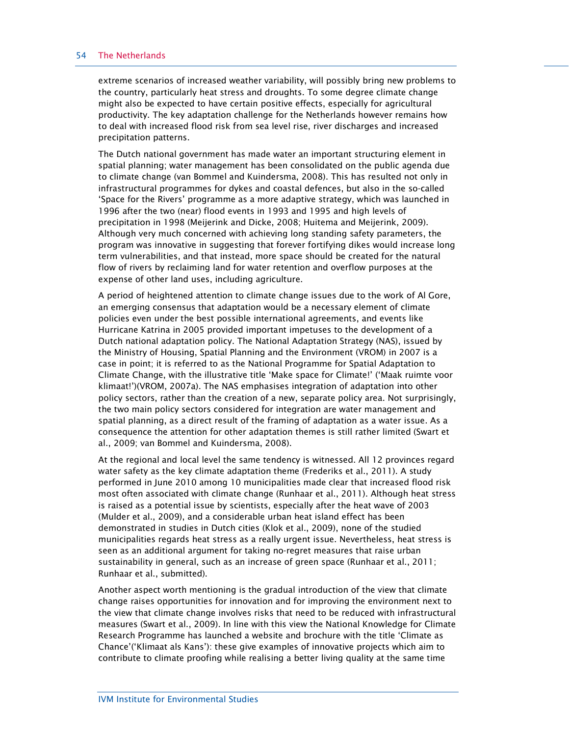extreme scenarios of increased weather variability, will possibly bring new problems to the country, particularly heat stress and droughts. To some degree climate change might also be expected to have certain positive effects, especially for agricultural productivity. The key adaptation challenge for the Netherlands however remains how to deal with increased flood risk from sea level rise, river discharges and increased precipitation patterns.

The Dutch national government has made water an important structuring element in spatial planning; water management has been consolidated on the public agenda due to climate change (van Bommel and Kuindersma, 2008). This has resulted not only in infrastructural programmes for dykes and coastal defences, but also in the so-called 'Space for the Rivers' programme as a more adaptive strategy, which was launched in 1996 after the two (near) flood events in 1993 and 1995 and high levels of precipitation in 1998 (Meijerink and Dicke, 2008; Huitema and Meijerink, 2009). Although very much concerned with achieving long standing safety parameters, the program was innovative in suggesting that forever fortifying dikes would increase long term vulnerabilities, and that instead, more space should be created for the natural flow of rivers by reclaiming land for water retention and overflow purposes at the expense of other land uses, including agriculture.

A period of heightened attention to climate change issues due to the work of Al Gore, an emerging consensus that adaptation would be a necessary element of climate policies even under the best possible international agreements, and events like Hurricane Katrina in 2005 provided important impetuses to the development of a Dutch national adaptation policy. The National Adaptation Strategy (NAS), issued by the Ministry of Housing, Spatial Planning and the Environment (VROM) in 2007 is a case in point; it is referred to as the National Programme for Spatial Adaptation to Climate Change, with the illustrative title 'Make space for Climate!' ('Maak ruimte voor klimaat!')(VROM, 2007a). The NAS emphasises integration of adaptation into other policy sectors, rather than the creation of a new, separate policy area. Not surprisingly, the two main policy sectors considered for integration are water management and spatial planning, as a direct result of the framing of adaptation as a water issue. As a consequence the attention for other adaptation themes is still rather limited (Swart et al., 2009; van Bommel and Kuindersma, 2008).

At the regional and local level the same tendency is witnessed. All 12 provinces regard water safety as the key climate adaptation theme (Frederiks et al., 2011). A study performed in June 2010 among 10 municipalities made clear that increased flood risk most often associated with climate change (Runhaar et al., 2011). Although heat stress is raised as a potential issue by scientists, especially after the heat wave of 2003 (Mulder et al., 2009), and a considerable urban heat island effect has been demonstrated in studies in Dutch cities (Klok et al., 2009), none of the studied municipalities regards heat stress as a really urgent issue. Nevertheless, heat stress is seen as an additional argument for taking no-regret measures that raise urban sustainability in general, such as an increase of green space (Runhaar et al., 2011; Runhaar et al., submitted).

Another aspect worth mentioning is the gradual introduction of the view that climate change raises opportunities for innovation and for improving the environment next to the view that climate change involves risks that need to be reduced with infrastructural measures (Swart et al., 2009). In line with this view the National Knowledge for Climate Research Programme has launched a website and brochure with the title 'Climate as Chance'('Klimaat als Kans'): these give examples of innovative projects which aim to contribute to climate proofing while realising a better living quality at the same time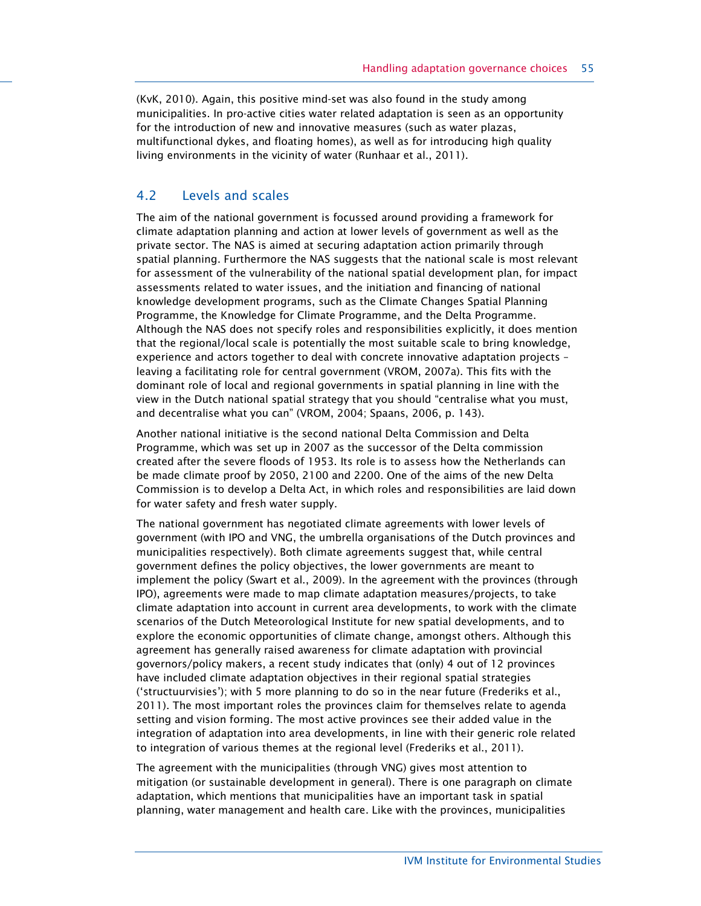(KvK, 2010). Again, this positive mind-set was also found in the study among municipalities. In pro-active cities water related adaptation is seen as an opportunity for the introduction of new and innovative measures (such as water plazas, multifunctional dykes, and floating homes), as well as for introducing high quality living environments in the vicinity of water (Runhaar et al., 2011).

## 4.2 Levels and scales

The aim of the national government is focussed around providing a framework for climate adaptation planning and action at lower levels of government as well as the private sector. The NAS is aimed at securing adaptation action primarily through spatial planning. Furthermore the NAS suggests that the national scale is most relevant for assessment of the vulnerability of the national spatial development plan, for impact assessments related to water issues, and the initiation and financing of national knowledge development programs, such as the Climate Changes Spatial Planning Programme, the Knowledge for Climate Programme, and the Delta Programme. Although the NAS does not specify roles and responsibilities explicitly, it does mention that the regional/local scale is potentially the most suitable scale to bring knowledge, experience and actors together to deal with concrete innovative adaptation projects – leaving a facilitating role for central government (VROM, 2007a). This fits with the dominant role of local and regional governments in spatial planning in line with the view in the Dutch national spatial strategy that you should "centralise what you must, and decentralise what you can" (VROM, 2004; Spaans, 2006, p. 143).

Another national initiative is the second national Delta Commission and Delta Programme, which was set up in 2007 as the successor of the Delta commission created after the severe floods of 1953. Its role is to assess how the Netherlands can be made climate proof by 2050, 2100 and 2200. One of the aims of the new Delta Commission is to develop a Delta Act, in which roles and responsibilities are laid down for water safety and fresh water supply.

The national government has negotiated climate agreements with lower levels of government (with IPO and VNG, the umbrella organisations of the Dutch provinces and municipalities respectively). Both climate agreements suggest that, while central government defines the policy objectives, the lower governments are meant to implement the policy (Swart et al., 2009). In the agreement with the provinces (through IPO), agreements were made to map climate adaptation measures/projects, to take climate adaptation into account in current area developments, to work with the climate scenarios of the Dutch Meteorological Institute for new spatial developments, and to explore the economic opportunities of climate change, amongst others. Although this agreement has generally raised awareness for climate adaptation with provincial governors/policy makers, a recent study indicates that (only) 4 out of 12 provinces have included climate adaptation objectives in their regional spatial strategies ('structuurvisies'); with 5 more planning to do so in the near future (Frederiks et al., 2011). The most important roles the provinces claim for themselves relate to agenda setting and vision forming. The most active provinces see their added value in the integration of adaptation into area developments, in line with their generic role related to integration of various themes at the regional level (Frederiks et al., 2011).

The agreement with the municipalities (through VNG) gives most attention to mitigation (or sustainable development in general). There is one paragraph on climate adaptation, which mentions that municipalities have an important task in spatial planning, water management and health care. Like with the provinces, municipalities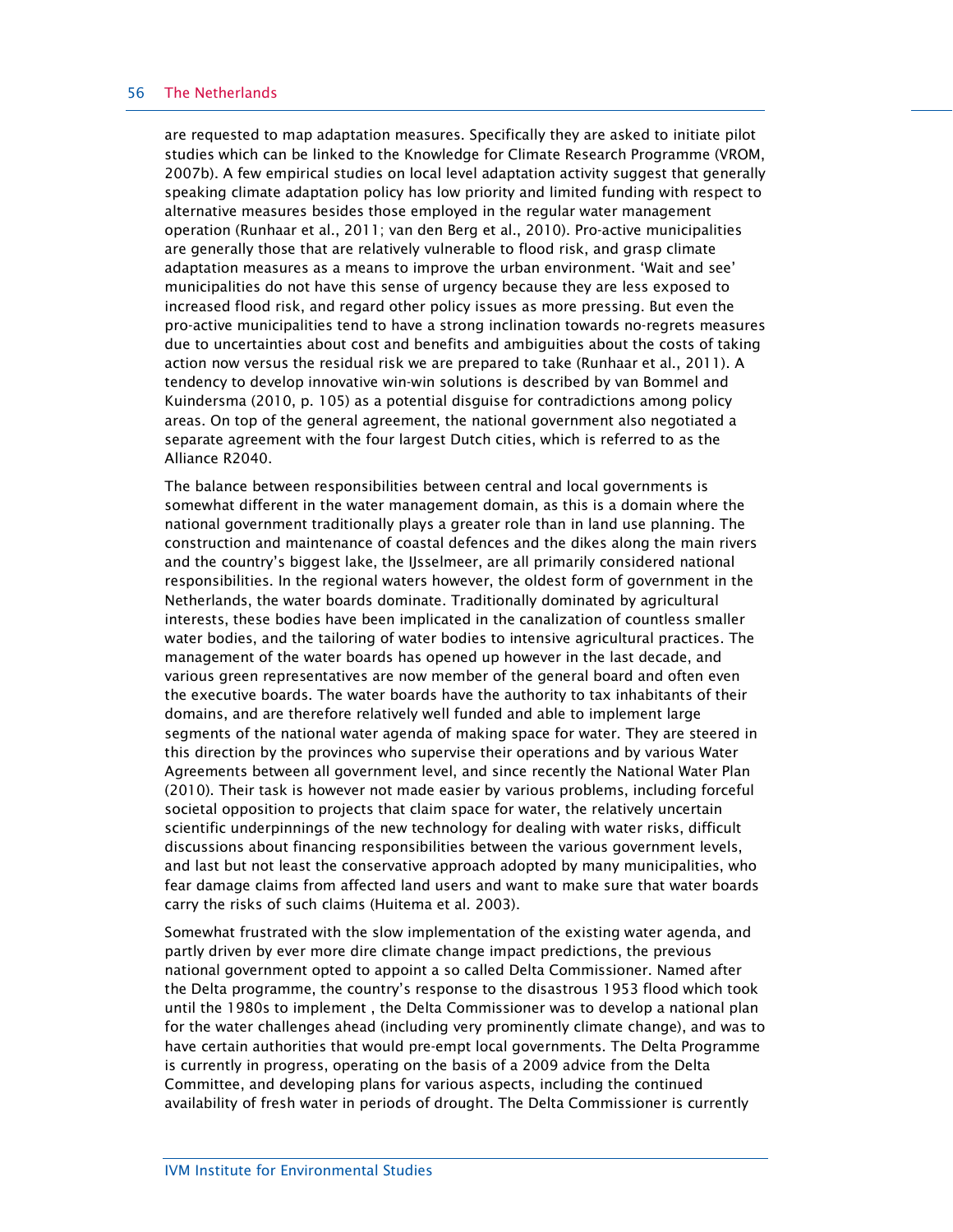are requested to map adaptation measures. Specifically they are asked to initiate pilot studies which can be linked to the Knowledge for Climate Research Programme (VROM, 2007b). A few empirical studies on local level adaptation activity suggest that generally speaking climate adaptation policy has low priority and limited funding with respect to alternative measures besides those employed in the regular water management operation (Runhaar et al., 2011; van den Berg et al., 2010). Pro-active municipalities are generally those that are relatively vulnerable to flood risk, and grasp climate adaptation measures as a means to improve the urban environment. 'Wait and see' municipalities do not have this sense of urgency because they are less exposed to increased flood risk, and regard other policy issues as more pressing. But even the pro-active municipalities tend to have a strong inclination towards no-regrets measures due to uncertainties about cost and benefits and ambiguities about the costs of taking action now versus the residual risk we are prepared to take (Runhaar et al., 2011). A tendency to develop innovative win-win solutions is described by van Bommel and Kuindersma (2010, p. 105) as a potential disguise for contradictions among policy areas. On top of the general agreement, the national government also negotiated a separate agreement with the four largest Dutch cities, which is referred to as the Alliance R2040.

The balance between responsibilities between central and local governments is somewhat different in the water management domain, as this is a domain where the national government traditionally plays a greater role than in land use planning. The construction and maintenance of coastal defences and the dikes along the main rivers and the country's biggest lake, the IJsselmeer, are all primarily considered national responsibilities. In the regional waters however, the oldest form of government in the Netherlands, the water boards dominate. Traditionally dominated by agricultural interests, these bodies have been implicated in the canalization of countless smaller water bodies, and the tailoring of water bodies to intensive agricultural practices. The management of the water boards has opened up however in the last decade, and various green representatives are now member of the general board and often even the executive boards. The water boards have the authority to tax inhabitants of their domains, and are therefore relatively well funded and able to implement large segments of the national water agenda of making space for water. They are steered in this direction by the provinces who supervise their operations and by various Water Agreements between all government level, and since recently the National Water Plan (2010). Their task is however not made easier by various problems, including forceful societal opposition to projects that claim space for water, the relatively uncertain scientific underpinnings of the new technology for dealing with water risks, difficult discussions about financing responsibilities between the various government levels, and last but not least the conservative approach adopted by many municipalities, who fear damage claims from affected land users and want to make sure that water boards carry the risks of such claims (Huitema et al. 2003).

Somewhat frustrated with the slow implementation of the existing water agenda, and partly driven by ever more dire climate change impact predictions, the previous national government opted to appoint a so called Delta Commissioner. Named after the Delta programme, the country's response to the disastrous 1953 flood which took until the 1980s to implement , the Delta Commissioner was to develop a national plan for the water challenges ahead (including very prominently climate change), and was to have certain authorities that would pre-empt local governments. The Delta Programme is currently in progress, operating on the basis of a 2009 advice from the Delta Committee, and developing plans for various aspects, including the continued availability of fresh water in periods of drought. The Delta Commissioner is currently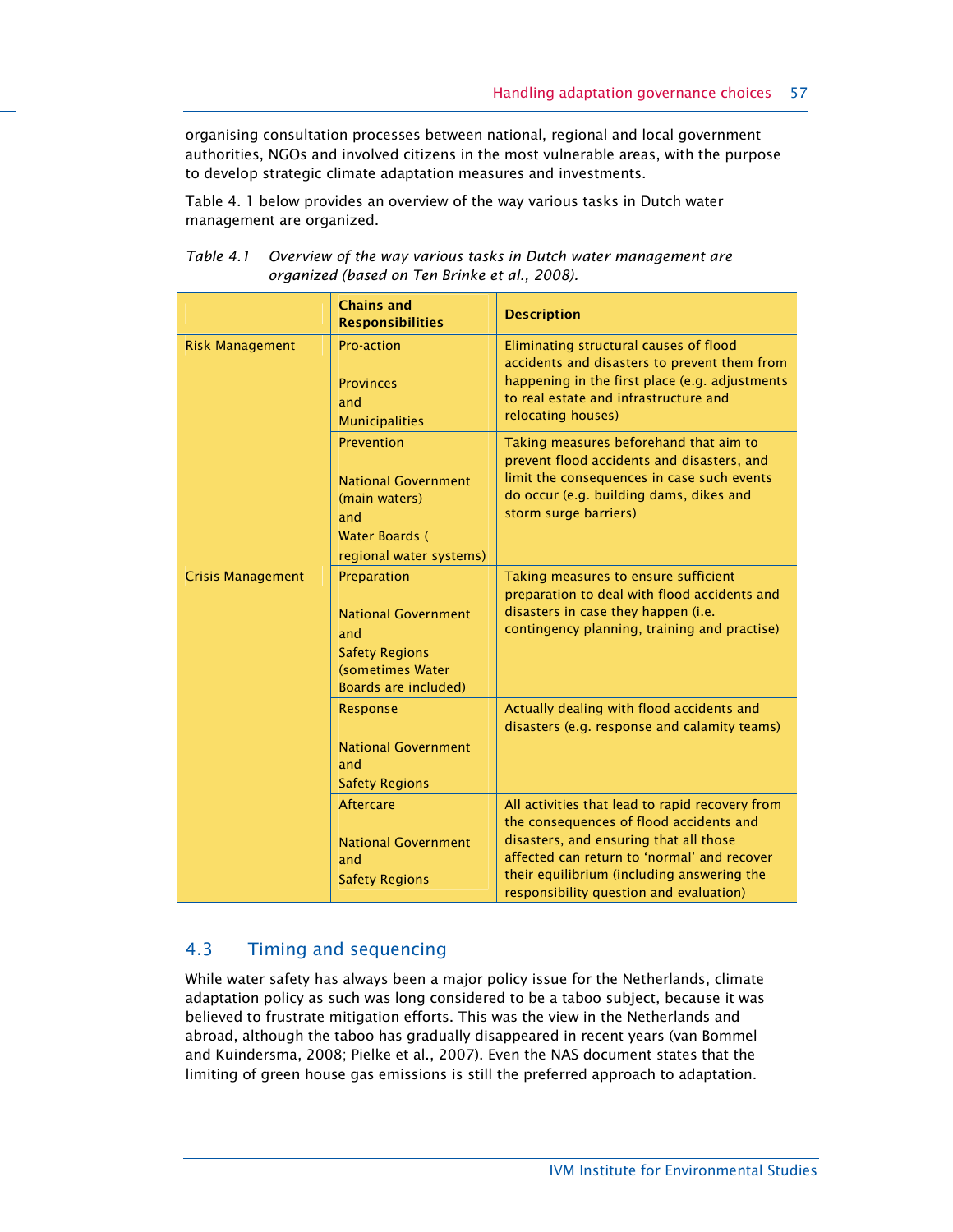organising consultation processes between national, regional and local government authorities, NGOs and involved citizens in the most vulnerable areas, with the purpose to develop strategic climate adaptation measures and investments.

Table 4. 1 below provides an overview of the way various tasks in Dutch water management are organized.

*Table 4.1 Overview of the way various tasks in Dutch water management are organized (based on Ten Brinke et al., 2008).*

| | **Chains and Responsibilities** | **Description** |
|---|---|---|
| Risk Management | Pro-action<br><br>Provinces and Municipalities | Eliminating structural causes of flood accidents and disasters to prevent them from happening in the first place (e.g. adjustments to real estate and infrastructure and relocating houses) |
| | Prevention<br><br>National Government (main waters) and Water Boards ( regional water systems) | Taking measures beforehand that aim to prevent flood accidents and disasters, and limit the consequences in case such events do occur (e.g. building dams, dikes and storm surge barriers) |
| Crisis Management | Preparation<br><br>National Government and Safety Regions (sometimes Water Boards are included) | Taking measures to ensure sufficient preparation to deal with flood accidents and disasters in case they happen (i.e. contingency planning, training and practise) |
| | Response<br><br>National Government and Safety Regions | Actually dealing with flood accidents and disasters (e.g. response and calamity teams) |
| | Aftercare<br><br>National Government and Safety Regions | All activities that lead to rapid recovery from the consequences of flood accidents and disasters, and ensuring that all those affected can return to 'normal' and recover their equilibrium (including answering the responsibility question and evaluation) |

## 4.3 Timing and sequencing

While water safety has always been a major policy issue for the Netherlands, climate adaptation policy as such was long considered to be a taboo subject, because it was believed to frustrate mitigation efforts. This was the view in the Netherlands and abroad, although the taboo has gradually disappeared in recent years (van Bommel and Kuindersma, 2008; Pielke et al., 2007). Even the NAS document states that the limiting of green house gas emissions is still the preferred approach to adaptation.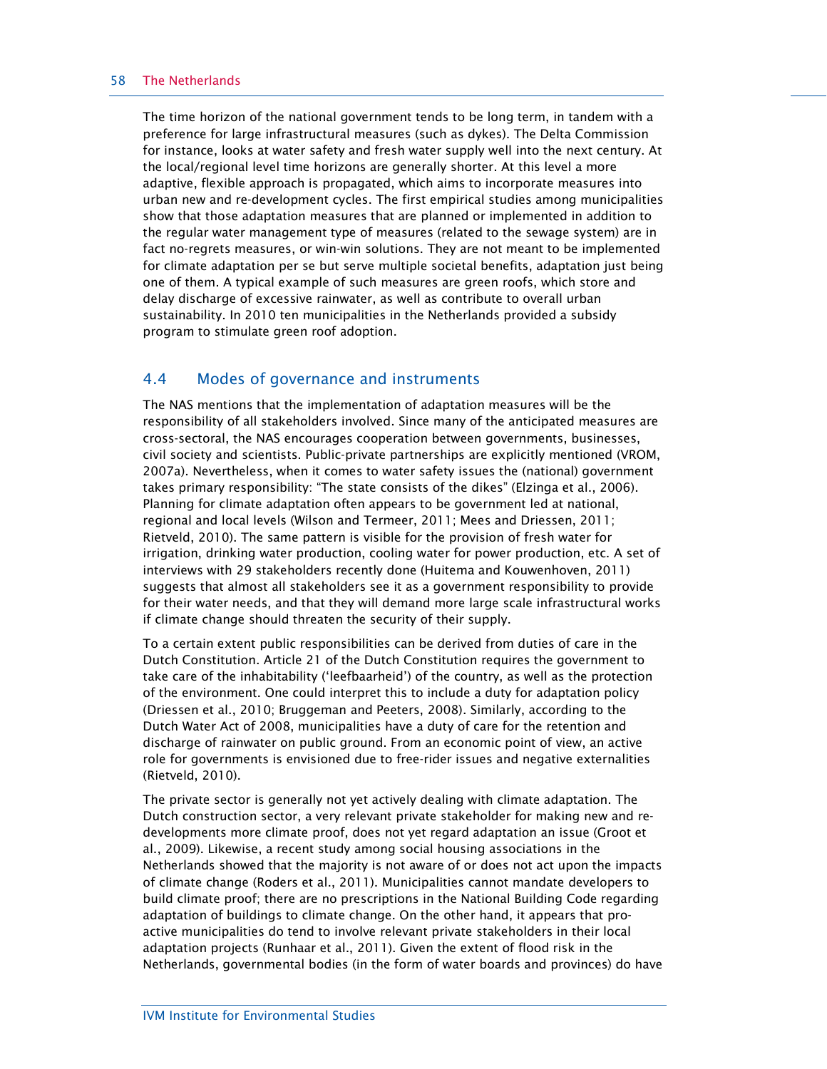The time horizon of the national government tends to be long term, in tandem with a preference for large infrastructural measures (such as dykes). The Delta Commission for instance, looks at water safety and fresh water supply well into the next century. At the local/regional level time horizons are generally shorter. At this level a more adaptive, flexible approach is propagated, which aims to incorporate measures into urban new and re-development cycles. The first empirical studies among municipalities show that those adaptation measures that are planned or implemented in addition to the regular water management type of measures (related to the sewage system) are in fact no-regrets measures, or win-win solutions. They are not meant to be implemented for climate adaptation per se but serve multiple societal benefits, adaptation just being one of them. A typical example of such measures are green roofs, which store and delay discharge of excessive rainwater, as well as contribute to overall urban sustainability. In 2010 ten municipalities in the Netherlands provided a subsidy program to stimulate green roof adoption.

## 4.4 Modes of governance and instruments

The NAS mentions that the implementation of adaptation measures will be the responsibility of all stakeholders involved. Since many of the anticipated measures are cross-sectoral, the NAS encourages cooperation between governments, businesses, civil society and scientists. Public-private partnerships are explicitly mentioned (VROM, 2007a). Nevertheless, when it comes to water safety issues the (national) government takes primary responsibility: "The state consists of the dikes" (Elzinga et al., 2006). Planning for climate adaptation often appears to be government led at national, regional and local levels (Wilson and Termeer, 2011; Mees and Driessen, 2011; Rietveld, 2010). The same pattern is visible for the provision of fresh water for irrigation, drinking water production, cooling water for power production, etc. A set of interviews with 29 stakeholders recently done (Huitema and Kouwenhoven, 2011) suggests that almost all stakeholders see it as a government responsibility to provide for their water needs, and that they will demand more large scale infrastructural works if climate change should threaten the security of their supply.

To a certain extent public responsibilities can be derived from duties of care in the Dutch Constitution. Article 21 of the Dutch Constitution requires the government to take care of the inhabitability ('leefbaarheid') of the country, as well as the protection of the environment. One could interpret this to include a duty for adaptation policy (Driessen et al., 2010; Bruggeman and Peeters, 2008). Similarly, according to the Dutch Water Act of 2008, municipalities have a duty of care for the retention and discharge of rainwater on public ground. From an economic point of view, an active role for governments is envisioned due to free-rider issues and negative externalities (Rietveld, 2010).

The private sector is generally not yet actively dealing with climate adaptation. The Dutch construction sector, a very relevant private stakeholder for making new and re-developments more climate proof, does not yet regard adaptation an issue (Groot et al., 2009). Likewise, a recent study among social housing associations in the Netherlands showed that the majority is not aware of or does not act upon the impacts of climate change (Roders et al., 2011). Municipalities cannot mandate developers to build climate proof; there are no prescriptions in the National Building Code regarding adaptation of buildings to climate change. On the other hand, it appears that pro-active municipalities do tend to involve relevant private stakeholders in their local adaptation projects (Runhaar et al., 2011). Given the extent of flood risk in the Netherlands, governmental bodies (in the form of water boards and provinces) do have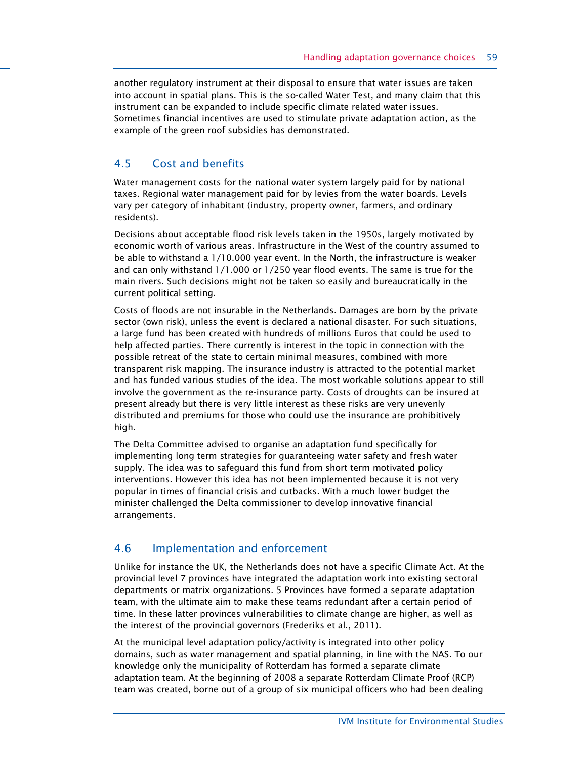another regulatory instrument at their disposal to ensure that water issues are taken into account in spatial plans. This is the so-called Water Test, and many claim that this instrument can be expanded to include specific climate related water issues. Sometimes financial incentives are used to stimulate private adaptation action, as the example of the green roof subsidies has demonstrated.

## 4.5 Cost and benefits

Water management costs for the national water system largely paid for by national taxes. Regional water management paid for by levies from the water boards. Levels vary per category of inhabitant (industry, property owner, farmers, and ordinary residents).

Decisions about acceptable flood risk levels taken in the 1950s, largely motivated by economic worth of various areas. Infrastructure in the West of the country assumed to be able to withstand a 1/10.000 year event. In the North, the infrastructure is weaker and can only withstand 1/1.000 or 1/250 year flood events. The same is true for the main rivers. Such decisions might not be taken so easily and bureaucratically in the current political setting.

Costs of floods are not insurable in the Netherlands. Damages are born by the private sector (own risk), unless the event is declared a national disaster. For such situations, a large fund has been created with hundreds of millions Euros that could be used to help affected parties. There currently is interest in the topic in connection with the possible retreat of the state to certain minimal measures, combined with more transparent risk mapping. The insurance industry is attracted to the potential market and has funded various studies of the idea. The most workable solutions appear to still involve the government as the re-insurance party. Costs of droughts can be insured at present already but there is very little interest as these risks are very unevenly distributed and premiums for those who could use the insurance are prohibitively high.

The Delta Committee advised to organise an adaptation fund specifically for implementing long term strategies for guaranteeing water safety and fresh water supply. The idea was to safeguard this fund from short term motivated policy interventions. However this idea has not been implemented because it is not very popular in times of financial crisis and cutbacks. With a much lower budget the minister challenged the Delta commissioner to develop innovative financial arrangements.

## 4.6 Implementation and enforcement

Unlike for instance the UK, the Netherlands does not have a specific Climate Act. At the provincial level 7 provinces have integrated the adaptation work into existing sectoral departments or matrix organizations. 5 Provinces have formed a separate adaptation team, with the ultimate aim to make these teams redundant after a certain period of time. In these latter provinces vulnerabilities to climate change are higher, as well as the interest of the provincial governors (Frederiks et al., 2011).

At the municipal level adaptation policy/activity is integrated into other policy domains, such as water management and spatial planning, in line with the NAS. To our knowledge only the municipality of Rotterdam has formed a separate climate adaptation team. At the beginning of 2008 a separate Rotterdam Climate Proof (RCP) team was created, borne out of a group of six municipal officers who had been dealing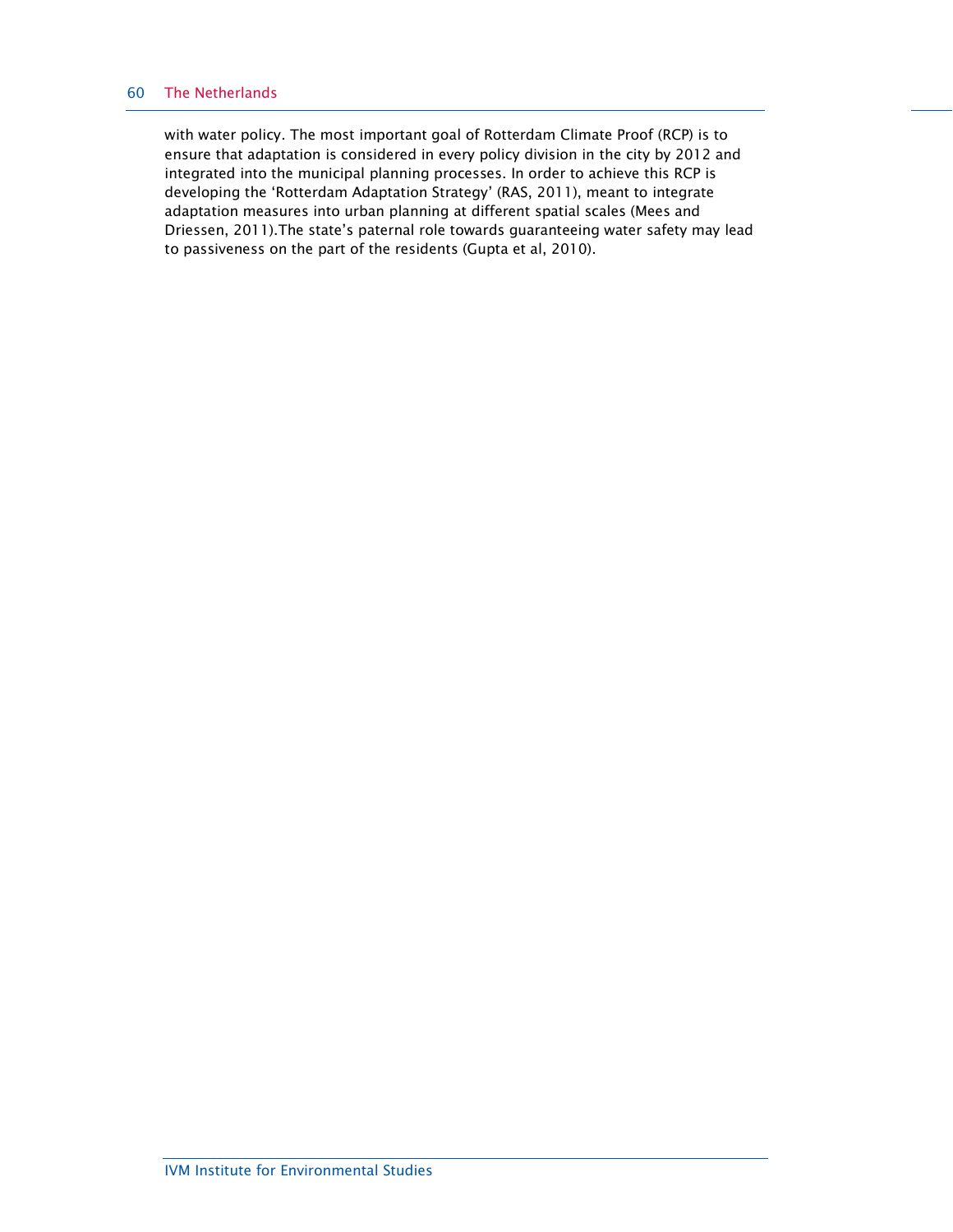with water policy. The most important goal of Rotterdam Climate Proof (RCP) is to ensure that adaptation is considered in every policy division in the city by 2012 and integrated into the municipal planning processes. In order to achieve this RCP is developing the 'Rotterdam Adaptation Strategy' (RAS, 2011), meant to integrate adaptation measures into urban planning at different spatial scales (Mees and Driessen, 2011).The state's paternal role towards guaranteeing water safety may lead to passiveness on the part of the residents (Gupta et al, 2010).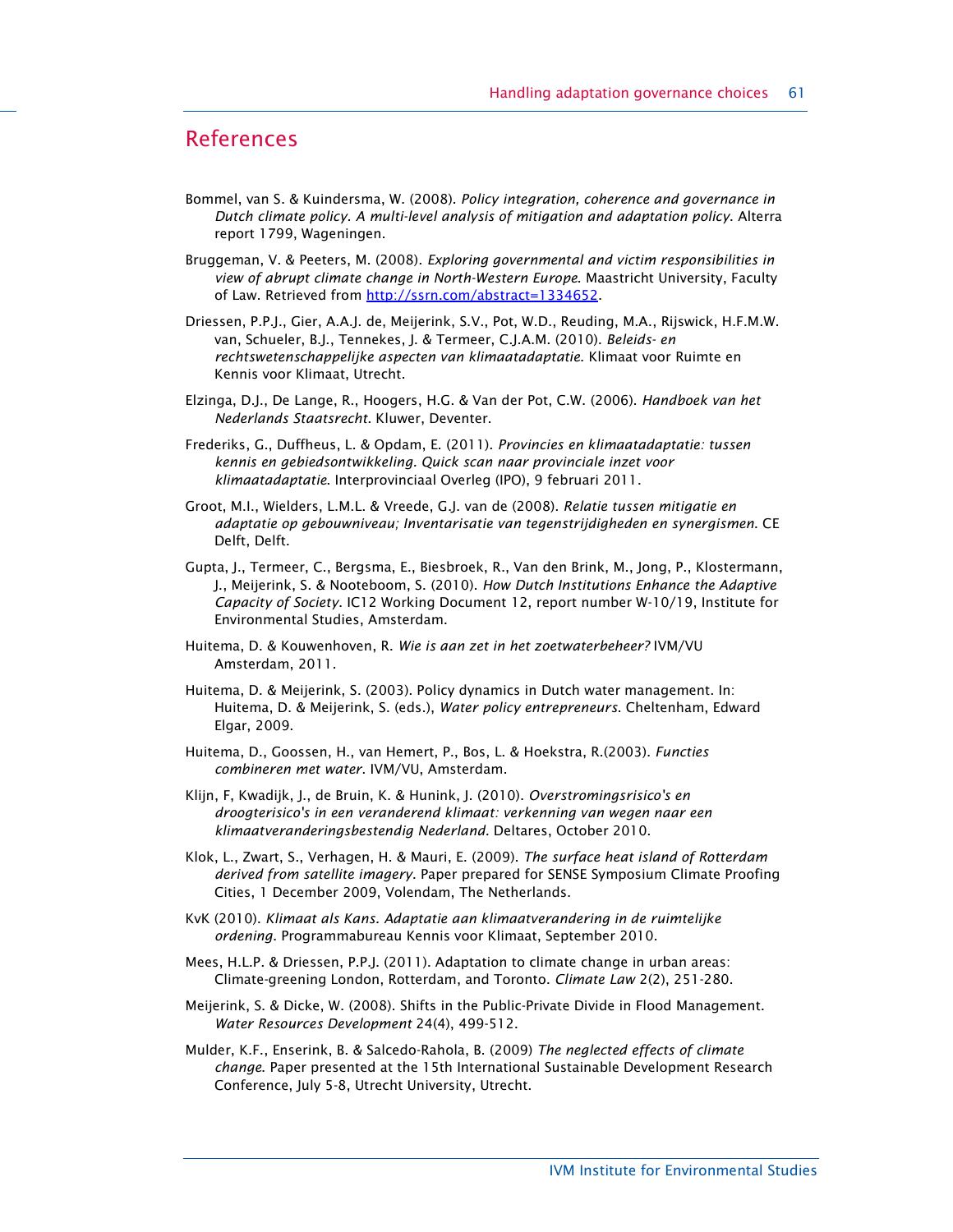## References

Bommel, van S. & Kuindersma, W. (2008). *Policy integration, coherence and governance in Dutch climate policy. A multi-level analysis of mitigation and adaptation policy.* Alterra report 1799, Wageningen.

Bruggeman, V. & Peeters, M. (2008). *Exploring governmental and victim responsibilities in view of abrupt climate change in North-Western Europe.* Maastricht University, Faculty of Law. Retrieved from http://ssrn.com/abstract=1334652.

Driessen, P.P.J., Gier, A.A.J. de, Meijerink, S.V., Pot, W.D., Reuding, M.A., Rijswick, H.F.M.W. van, Schueler, B.J., Tennekes, J. & Termeer, C.J.A.M. (2010). *Beleids- en rechtswetenschappelijke aspecten van klimaatadaptatie.* Klimaat voor Ruimte en Kennis voor Klimaat, Utrecht.

Elzinga, D.J., De Lange, R., Hoogers, H.G. & Van der Pot, C.W. (2006). *Handboek van het Nederlands Staatsrecht.* Kluwer, Deventer.

Frederiks, G., Duffheus, L. & Opdam, E. (2011). *Provincies en klimaatadaptatie: tussen kennis en gebiedsontwikkeling. Quick scan naar provinciale inzet voor klimaatadaptatie.* Interprovinciaal Overleg (IPO), 9 februari 2011.

Groot, M.I., Wielders, L.M.L. & Vreede, G.J. van de (2008). *Relatie tussen mitigatie en adaptatie op gebouwniveau; Inventarisatie van tegenstrijdigheden en synergismen.* CE Delft, Delft.

Gupta, J., Termeer, C., Bergsma, E., Biesbroek, R., Van den Brink, M., Jong, P., Klostermann, J., Meijerink, S. & Nooteboom, S. (2010). *How Dutch Institutions Enhance the Adaptive Capacity of Society.* IC12 Working Document 12, report number W-10/19, Institute for Environmental Studies, Amsterdam.

Huitema, D. & Kouwenhoven, R. *Wie is aan zet in het zoetwaterbeheer?* IVM/VU Amsterdam, 2011.

Huitema, D. & Meijerink, S. (2003). Policy dynamics in Dutch water management. In: Huitema, D. & Meijerink, S. (eds.), *Water policy entrepreneurs.* Cheltenham, Edward Elgar, 2009.

Huitema, D., Goossen, H., van Hemert, P., Bos, L. & Hoekstra, R.(2003). *Functies combineren met water.* IVM/VU, Amsterdam.

Klijn, F, Kwadijk, J., de Bruin, K. & Hunink, J. (2010). *Overstromingsrisico's en droogterisico's in een veranderend klimaat: verkenning van wegen naar een klimaatveranderingsbestendig Nederland.* Deltares, October 2010.

Klok, L., Zwart, S., Verhagen, H. & Mauri, E. (2009). *The surface heat island of Rotterdam derived from satellite imagery.* Paper prepared for SENSE Symposium Climate Proofing Cities, 1 December 2009, Volendam, The Netherlands.

KvK (2010). *Klimaat als Kans. Adaptatie aan klimaatverandering in de ruimtelijke ordening.* Programmabureau Kennis voor Klimaat, September 2010.

Mees, H.L.P. & Driessen, P.P.J. (2011). Adaptation to climate change in urban areas: Climate-greening London, Rotterdam, and Toronto. *Climate Law* 2(2), 251-280.

Meijerink, S. & Dicke, W. (2008). Shifts in the Public-Private Divide in Flood Management. *Water Resources Development* 24(4), 499-512.

Mulder, K.F., Enserink, B. & Salcedo-Rahola, B. (2009) *The neglected effects of climate change.* Paper presented at the 15th International Sustainable Development Research Conference, July 5-8, Utrecht University, Utrecht.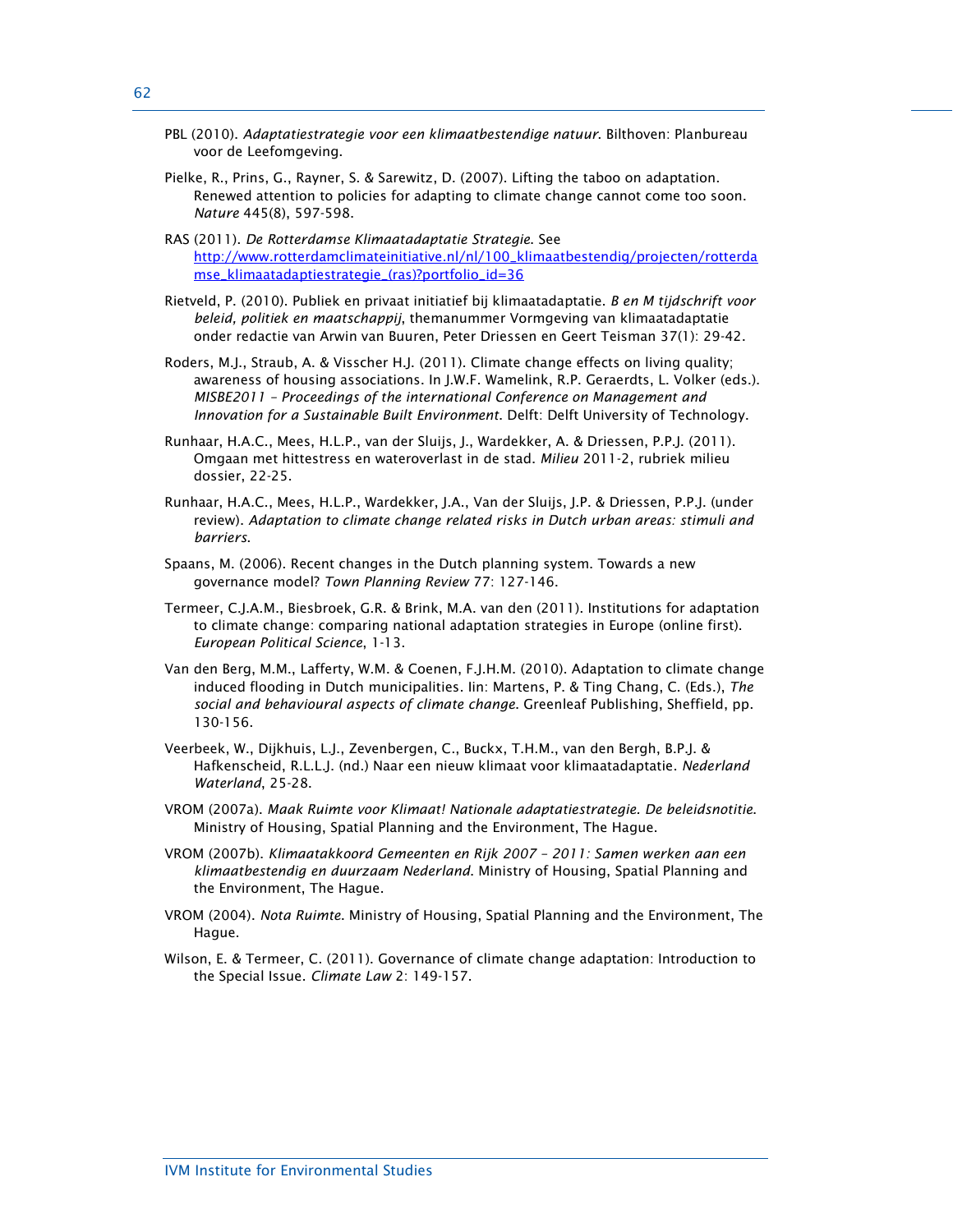PBL (2010). *Adaptatiestrategie voor een klimaatbestendige natuur*. Bilthoven: Planbureau voor de Leefomgeving.

Pielke, R., Prins, G., Rayner, S. & Sarewitz, D. (2007). Lifting the taboo on adaptation. Renewed attention to policies for adapting to climate change cannot come too soon. *Nature* 445(8), 597-598.

RAS (2011). *De Rotterdamse Klimaatadaptatie Strategie*. See http://www.rotterdamclimateinitiative.nl/nl/100_klimaatbestendig/projecten/rotterdamse_klimaatadaptiestrategie_(ras)?portfolio_id=36

Rietveld, P. (2010). Publiek en privaat initiatief bij klimaatadaptatie. *B en M tijdschrift voor beleid, politiek en maatschappij*, themanummer Vormgeving van klimaatadaptatie onder redactie van Arwin van Buuren, Peter Driessen en Geert Teisman 37(1): 29-42.

Roders, M.J., Straub, A. & Visscher H.J. (2011). Climate change effects on living quality; awareness of housing associations. In J.W.F. Wamelink, R.P. Geraerdts, L. Volker (eds.). *MISBE2011 - Proceedings of the international Conference on Management and Innovation for a Sustainable Built Environment*. Delft: Delft University of Technology.

Runhaar, H.A.C., Mees, H.L.P., van der Sluijs, J., Wardekker, A. & Driessen, P.P.J. (2011). Omgaan met hittestress en wateroverlast in de stad. *Milieu* 2011-2, rubriek milieu dossier, 22-25.

Runhaar, H.A.C., Mees, H.L.P., Wardekker, J.A., Van der Sluijs, J.P. & Driessen, P.P.J. (under review). *Adaptation to climate change related risks in Dutch urban areas: stimuli and barriers*.

Spaans, M. (2006). Recent changes in the Dutch planning system. Towards a new governance model? *Town Planning Review* 77: 127-146.

Termeer, C.J.A.M., Biesbroek, G.R. & Brink, M.A. van den (2011). Institutions for adaptation to climate change: comparing national adaptation strategies in Europe (online first). *European Political Science*, 1-13.

Van den Berg, M.M., Lafferty, W.M. & Coenen, F.J.H.M. (2010). Adaptation to climate change induced flooding in Dutch municipalities. Iin: Martens, P. & Ting Chang, C. (Eds.), *The social and behavioural aspects of climate change*. Greenleaf Publishing, Sheffield, pp. 130-156.

Veerbeek, W., Dijkhuis, L.J., Zevenbergen, C., Buckx, T.H.M., van den Bergh, B.P.J. & Hafkenscheid, R.L.L.J. (nd.) Naar een nieuw klimaat voor klimaatadaptatie. *Nederland Waterland*, 25-28.

VROM (2007a). *Maak Ruimte voor Klimaat! Nationale adaptatiestrategie. De beleidsnotitie*. Ministry of Housing, Spatial Planning and the Environment, The Hague.

VROM (2007b). *Klimaatakkoord Gemeenten en Rijk 2007 – 2011: Samen werken aan een klimaatbestendig en duurzaam Nederland*. Ministry of Housing, Spatial Planning and the Environment, The Hague.

VROM (2004). *Nota Ruimte*. Ministry of Housing, Spatial Planning and the Environment, The Hague.

Wilson, E. & Termeer, C. (2011). Governance of climate change adaptation: Introduction to the Special Issue. *Climate Law* 2: 149-157.